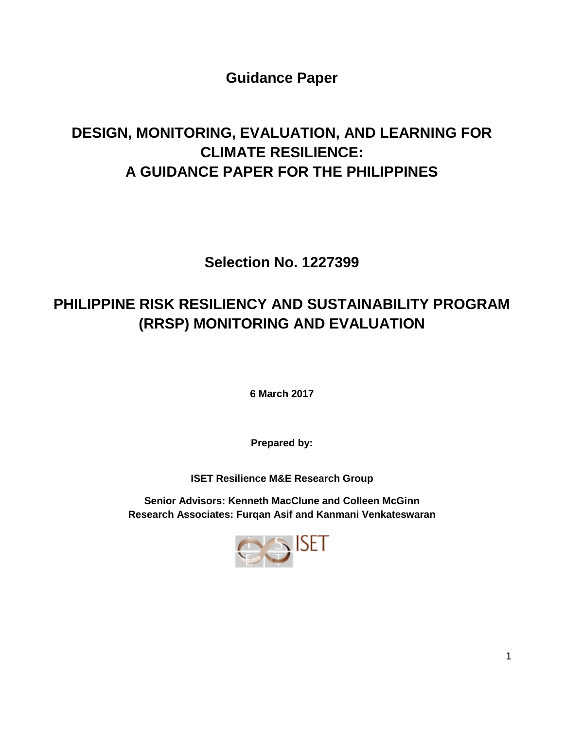**Guidance Paper**

# DESIGN, MONITORING, EVALUATION, AND LEARNING FOR CLIMATE RESILIENCE: A GUIDANCE PAPER FOR THE PHILIPPINES

## Selection No. 1227399

## PHILIPPINE RISK RESILIENCY AND SUSTAINABILITY PROGRAM (RRSP) MONITORING AND EVALUATION

**6 March 2017**

**Prepared by:**

**ISET Resilience M&E Research Group**

**Senior Advisors: Kenneth MacClune and Colleen McGinn**
**Research Associates: Furqan Asif and Kanmani Venkateswaran**

ISET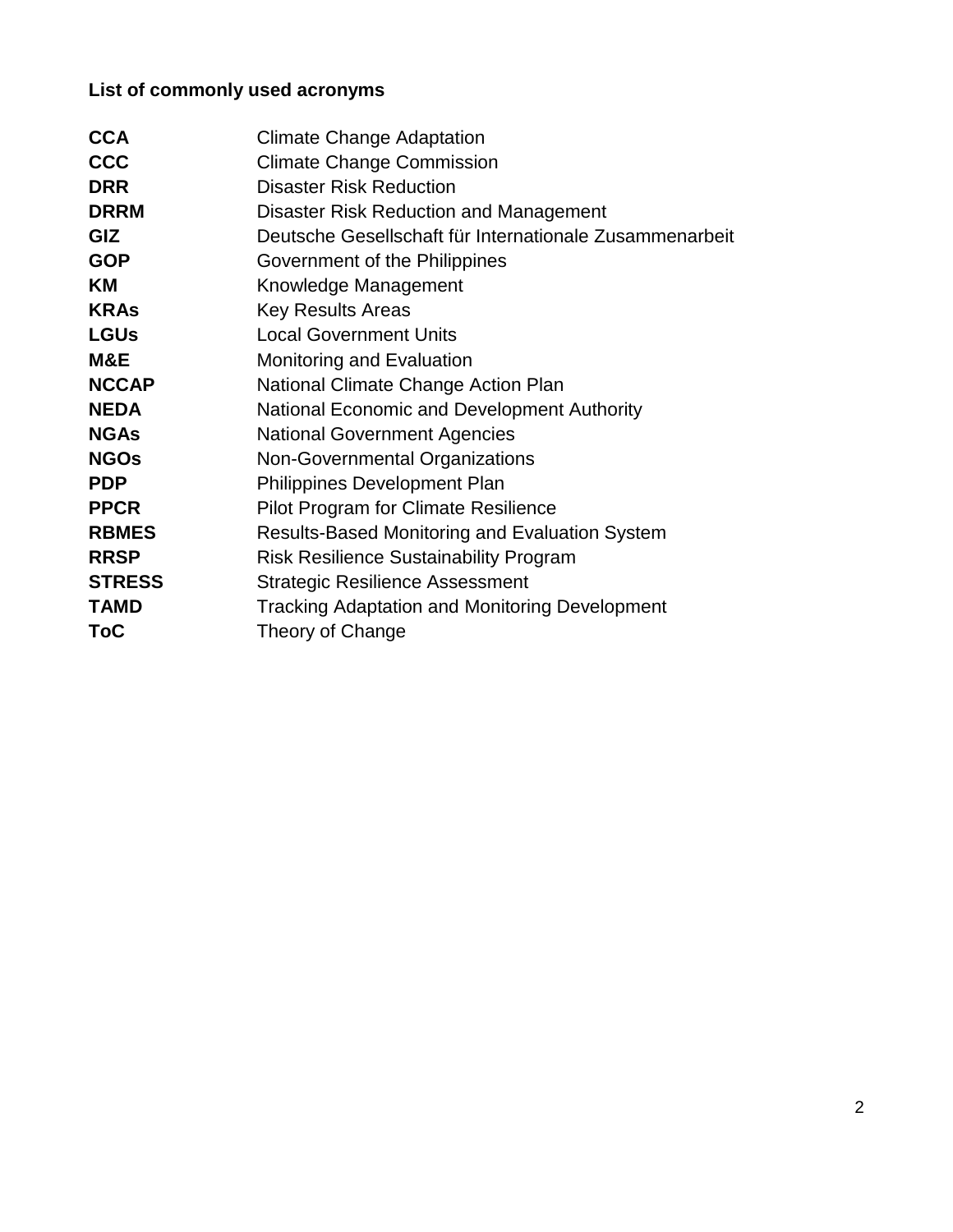**List of commonly used acronyms**

| | |
|---|---|
| **CCA** | Climate Change Adaptation |
| **CCC** | Climate Change Commission |
| **DRR** | Disaster Risk Reduction |
| **DRRM** | Disaster Risk Reduction and Management |
| **GIZ** | Deutsche Gesellschaft für Internationale Zusammenarbeit |
| **GOP** | Government of the Philippines |
| **KM** | Knowledge Management |
| **KRAs** | Key Results Areas |
| **LGUs** | Local Government Units |
| **M&E** | Monitoring and Evaluation |
| **NCCAP** | National Climate Change Action Plan |
| **NEDA** | National Economic and Development Authority |
| **NGAs** | National Government Agencies |
| **NGOs** | Non-Governmental Organizations |
| **PDP** | Philippines Development Plan |
| **PPCR** | Pilot Program for Climate Resilience |
| **RBMES** | Results-Based Monitoring and Evaluation System |
| **RRSP** | Risk Resilience Sustainability Program |
| **STRESS** | Strategic Resilience Assessment |
| **TAMD** | Tracking Adaptation and Monitoring Development |
| **ToC** | Theory of Change |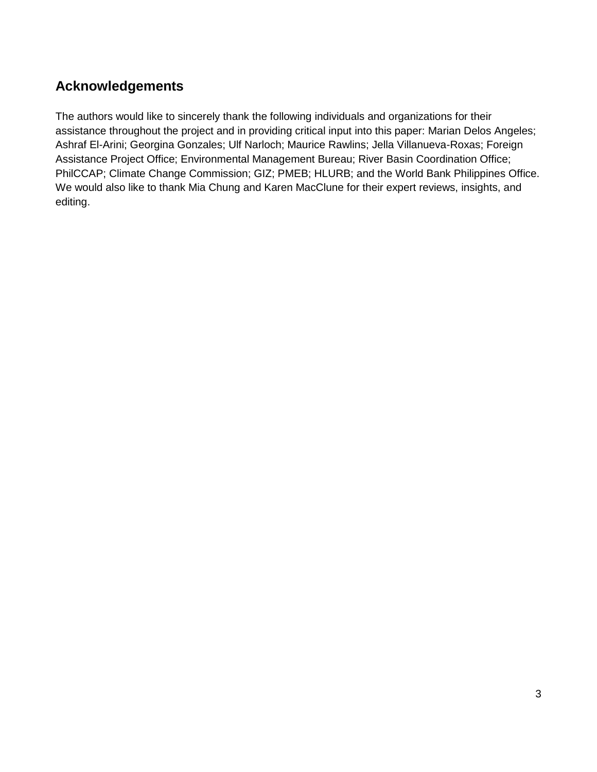## Acknowledgements

The authors would like to sincerely thank the following individuals and organizations for their assistance throughout the project and in providing critical input into this paper: Marian Delos Angeles; Ashraf El-Arini; Georgina Gonzales; Ulf Narloch; Maurice Rawlins; Jella Villanueva-Roxas; Foreign Assistance Project Office; Environmental Management Bureau; River Basin Coordination Office; PhilCCAP; Climate Change Commission; GIZ; PMEB; HLURB; and the World Bank Philippines Office. We would also like to thank Mia Chung and Karen MacClune for their expert reviews, insights, and editing.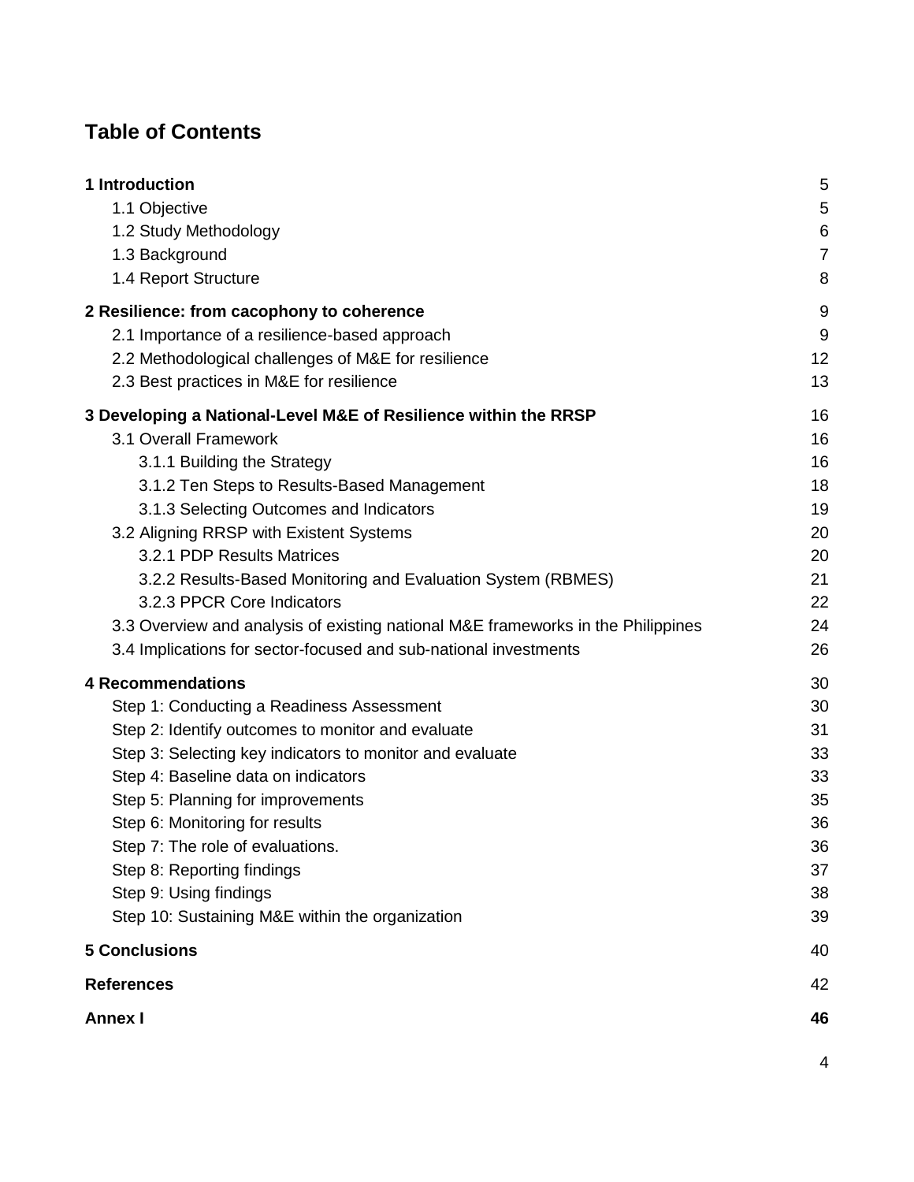# Table of Contents

| | |
|---|---|
| **1 Introduction** | 5 |
| 1.1 Objective | 5 |
| 1.2 Study Methodology | 6 |
| 1.3 Background | 7 |
| 1.4 Report Structure | 8 |
| **2 Resilience: from cacophony to coherence** | 9 |
| 2.1 Importance of a resilience-based approach | 9 |
| 2.2 Methodological challenges of M&E for resilience | 12 |
| 2.3 Best practices in M&E for resilience | 13 |
| **3 Developing a National-Level M&E of Resilience within the RRSP** | 16 |
| 3.1 Overall Framework | 16 |
| 3.1.1 Building the Strategy | 16 |
| 3.1.2 Ten Steps to Results-Based Management | 18 |
| 3.1.3 Selecting Outcomes and Indicators | 19 |
| 3.2 Aligning RRSP with Existent Systems | 20 |
| 3.2.1 PDP Results Matrices | 20 |
| 3.2.2 Results-Based Monitoring and Evaluation System (RBMES) | 21 |
| 3.2.3 PPCR Core Indicators | 22 |
| 3.3 Overview and analysis of existing national M&E frameworks in the Philippines | 24 |
| 3.4 Implications for sector-focused and sub-national investments | 26 |
| **4 Recommendations** | 30 |
| Step 1: Conducting a Readiness Assessment | 30 |
| Step 2: Identify outcomes to monitor and evaluate | 31 |
| Step 3: Selecting key indicators to monitor and evaluate | 33 |
| Step 4: Baseline data on indicators | 33 |
| Step 5: Planning for improvements | 35 |
| Step 6: Monitoring for results | 36 |
| Step 7: The role of evaluations. | 36 |
| Step 8: Reporting findings | 37 |
| Step 9: Using findings | 38 |
| Step 10: Sustaining M&E within the organization | 39 |
| **5 Conclusions** | 40 |
| **References** | 42 |
| **Annex I** | **46** |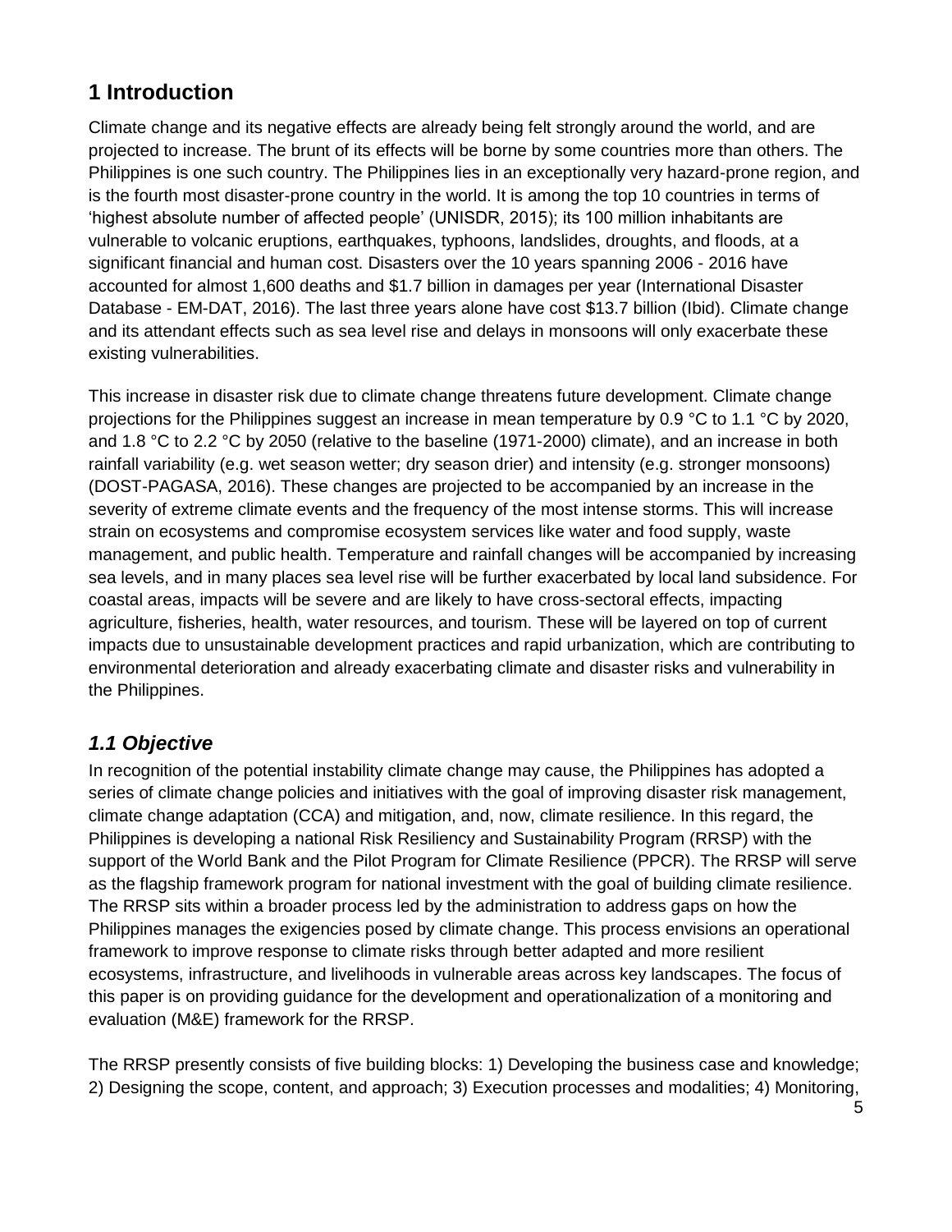# 1 Introduction

Climate change and its negative effects are already being felt strongly around the world, and are projected to increase. The brunt of its effects will be borne by some countries more than others. The Philippines is one such country. The Philippines lies in an exceptionally very hazard-prone region, and is the fourth most disaster-prone country in the world. It is among the top 10 countries in terms of 'highest absolute number of affected people' (UNISDR, 2015); its 100 million inhabitants are vulnerable to volcanic eruptions, earthquakes, typhoons, landslides, droughts, and floods, at a significant financial and human cost. Disasters over the 10 years spanning 2006 - 2016 have accounted for almost 1,600 deaths and $1.7 billion in damages per year (International Disaster Database - EM-DAT, 2016). The last three years alone have cost $13.7 billion (Ibid). Climate change and its attendant effects such as sea level rise and delays in monsoons will only exacerbate these existing vulnerabilities.

This increase in disaster risk due to climate change threatens future development. Climate change projections for the Philippines suggest an increase in mean temperature by 0.9 °C to 1.1 °C by 2020, and 1.8 °C to 2.2 °C by 2050 (relative to the baseline (1971-2000) climate), and an increase in both rainfall variability (e.g. wet season wetter; dry season drier) and intensity (e.g. stronger monsoons) (DOST-PAGASA, 2016). These changes are projected to be accompanied by an increase in the severity of extreme climate events and the frequency of the most intense storms. This will increase strain on ecosystems and compromise ecosystem services like water and food supply, waste management, and public health. Temperature and rainfall changes will be accompanied by increasing sea levels, and in many places sea level rise will be further exacerbated by local land subsidence. For coastal areas, impacts will be severe and are likely to have cross-sectoral effects, impacting agriculture, fisheries, health, water resources, and tourism. These will be layered on top of current impacts due to unsustainable development practices and rapid urbanization, which are contributing to environmental deterioration and already exacerbating climate and disaster risks and vulnerability in the Philippines.

## *1.1 Objective*

In recognition of the potential instability climate change may cause, the Philippines has adopted a series of climate change policies and initiatives with the goal of improving disaster risk management, climate change adaptation (CCA) and mitigation, and, now, climate resilience. In this regard, the Philippines is developing a national Risk Resiliency and Sustainability Program (RRSP) with the support of the World Bank and the Pilot Program for Climate Resilience (PPCR). The RRSP will serve as the flagship framework program for national investment with the goal of building climate resilience. The RRSP sits within a broader process led by the administration to address gaps on how the Philippines manages the exigencies posed by climate change. This process envisions an operational framework to improve response to climate risks through better adapted and more resilient ecosystems, infrastructure, and livelihoods in vulnerable areas across key landscapes. The focus of this paper is on providing guidance for the development and operationalization of a monitoring and evaluation (M&E) framework for the RRSP.

The RRSP presently consists of five building blocks: 1) Developing the business case and knowledge; 2) Designing the scope, content, and approach; 3) Execution processes and modalities; 4) Monitoring,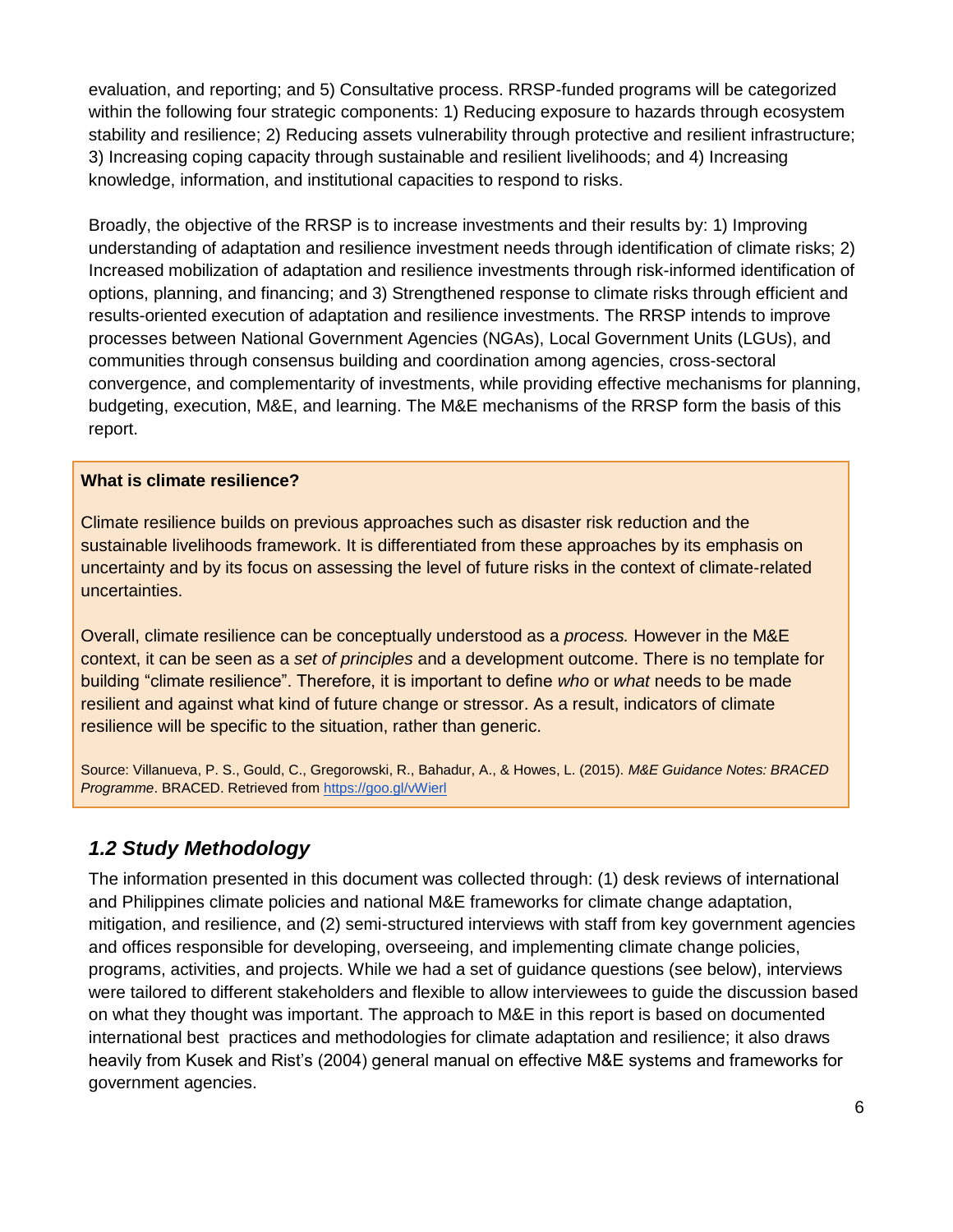evaluation, and reporting; and 5) Consultative process. RRSP-funded programs will be categorized within the following four strategic components: 1) Reducing exposure to hazards through ecosystem stability and resilience; 2) Reducing assets vulnerability through protective and resilient infrastructure; 3) Increasing coping capacity through sustainable and resilient livelihoods; and 4) Increasing knowledge, information, and institutional capacities to respond to risks.

Broadly, the objective of the RRSP is to increase investments and their results by: 1) Improving understanding of adaptation and resilience investment needs through identification of climate risks; 2) Increased mobilization of adaptation and resilience investments through risk-informed identification of options, planning, and financing; and 3) Strengthened response to climate risks through efficient and results-oriented execution of adaptation and resilience investments. The RRSP intends to improve processes between National Government Agencies (NGAs), Local Government Units (LGUs), and communities through consensus building and coordination among agencies, cross-sectoral convergence, and complementarity of investments, while providing effective mechanisms for planning, budgeting, execution, M&E, and learning. The M&E mechanisms of the RRSP form the basis of this report.

> **What is climate resilience?**
>
> Climate resilience builds on previous approaches such as disaster risk reduction and the sustainable livelihoods framework. It is differentiated from these approaches by its emphasis on uncertainty and by its focus on assessing the level of future risks in the context of climate-related uncertainties.
>
> Overall, climate resilience can be conceptually understood as a *process.* However in the M&E context, it can be seen as a *set of principles* and a development outcome. There is no template for building "climate resilience". Therefore, it is important to define *who* or *what* needs to be made resilient and against what kind of future change or stressor. As a result, indicators of climate resilience will be specific to the situation, rather than generic.
>
> Source: Villanueva, P. S., Gould, C., Gregorowski, R., Bahadur, A., & Howes, L. (2015). *M&E Guidance Notes: BRACED Programme*. BRACED. Retrieved from https://goo.gl/vWierl

## *1.2 Study Methodology*

The information presented in this document was collected through: (1) desk reviews of international and Philippines climate policies and national M&E frameworks for climate change adaptation, mitigation, and resilience, and (2) semi-structured interviews with staff from key government agencies and offices responsible for developing, overseeing, and implementing climate change policies, programs, activities, and projects. While we had a set of guidance questions (see below), interviews were tailored to different stakeholders and flexible to allow interviewees to guide the discussion based on what they thought was important. The approach to M&E in this report is based on documented international best practices and methodologies for climate adaptation and resilience; it also draws heavily from Kusek and Rist's (2004) general manual on effective M&E systems and frameworks for government agencies.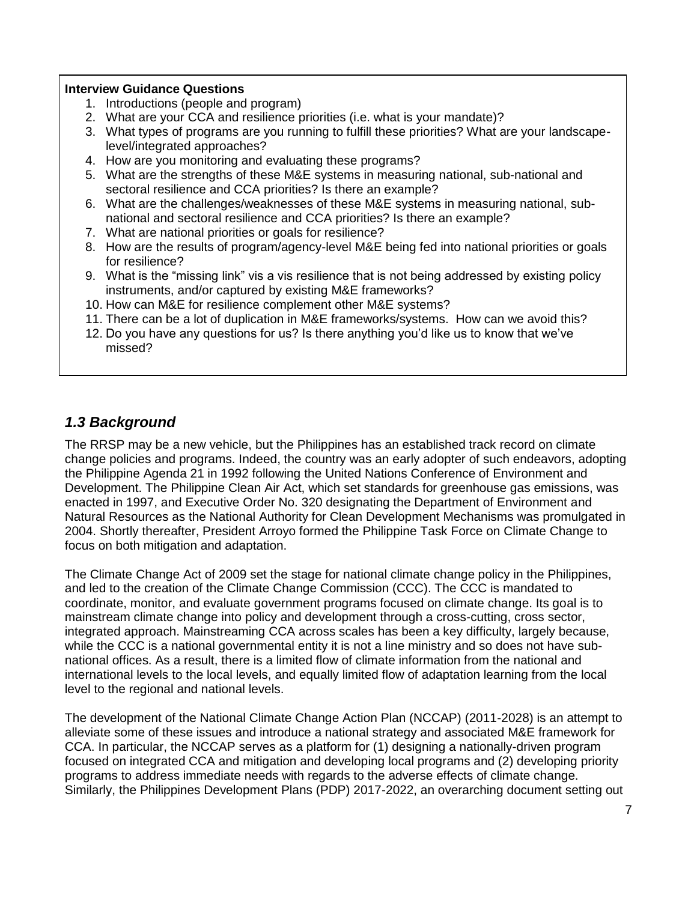**Interview Guidance Questions**

1. Introductions (people and program)
2. What are your CCA and resilience priorities (i.e. what is your mandate)?
3. What types of programs are you running to fulfill these priorities? What are your landscape-level/integrated approaches?
4. How are you monitoring and evaluating these programs?
5. What are the strengths of these M&E systems in measuring national, sub-national and sectoral resilience and CCA priorities? Is there an example?
6. What are the challenges/weaknesses of these M&E systems in measuring national, sub-national and sectoral resilience and CCA priorities? Is there an example?
7. What are national priorities or goals for resilience?
8. How are the results of program/agency-level M&E being fed into national priorities or goals for resilience?
9. What is the "missing link" vis a vis resilience that is not being addressed by existing policy instruments, and/or captured by existing M&E frameworks?
10. How can M&E for resilience complement other M&E systems?
11. There can be a lot of duplication in M&E frameworks/systems. How can we avoid this?
12. Do you have any questions for us? Is there anything you'd like us to know that we've missed?

## *1.3 Background*

The RRSP may be a new vehicle, but the Philippines has an established track record on climate change policies and programs. Indeed, the country was an early adopter of such endeavors, adopting the Philippine Agenda 21 in 1992 following the United Nations Conference of Environment and Development. The Philippine Clean Air Act, which set standards for greenhouse gas emissions, was enacted in 1997, and Executive Order No. 320 designating the Department of Environment and Natural Resources as the National Authority for Clean Development Mechanisms was promulgated in 2004. Shortly thereafter, President Arroyo formed the Philippine Task Force on Climate Change to focus on both mitigation and adaptation.

The Climate Change Act of 2009 set the stage for national climate change policy in the Philippines, and led to the creation of the Climate Change Commission (CCC). The CCC is mandated to coordinate, monitor, and evaluate government programs focused on climate change. Its goal is to mainstream climate change into policy and development through a cross-cutting, cross sector, integrated approach. Mainstreaming CCA across scales has been a key difficulty, largely because, while the CCC is a national governmental entity it is not a line ministry and so does not have sub-national offices. As a result, there is a limited flow of climate information from the national and international levels to the local levels, and equally limited flow of adaptation learning from the local level to the regional and national levels.

The development of the National Climate Change Action Plan (NCCAP) (2011-2028) is an attempt to alleviate some of these issues and introduce a national strategy and associated M&E framework for CCA. In particular, the NCCAP serves as a platform for (1) designing a nationally-driven program focused on integrated CCA and mitigation and developing local programs and (2) developing priority programs to address immediate needs with regards to the adverse effects of climate change. Similarly, the Philippines Development Plans (PDP) 2017-2022, an overarching document setting out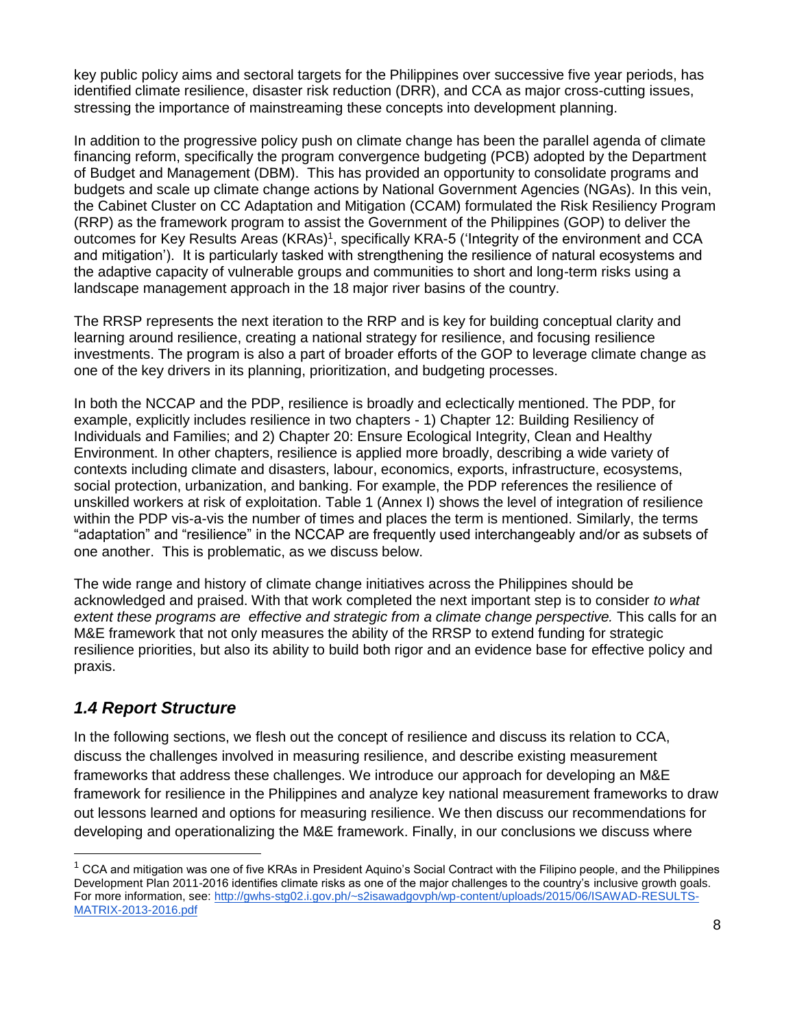key public policy aims and sectoral targets for the Philippines over successive five year periods, has identified climate resilience, disaster risk reduction (DRR), and CCA as major cross-cutting issues, stressing the importance of mainstreaming these concepts into development planning.

In addition to the progressive policy push on climate change has been the parallel agenda of climate financing reform, specifically the program convergence budgeting (PCB) adopted by the Department of Budget and Management (DBM). This has provided an opportunity to consolidate programs and budgets and scale up climate change actions by National Government Agencies (NGAs). In this vein, the Cabinet Cluster on CC Adaptation and Mitigation (CCAM) formulated the Risk Resiliency Program (RRP) as the framework program to assist the Government of the Philippines (GOP) to deliver the outcomes for Key Results Areas (KRAs)[1], specifically KRA-5 ('Integrity of the environment and CCA and mitigation'). It is particularly tasked with strengthening the resilience of natural ecosystems and the adaptive capacity of vulnerable groups and communities to short and long-term risks using a landscape management approach in the 18 major river basins of the country.

The RRSP represents the next iteration to the RRP and is key for building conceptual clarity and learning around resilience, creating a national strategy for resilience, and focusing resilience investments. The program is also a part of broader efforts of the GOP to leverage climate change as one of the key drivers in its planning, prioritization, and budgeting processes.

In both the NCCAP and the PDP, resilience is broadly and eclectically mentioned. The PDP, for example, explicitly includes resilience in two chapters - 1) Chapter 12: Building Resiliency of Individuals and Families; and 2) Chapter 20: Ensure Ecological Integrity, Clean and Healthy Environment. In other chapters, resilience is applied more broadly, describing a wide variety of contexts including climate and disasters, labour, economics, exports, infrastructure, ecosystems, social protection, urbanization, and banking. For example, the PDP references the resilience of unskilled workers at risk of exploitation. Table 1 (Annex I) shows the level of integration of resilience within the PDP vis-a-vis the number of times and places the term is mentioned. Similarly, the terms "adaptation" and "resilience" in the NCCAP are frequently used interchangeably and/or as subsets of one another. This is problematic, as we discuss below.

The wide range and history of climate change initiatives across the Philippines should be acknowledged and praised. With that work completed the next important step is to consider *to what extent these programs are effective and strategic from a climate change perspective.* This calls for an M&E framework that not only measures the ability of the RRSP to extend funding for strategic resilience priorities, but also its ability to build both rigor and an evidence base for effective policy and praxis.

## *1.4 Report Structure*

In the following sections, we flesh out the concept of resilience and discuss its relation to CCA, discuss the challenges involved in measuring resilience, and describe existing measurement frameworks that address these challenges. We introduce our approach for developing an M&E framework for resilience in the Philippines and analyze key national measurement frameworks to draw out lessons learned and options for measuring resilience. We then discuss our recommendations for developing and operationalizing the M&E framework. Finally, in our conclusions we discuss where

---

[1] CCA and mitigation was one of five KRAs in President Aquino's Social Contract with the Filipino people, and the Philippines Development Plan 2011-2016 identifies climate risks as one of the major challenges to the country's inclusive growth goals. For more information, see: http://gwhs-stg02.i.gov.ph/~s2isawadgovph/wp-content/uploads/2015/06/ISAWAD-RESULTS-MATRIX-2013-2016.pdf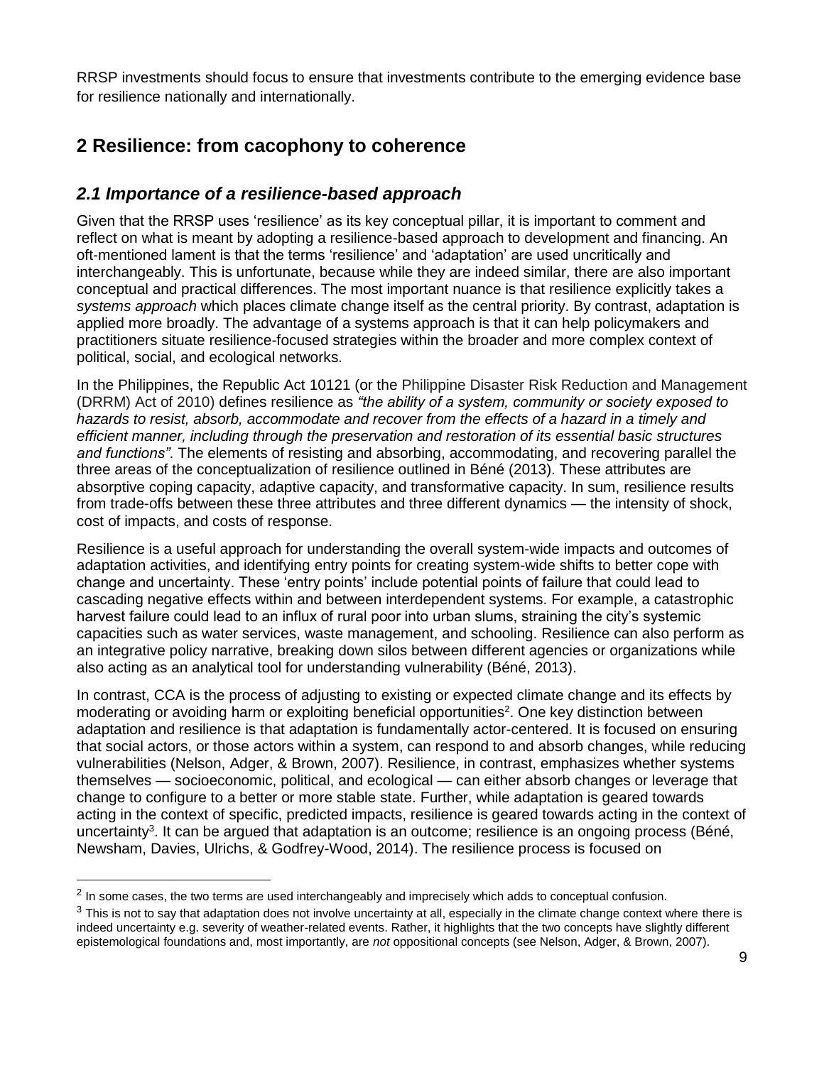RRSP investments should focus to ensure that investments contribute to the emerging evidence base for resilience nationally and internationally.

## 2 Resilience: from cacophony to coherence

### *2.1 Importance of a resilience-based approach*

Given that the RRSP uses 'resilience' as its key conceptual pillar, it is important to comment and reflect on what is meant by adopting a resilience-based approach to development and financing. An oft-mentioned lament is that the terms 'resilience' and 'adaptation' are used uncritically and interchangeably. This is unfortunate, because while they are indeed similar, there are also important conceptual and practical differences. The most important nuance is that resilience explicitly takes a *systems approach* which places climate change itself as the central priority. By contrast, adaptation is applied more broadly. The advantage of a systems approach is that it can help policymakers and practitioners situate resilience-focused strategies within the broader and more complex context of political, social, and ecological networks.

In the Philippines, the Republic Act 10121 (or the Philippine Disaster Risk Reduction and Management (DRRM) Act of 2010) defines resilience as *"the ability of a system, community or society exposed to hazards to resist, absorb, accommodate and recover from the effects of a hazard in a timely and efficient manner, including through the preservation and restoration of its essential basic structures and functions"*. The elements of resisting and absorbing, accommodating, and recovering parallel the three areas of the conceptualization of resilience outlined in Béné (2013). These attributes are absorptive coping capacity, adaptive capacity, and transformative capacity. In sum, resilience results from trade-offs between these three attributes and three different dynamics — the intensity of shock, cost of impacts, and costs of response.

Resilience is a useful approach for understanding the overall system-wide impacts and outcomes of adaptation activities, and identifying entry points for creating system-wide shifts to better cope with change and uncertainty. These 'entry points' include potential points of failure that could lead to cascading negative effects within and between interdependent systems. For example, a catastrophic harvest failure could lead to an influx of rural poor into urban slums, straining the city's systemic capacities such as water services, waste management, and schooling. Resilience can also perform as an integrative policy narrative, breaking down silos between different agencies or organizations while also acting as an analytical tool for understanding vulnerability (Béné, 2013).

In contrast, CCA is the process of adjusting to existing or expected climate change and its effects by moderating or avoiding harm or exploiting beneficial opportunities[2]. One key distinction between adaptation and resilience is that adaptation is fundamentally actor-centered. It is focused on ensuring that social actors, or those actors within a system, can respond to and absorb changes, while reducing vulnerabilities (Nelson, Adger, & Brown, 2007). Resilience, in contrast, emphasizes whether systems themselves — socioeconomic, political, and ecological — can either absorb changes or leverage that change to configure to a better or more stable state. Further, while adaptation is geared towards acting in the context of specific, predicted impacts, resilience is geared towards acting in the context of uncertainty[3]. It can be argued that adaptation is an outcome; resilience is an ongoing process (Béné, Newsham, Davies, Ulrichs, & Godfrey-Wood, 2014). The resilience process is focused on

[2] In some cases, the two terms are used interchangeably and imprecisely which adds to conceptual confusion.

[3] This is not to say that adaptation does not involve uncertainty at all, especially in the climate change context where there is indeed uncertainty e.g. severity of weather-related events. Rather, it highlights that the two concepts have slightly different epistemological foundations and, most importantly, are *not* oppositional concepts (see Nelson, Adger, & Brown, 2007).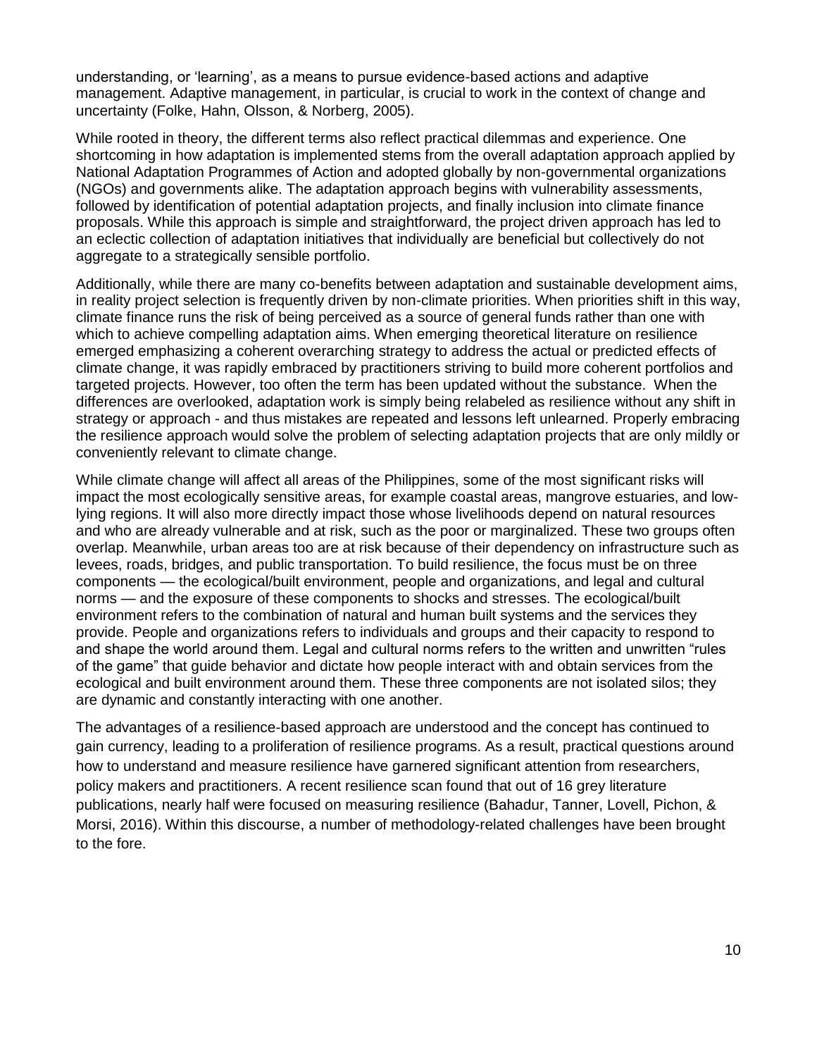understanding, or 'learning', as a means to pursue evidence-based actions and adaptive management. Adaptive management, in particular, is crucial to work in the context of change and uncertainty (Folke, Hahn, Olsson, & Norberg, 2005).

While rooted in theory, the different terms also reflect practical dilemmas and experience. One shortcoming in how adaptation is implemented stems from the overall adaptation approach applied by National Adaptation Programmes of Action and adopted globally by non-governmental organizations (NGOs) and governments alike. The adaptation approach begins with vulnerability assessments, followed by identification of potential adaptation projects, and finally inclusion into climate finance proposals. While this approach is simple and straightforward, the project driven approach has led to an eclectic collection of adaptation initiatives that individually are beneficial but collectively do not aggregate to a strategically sensible portfolio.

Additionally, while there are many co-benefits between adaptation and sustainable development aims, in reality project selection is frequently driven by non-climate priorities. When priorities shift in this way, climate finance runs the risk of being perceived as a source of general funds rather than one with which to achieve compelling adaptation aims. When emerging theoretical literature on resilience emerged emphasizing a coherent overarching strategy to address the actual or predicted effects of climate change, it was rapidly embraced by practitioners striving to build more coherent portfolios and targeted projects. However, too often the term has been updated without the substance. When the differences are overlooked, adaptation work is simply being relabeled as resilience without any shift in strategy or approach - and thus mistakes are repeated and lessons left unlearned. Properly embracing the resilience approach would solve the problem of selecting adaptation projects that are only mildly or conveniently relevant to climate change.

While climate change will affect all areas of the Philippines, some of the most significant risks will impact the most ecologically sensitive areas, for example coastal areas, mangrove estuaries, and low-lying regions. It will also more directly impact those whose livelihoods depend on natural resources and who are already vulnerable and at risk, such as the poor or marginalized. These two groups often overlap. Meanwhile, urban areas too are at risk because of their dependency on infrastructure such as levees, roads, bridges, and public transportation. To build resilience, the focus must be on three components — the ecological/built environment, people and organizations, and legal and cultural norms — and the exposure of these components to shocks and stresses. The ecological/built environment refers to the combination of natural and human built systems and the services they provide. People and organizations refers to individuals and groups and their capacity to respond to and shape the world around them. Legal and cultural norms refers to the written and unwritten "rules of the game" that guide behavior and dictate how people interact with and obtain services from the ecological and built environment around them. These three components are not isolated silos; they are dynamic and constantly interacting with one another.

The advantages of a resilience-based approach are understood and the concept has continued to gain currency, leading to a proliferation of resilience programs. As a result, practical questions around how to understand and measure resilience have garnered significant attention from researchers, policy makers and practitioners. A recent resilience scan found that out of 16 grey literature publications, nearly half were focused on measuring resilience (Bahadur, Tanner, Lovell, Pichon, & Morsi, 2016). Within this discourse, a number of methodology-related challenges have been brought to the fore.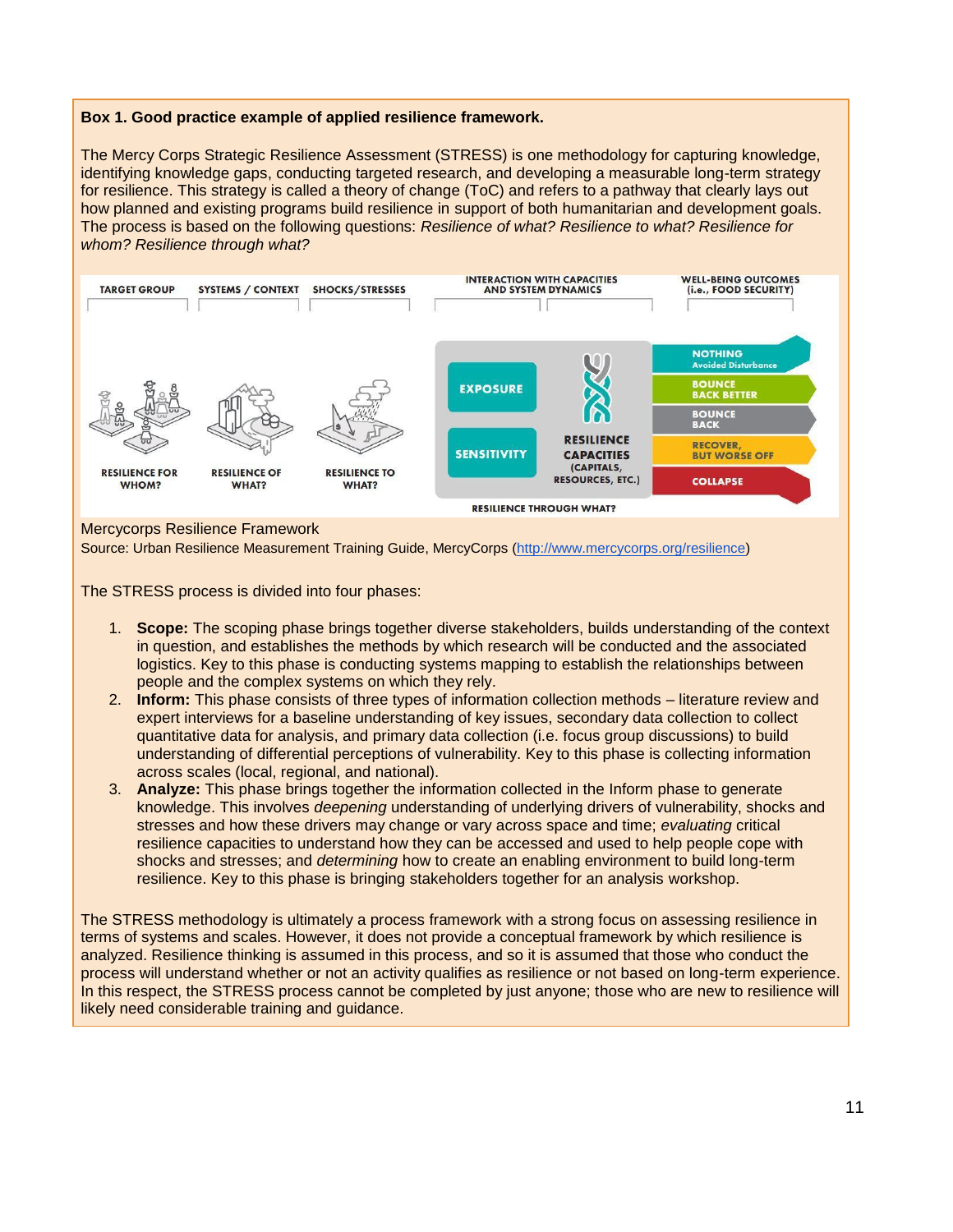**Box 1. Good practice example of applied resilience framework.**

The Mercy Corps Strategic Resilience Assessment (STRESS) is one methodology for capturing knowledge, identifying knowledge gaps, conducting targeted research, and developing a measurable long-term strategy for resilience. This strategy is called a theory of change (ToC) and refers to a pathway that clearly lays out how planned and existing programs build resilience in support of both humanitarian and development goals. The process is based on the following questions: *Resilience of what? Resilience to what? Resilience for whom? Resilience through what?*

TARGET GROUP
SYSTEMS / CONTEXT
SHOCKS/STRESSES
INTERACTION WITH CAPACITIES AND SYSTEM DYNAMICS
WELL-BEING OUTCOMES (i.e., FOOD SECURITY)

RESILIENCE FOR WHOM?
RESILIENCE OF WHAT?
RESILIENCE TO WHAT?

EXPOSURE
SENSITIVITY
RESILIENCE CAPACITIES (CAPITALS, RESOURCES, ETC.)
RESILIENCE THROUGH WHAT?

NOTHING Avoided Disturbance
BOUNCE BACK BETTER
BOUNCE BACK
RECOVER, BUT WORSE OFF
COLLAPSE

Mercycorps Resilience Framework

Source: Urban Resilience Measurement Training Guide, MercyCorps (http://www.mercycorps.org/resilience)

The STRESS process is divided into four phases:

1. **Scope:** The scoping phase brings together diverse stakeholders, builds understanding of the context in question, and establishes the methods by which research will be conducted and the associated logistics. Key to this phase is conducting systems mapping to establish the relationships between people and the complex systems on which they rely.
2. **Inform:** This phase consists of three types of information collection methods – literature review and expert interviews for a baseline understanding of key issues, secondary data collection to collect quantitative data for analysis, and primary data collection (i.e. focus group discussions) to build understanding of differential perceptions of vulnerability. Key to this phase is collecting information across scales (local, regional, and national).
3. **Analyze:** This phase brings together the information collected in the Inform phase to generate knowledge. This involves *deepening* understanding of underlying drivers of vulnerability, shocks and stresses and how these drivers may change or vary across space and time; *evaluating* critical resilience capacities to understand how they can be accessed and used to help people cope with shocks and stresses; and *determining* how to create an enabling environment to build long-term resilience. Key to this phase is bringing stakeholders together for an analysis workshop.

The STRESS methodology is ultimately a process framework with a strong focus on assessing resilience in terms of systems and scales. However, it does not provide a conceptual framework by which resilience is analyzed. Resilience thinking is assumed in this process, and so it is assumed that those who conduct the process will understand whether or not an activity qualifies as resilience or not based on long-term experience. In this respect, the STRESS process cannot be completed by just anyone; those who are new to resilience will likely need considerable training and guidance.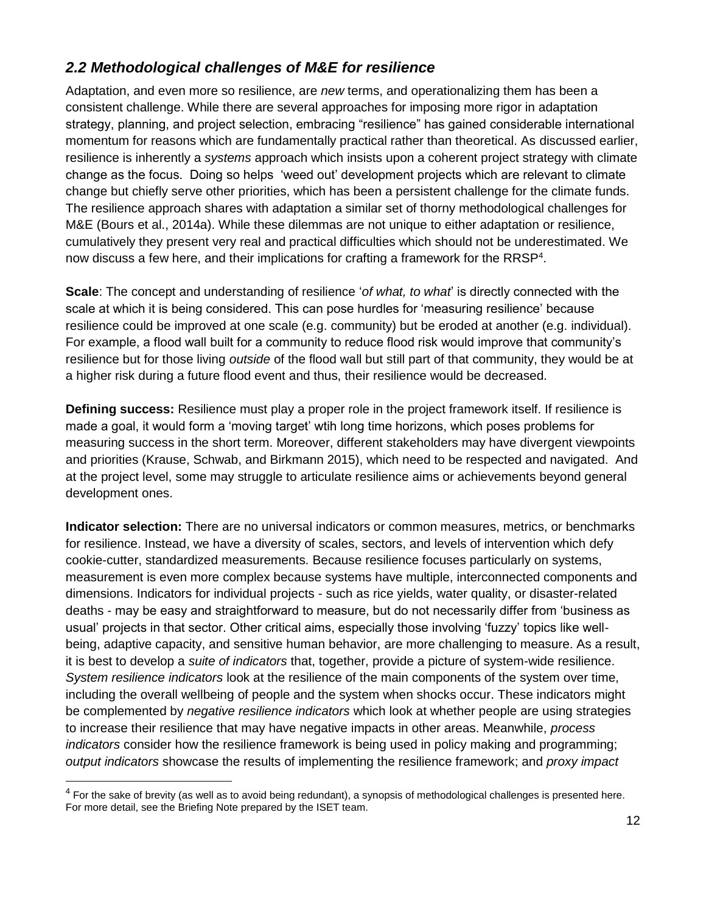## *2.2 Methodological challenges of M&E for resilience*

Adaptation, and even more so resilience, are *new* terms, and operationalizing them has been a consistent challenge. While there are several approaches for imposing more rigor in adaptation strategy, planning, and project selection, embracing "resilience" has gained considerable international momentum for reasons which are fundamentally practical rather than theoretical. As discussed earlier, resilience is inherently a *systems* approach which insists upon a coherent project strategy with climate change as the focus. Doing so helps 'weed out' development projects which are relevant to climate change but chiefly serve other priorities, which has been a persistent challenge for the climate funds. The resilience approach shares with adaptation a similar set of thorny methodological challenges for M&E (Bours et al., 2014a). While these dilemmas are not unique to either adaptation or resilience, cumulatively they present very real and practical difficulties which should not be underestimated. We now discuss a few here, and their implications for crafting a framework for the RRSP[4].

**Scale**: The concept and understanding of resilience '*of what, to what*' is directly connected with the scale at which it is being considered. This can pose hurdles for 'measuring resilience' because resilience could be improved at one scale (e.g. community) but be eroded at another (e.g. individual). For example, a flood wall built for a community to reduce flood risk would improve that community's resilience but for those living *outside* of the flood wall but still part of that community, they would be at a higher risk during a future flood event and thus, their resilience would be decreased.

**Defining success:** Resilience must play a proper role in the project framework itself. If resilience is made a goal, it would form a 'moving target' wtih long time horizons, which poses problems for measuring success in the short term. Moreover, different stakeholders may have divergent viewpoints and priorities (Krause, Schwab, and Birkmann 2015), which need to be respected and navigated. And at the project level, some may struggle to articulate resilience aims or achievements beyond general development ones.

**Indicator selection:** There are no universal indicators or common measures, metrics, or benchmarks for resilience. Instead, we have a diversity of scales, sectors, and levels of intervention which defy cookie-cutter, standardized measurements. Because resilience focuses particularly on systems, measurement is even more complex because systems have multiple, interconnected components and dimensions. Indicators for individual projects - such as rice yields, water quality, or disaster-related deaths - may be easy and straightforward to measure, but do not necessarily differ from 'business as usual' projects in that sector. Other critical aims, especially those involving 'fuzzy' topics like well-being, adaptive capacity, and sensitive human behavior, are more challenging to measure. As a result, it is best to develop a *suite of indicators* that, together, provide a picture of system-wide resilience. *System resilience indicators* look at the resilience of the main components of the system over time, including the overall wellbeing of people and the system when shocks occur. These indicators might be complemented by *negative resilience indicators* which look at whether people are using strategies to increase their resilience that may have negative impacts in other areas. Meanwhile, *process indicators* consider how the resilience framework is being used in policy making and programming; *output indicators* showcase the results of implementing the resilience framework; and *proxy impact*

[4] For the sake of brevity (as well as to avoid being redundant), a synopsis of methodological challenges is presented here. For more detail, see the Briefing Note prepared by the ISET team.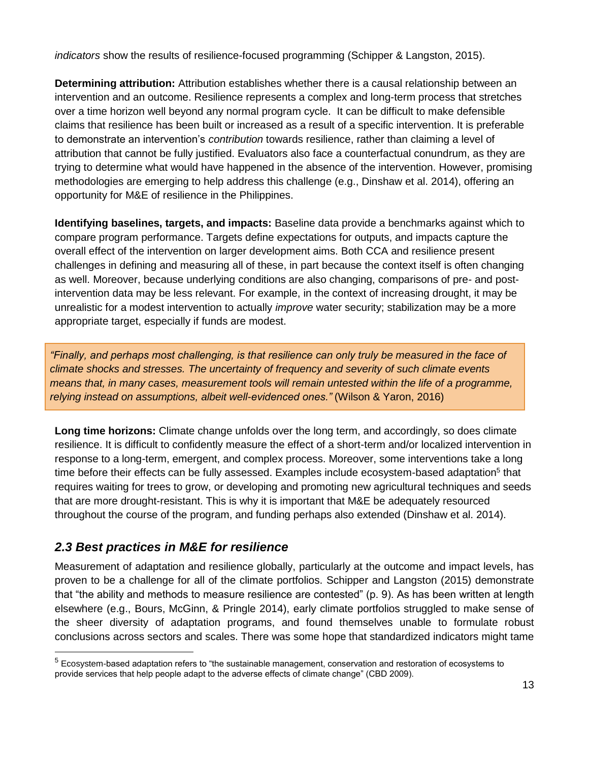*indicators* show the results of resilience-focused programming (Schipper & Langston, 2015).

**Determining attribution:** Attribution establishes whether there is a causal relationship between an intervention and an outcome. Resilience represents a complex and long-term process that stretches over a time horizon well beyond any normal program cycle. It can be difficult to make defensible claims that resilience has been built or increased as a result of a specific intervention. It is preferable to demonstrate an intervention's *contribution* towards resilience, rather than claiming a level of attribution that cannot be fully justified. Evaluators also face a counterfactual conundrum, as they are trying to determine what would have happened in the absence of the intervention. However, promising methodologies are emerging to help address this challenge (e.g., Dinshaw et al. 2014), offering an opportunity for M&E of resilience in the Philippines.

**Identifying baselines, targets, and impacts:** Baseline data provide a benchmarks against which to compare program performance. Targets define expectations for outputs, and impacts capture the overall effect of the intervention on larger development aims. Both CCA and resilience present challenges in defining and measuring all of these, in part because the context itself is often changing as well. Moreover, because underlying conditions are also changing, comparisons of pre- and post-intervention data may be less relevant. For example, in the context of increasing drought, it may be unrealistic for a modest intervention to actually *improve* water security; stabilization may be a more appropriate target, especially if funds are modest.

> *"Finally, and perhaps most challenging, is that resilience can only truly be measured in the face of climate shocks and stresses. The uncertainty of frequency and severity of such climate events means that, in many cases, measurement tools will remain untested within the life of a programme, relying instead on assumptions, albeit well-evidenced ones."* (Wilson & Yaron, 2016)

**Long time horizons:** Climate change unfolds over the long term, and accordingly, so does climate resilience. It is difficult to confidently measure the effect of a short-term and/or localized intervention in response to a long-term, emergent, and complex process. Moreover, some interventions take a long time before their effects can be fully assessed. Examples include ecosystem-based adaptation[5] that requires waiting for trees to grow, or developing and promoting new agricultural techniques and seeds that are more drought-resistant. This is why it is important that M&E be adequately resourced throughout the course of the program, and funding perhaps also extended (Dinshaw et al. 2014).

## *2.3 Best practices in M&E for resilience*

Measurement of adaptation and resilience globally, particularly at the outcome and impact levels, has proven to be a challenge for all of the climate portfolios. Schipper and Langston (2015) demonstrate that "the ability and methods to measure resilience are contested" (p. 9). As has been written at length elsewhere (e.g., Bours, McGinn, & Pringle 2014), early climate portfolios struggled to make sense of the sheer diversity of adaptation programs, and found themselves unable to formulate robust conclusions across sectors and scales. There was some hope that standardized indicators might tame

[5] Ecosystem-based adaptation refers to "the sustainable management, conservation and restoration of ecosystems to provide services that help people adapt to the adverse effects of climate change" (CBD 2009).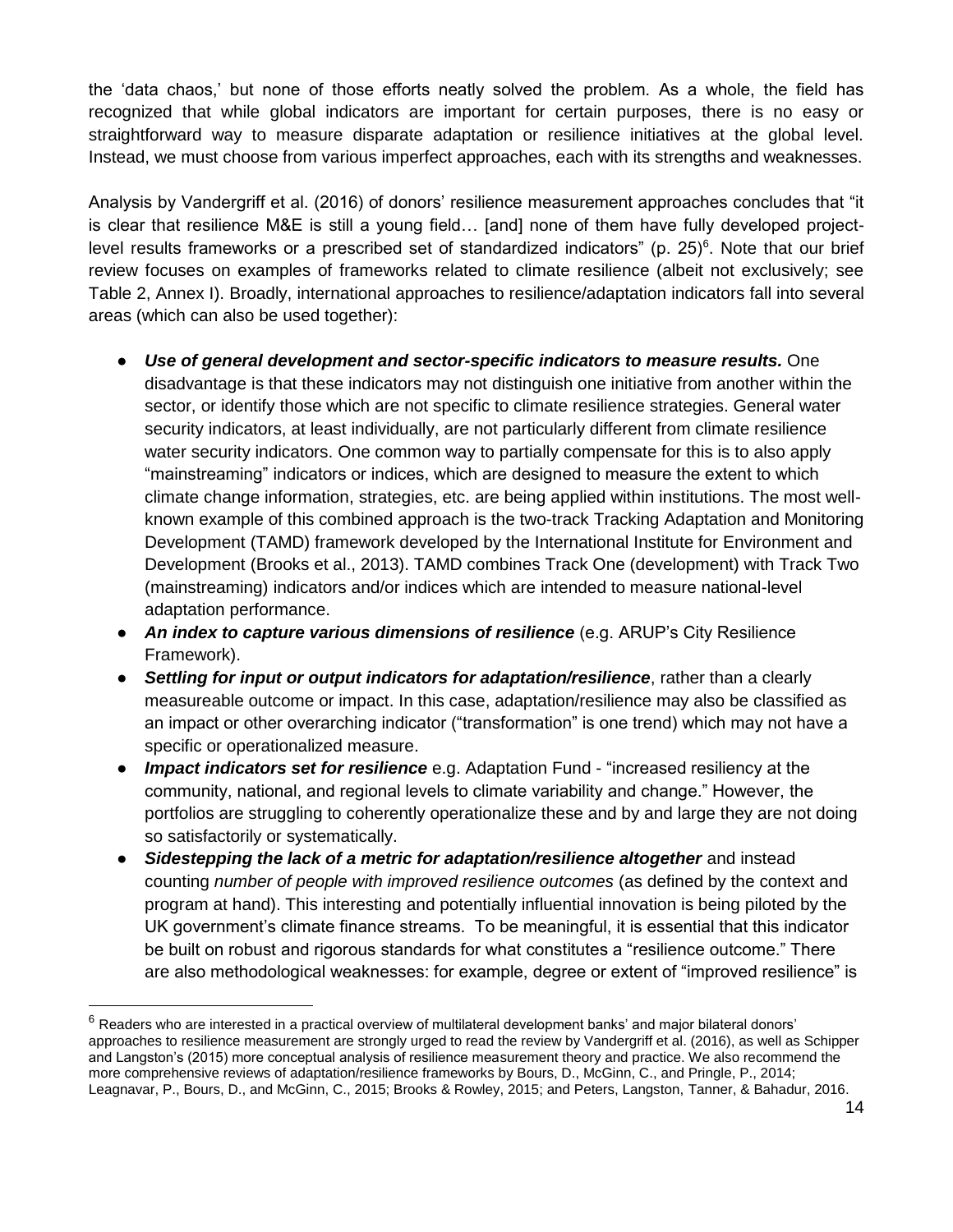the 'data chaos,' but none of those efforts neatly solved the problem. As a whole, the field has recognized that while global indicators are important for certain purposes, there is no easy or straightforward way to measure disparate adaptation or resilience initiatives at the global level. Instead, we must choose from various imperfect approaches, each with its strengths and weaknesses.

Analysis by Vandergriff et al. (2016) of donors' resilience measurement approaches concludes that "it is clear that resilience M&E is still a young field… [and] none of them have fully developed project-level results frameworks or a prescribed set of standardized indicators" (p. 25)[6]. Note that our brief review focuses on examples of frameworks related to climate resilience (albeit not exclusively; see Table 2, Annex I). Broadly, international approaches to resilience/adaptation indicators fall into several areas (which can also be used together):

- ***Use of general development and sector-specific indicators to measure results.*** One disadvantage is that these indicators may not distinguish one initiative from another within the sector, or identify those which are not specific to climate resilience strategies. General water security indicators, at least individually, are not particularly different from climate resilience water security indicators. One common way to partially compensate for this is to also apply "mainstreaming" indicators or indices, which are designed to measure the extent to which climate change information, strategies, etc. are being applied within institutions. The most well-known example of this combined approach is the two-track Tracking Adaptation and Monitoring Development (TAMD) framework developed by the International Institute for Environment and Development (Brooks et al., 2013). TAMD combines Track One (development) with Track Two (mainstreaming) indicators and/or indices which are intended to measure national-level adaptation performance.
- ***An index to capture various dimensions of resilience*** (e.g. ARUP's City Resilience Framework).
- ***Settling for input or output indicators for adaptation/resilience***, rather than a clearly measureable outcome or impact. In this case, adaptation/resilience may also be classified as an impact or other overarching indicator ("transformation" is one trend) which may not have a specific or operationalized measure.
- ***Impact indicators set for resilience*** e.g. Adaptation Fund - "increased resiliency at the community, national, and regional levels to climate variability and change." However, the portfolios are struggling to coherently operationalize these and by and large they are not doing so satisfactorily or systematically.
- ***Sidestepping the lack of a metric for adaptation/resilience altogether*** and instead counting *number of people with improved resilience outcomes* (as defined by the context and program at hand). This interesting and potentially influential innovation is being piloted by the UK government's climate finance streams. To be meaningful, it is essential that this indicator be built on robust and rigorous standards for what constitutes a "resilience outcome." There are also methodological weaknesses: for example, degree or extent of "improved resilience" is

---

[6] Readers who are interested in a practical overview of multilateral development banks' and major bilateral donors' approaches to resilience measurement are strongly urged to read the review by Vandergriff et al. (2016), as well as Schipper and Langston's (2015) more conceptual analysis of resilience measurement theory and practice. We also recommend the more comprehensive reviews of adaptation/resilience frameworks by Bours, D., McGinn, C., and Pringle, P., 2014; Leagnavar, P., Bours, D., and McGinn, C., 2015; Brooks & Rowley, 2015; and Peters, Langston, Tanner, & Bahadur, 2016.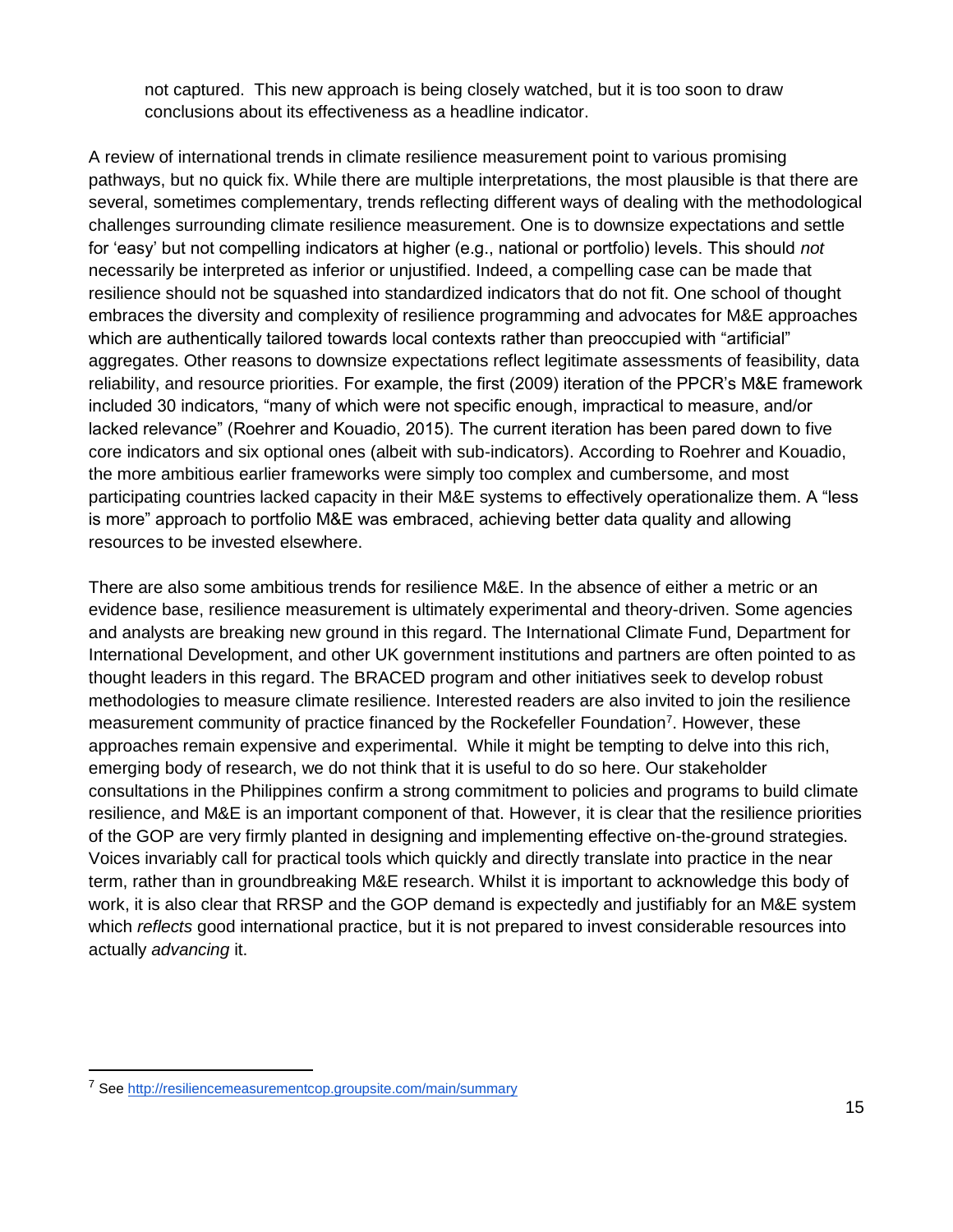not captured. This new approach is being closely watched, but it is too soon to draw conclusions about its effectiveness as a headline indicator.

A review of international trends in climate resilience measurement point to various promising pathways, but no quick fix. While there are multiple interpretations, the most plausible is that there are several, sometimes complementary, trends reflecting different ways of dealing with the methodological challenges surrounding climate resilience measurement. One is to downsize expectations and settle for 'easy' but not compelling indicators at higher (e.g., national or portfolio) levels. This should *not* necessarily be interpreted as inferior or unjustified. Indeed, a compelling case can be made that resilience should not be squashed into standardized indicators that do not fit. One school of thought embraces the diversity and complexity of resilience programming and advocates for M&E approaches which are authentically tailored towards local contexts rather than preoccupied with "artificial" aggregates. Other reasons to downsize expectations reflect legitimate assessments of feasibility, data reliability, and resource priorities. For example, the first (2009) iteration of the PPCR's M&E framework included 30 indicators, "many of which were not specific enough, impractical to measure, and/or lacked relevance" (Roehrer and Kouadio, 2015). The current iteration has been pared down to five core indicators and six optional ones (albeit with sub-indicators). According to Roehrer and Kouadio, the more ambitious earlier frameworks were simply too complex and cumbersome, and most participating countries lacked capacity in their M&E systems to effectively operationalize them. A "less is more" approach to portfolio M&E was embraced, achieving better data quality and allowing resources to be invested elsewhere.

There are also some ambitious trends for resilience M&E. In the absence of either a metric or an evidence base, resilience measurement is ultimately experimental and theory-driven. Some agencies and analysts are breaking new ground in this regard. The International Climate Fund, Department for International Development, and other UK government institutions and partners are often pointed to as thought leaders in this regard. The BRACED program and other initiatives seek to develop robust methodologies to measure climate resilience. Interested readers are also invited to join the resilience measurement community of practice financed by the Rockefeller Foundation[7]. However, these approaches remain expensive and experimental. While it might be tempting to delve into this rich, emerging body of research, we do not think that it is useful to do so here. Our stakeholder consultations in the Philippines confirm a strong commitment to policies and programs to build climate resilience, and M&E is an important component of that. However, it is clear that the resilience priorities of the GOP are very firmly planted in designing and implementing effective on-the-ground strategies. Voices invariably call for practical tools which quickly and directly translate into practice in the near term, rather than in groundbreaking M&E research. Whilst it is important to acknowledge this body of work, it is also clear that RRSP and the GOP demand is expectedly and justifiably for an M&E system which *reflects* good international practice, but it is not prepared to invest considerable resources into actually *advancing* it.

[7] See http://resiliencemeasurementcop.groupsite.com/main/summary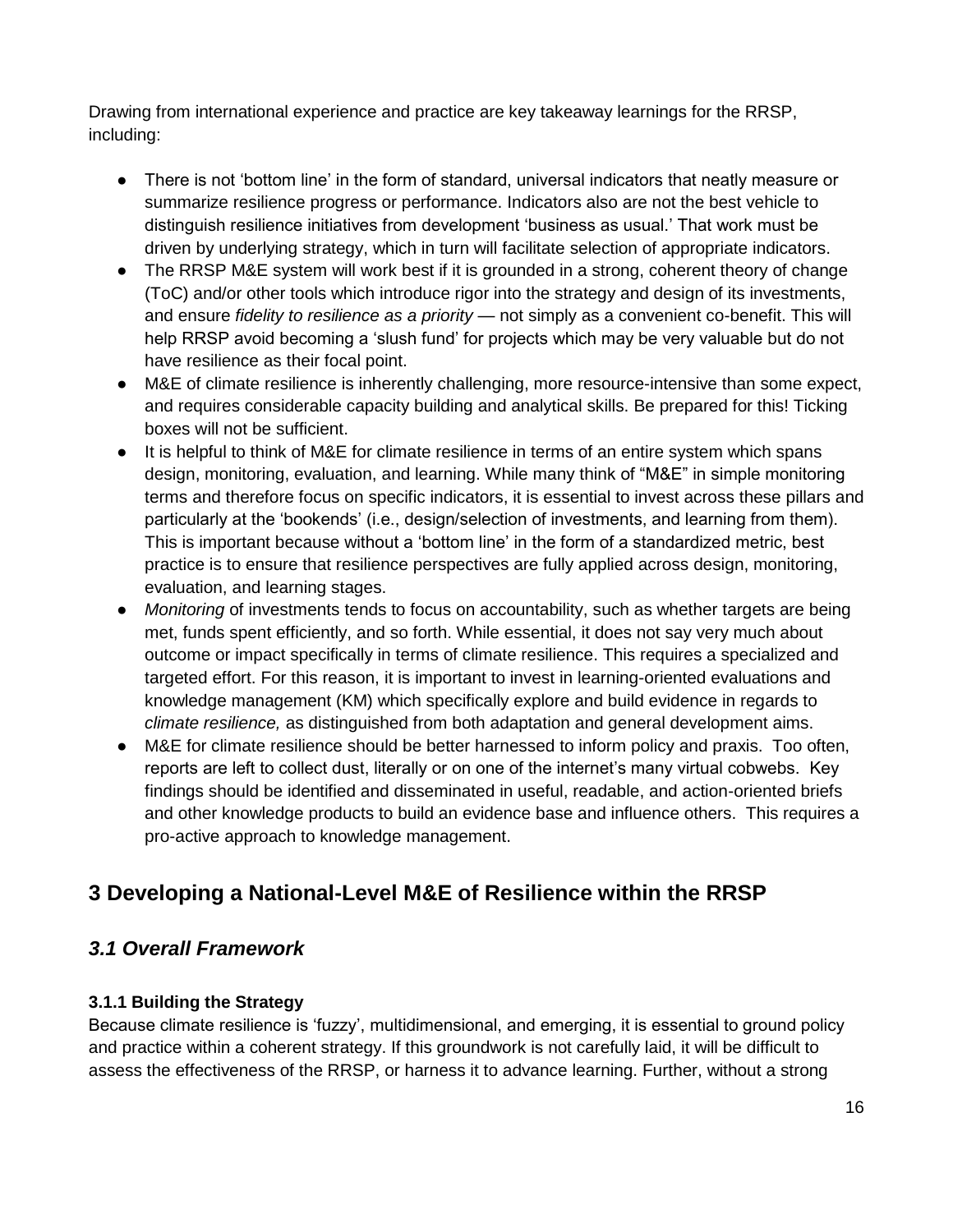Drawing from international experience and practice are key takeaway learnings for the RRSP, including:

- There is not 'bottom line' in the form of standard, universal indicators that neatly measure or summarize resilience progress or performance. Indicators also are not the best vehicle to distinguish resilience initiatives from development 'business as usual.' That work must be driven by underlying strategy, which in turn will facilitate selection of appropriate indicators.
- The RRSP M&E system will work best if it is grounded in a strong, coherent theory of change (ToC) and/or other tools which introduce rigor into the strategy and design of its investments, and ensure *fidelity to resilience as a priority* — not simply as a convenient co-benefit. This will help RRSP avoid becoming a 'slush fund' for projects which may be very valuable but do not have resilience as their focal point.
- M&E of climate resilience is inherently challenging, more resource-intensive than some expect, and requires considerable capacity building and analytical skills. Be prepared for this! Ticking boxes will not be sufficient.
- It is helpful to think of M&E for climate resilience in terms of an entire system which spans design, monitoring, evaluation, and learning. While many think of "M&E" in simple monitoring terms and therefore focus on specific indicators, it is essential to invest across these pillars and particularly at the 'bookends' (i.e., design/selection of investments, and learning from them). This is important because without a 'bottom line' in the form of a standardized metric, best practice is to ensure that resilience perspectives are fully applied across design, monitoring, evaluation, and learning stages.
- *Monitoring* of investments tends to focus on accountability, such as whether targets are being met, funds spent efficiently, and so forth. While essential, it does not say very much about outcome or impact specifically in terms of climate resilience. This requires a specialized and targeted effort. For this reason, it is important to invest in learning-oriented evaluations and knowledge management (KM) which specifically explore and build evidence in regards to *climate resilience,* as distinguished from both adaptation and general development aims.
- M&E for climate resilience should be better harnessed to inform policy and praxis. Too often, reports are left to collect dust, literally or on one of the internet's many virtual cobwebs. Key findings should be identified and disseminated in useful, readable, and action-oriented briefs and other knowledge products to build an evidence base and influence others. This requires a pro-active approach to knowledge management.

## 3 Developing a National-Level M&E of Resilience within the RRSP

### *3.1 Overall Framework*

#### 3.1.1 Building the Strategy

Because climate resilience is 'fuzzy', multidimensional, and emerging, it is essential to ground policy and practice within a coherent strategy. If this groundwork is not carefully laid, it will be difficult to assess the effectiveness of the RRSP, or harness it to advance learning. Further, without a strong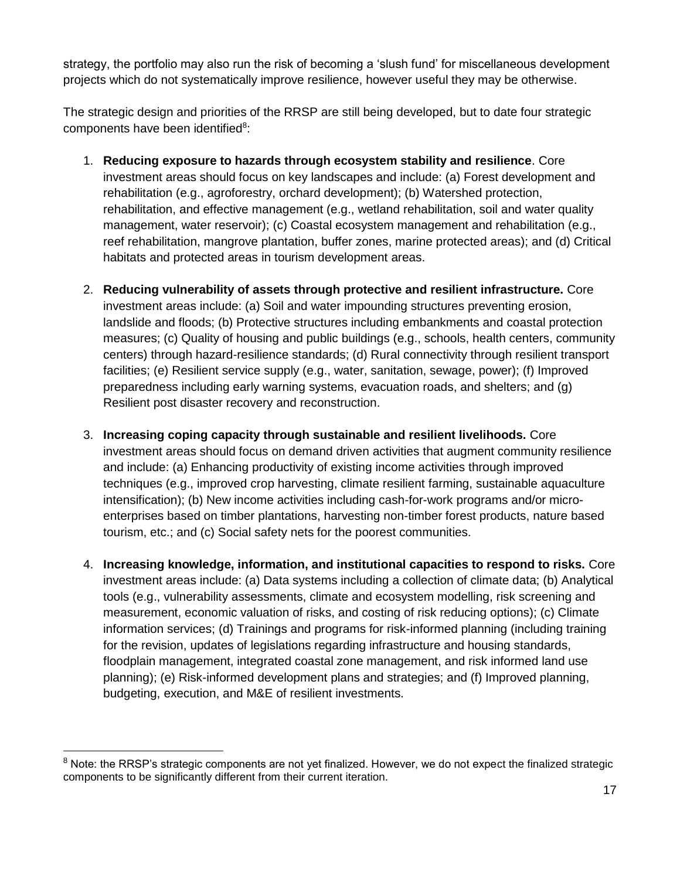strategy, the portfolio may also run the risk of becoming a 'slush fund' for miscellaneous development projects which do not systematically improve resilience, however useful they may be otherwise.

The strategic design and priorities of the RRSP are still being developed, but to date four strategic components have been identified[8]:

1. **Reducing exposure to hazards through ecosystem stability and resilience**. Core investment areas should focus on key landscapes and include: (a) Forest development and rehabilitation (e.g., agroforestry, orchard development); (b) Watershed protection, rehabilitation, and effective management (e.g., wetland rehabilitation, soil and water quality management, water reservoir); (c) Coastal ecosystem management and rehabilitation (e.g., reef rehabilitation, mangrove plantation, buffer zones, marine protected areas); and (d) Critical habitats and protected areas in tourism development areas.

2. **Reducing vulnerability of assets through protective and resilient infrastructure.** Core investment areas include: (a) Soil and water impounding structures preventing erosion, landslide and floods; (b) Protective structures including embankments and coastal protection measures; (c) Quality of housing and public buildings (e.g., schools, health centers, community centers) through hazard-resilience standards; (d) Rural connectivity through resilient transport facilities; (e) Resilient service supply (e.g., water, sanitation, sewage, power); (f) Improved preparedness including early warning systems, evacuation roads, and shelters; and (g) Resilient post disaster recovery and reconstruction.

3. **Increasing coping capacity through sustainable and resilient livelihoods.** Core investment areas should focus on demand driven activities that augment community resilience and include: (a) Enhancing productivity of existing income activities through improved techniques (e.g., improved crop harvesting, climate resilient farming, sustainable aquaculture intensification); (b) New income activities including cash-for-work programs and/or micro-enterprises based on timber plantations, harvesting non-timber forest products, nature based tourism, etc.; and (c) Social safety nets for the poorest communities.

4. **Increasing knowledge, information, and institutional capacities to respond to risks.** Core investment areas include: (a) Data systems including a collection of climate data; (b) Analytical tools (e.g., vulnerability assessments, climate and ecosystem modelling, risk screening and measurement, economic valuation of risks, and costing of risk reducing options); (c) Climate information services; (d) Trainings and programs for risk-informed planning (including training for the revision, updates of legislations regarding infrastructure and housing standards, floodplain management, integrated coastal zone management, and risk informed land use planning); (e) Risk-informed development plans and strategies; and (f) Improved planning, budgeting, execution, and M&E of resilient investments.

[8] Note: the RRSP's strategic components are not yet finalized. However, we do not expect the finalized strategic components to be significantly different from their current iteration.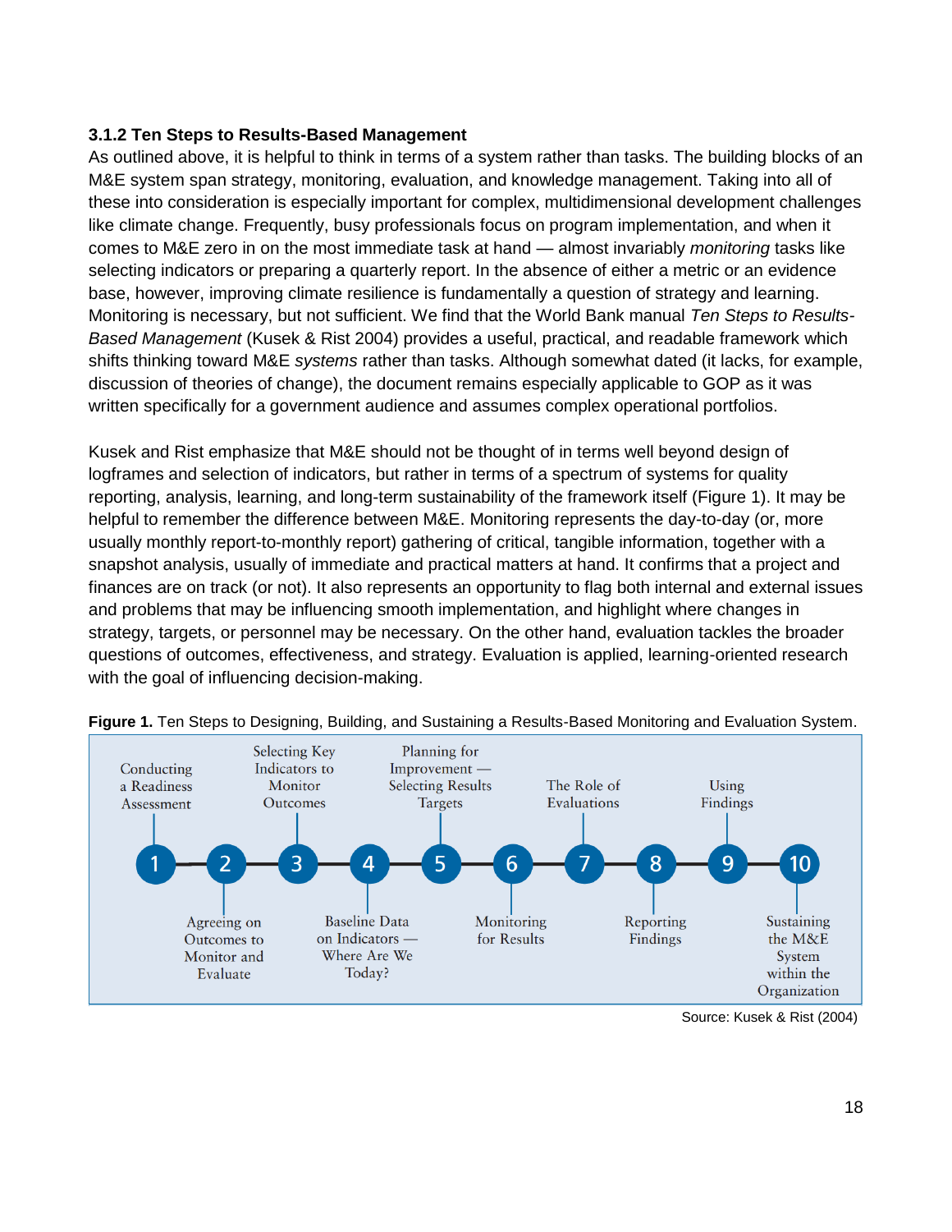### 3.1.2 Ten Steps to Results-Based Management

As outlined above, it is helpful to think in terms of a system rather than tasks. The building blocks of an M&E system span strategy, monitoring, evaluation, and knowledge management. Taking into all of these into consideration is especially important for complex, multidimensional development challenges like climate change. Frequently, busy professionals focus on program implementation, and when it comes to M&E zero in on the most immediate task at hand — almost invariably *monitoring* tasks like selecting indicators or preparing a quarterly report. In the absence of either a metric or an evidence base, however, improving climate resilience is fundamentally a question of strategy and learning. Monitoring is necessary, but not sufficient. We find that the World Bank manual *Ten Steps to Results-Based Management* (Kusek & Rist 2004) provides a useful, practical, and readable framework which shifts thinking toward M&E *systems* rather than tasks. Although somewhat dated (it lacks, for example, discussion of theories of change), the document remains especially applicable to GOP as it was written specifically for a government audience and assumes complex operational portfolios.

Kusek and Rist emphasize that M&E should not be thought of in terms well beyond design of logframes and selection of indicators, but rather in terms of a spectrum of systems for quality reporting, analysis, learning, and long-term sustainability of the framework itself (Figure 1). It may be helpful to remember the difference between M&E. Monitoring represents the day-to-day (or, more usually monthly report-to-monthly report) gathering of critical, tangible information, together with a snapshot analysis, usually of immediate and practical matters at hand. It confirms that a project and finances are on track (or not). It also represents an opportunity to flag both internal and external issues and problems that may be influencing smooth implementation, and highlight where changes in strategy, targets, or personnel may be necessary. On the other hand, evaluation tackles the broader questions of outcomes, effectiveness, and strategy. Evaluation is applied, learning-oriented research with the goal of influencing decision-making.

**Figure 1.** Ten Steps to Designing, Building, and Sustaining a Results-Based Monitoring and Evaluation System.

1 Conducting a Readiness Assessment
2 Agreeing on Outcomes to Monitor and Evaluate
3 Selecting Key Indicators to Monitor Outcomes
4 Baseline Data on Indicators — Where Are We Today?
5 Planning for Improvement — Selecting Results Targets
6 Monitoring for Results
7 The Role of Evaluations
8 Reporting Findings
9 Using Findings
10 Sustaining the M&E System within the Organization

Source: Kusek & Rist (2004)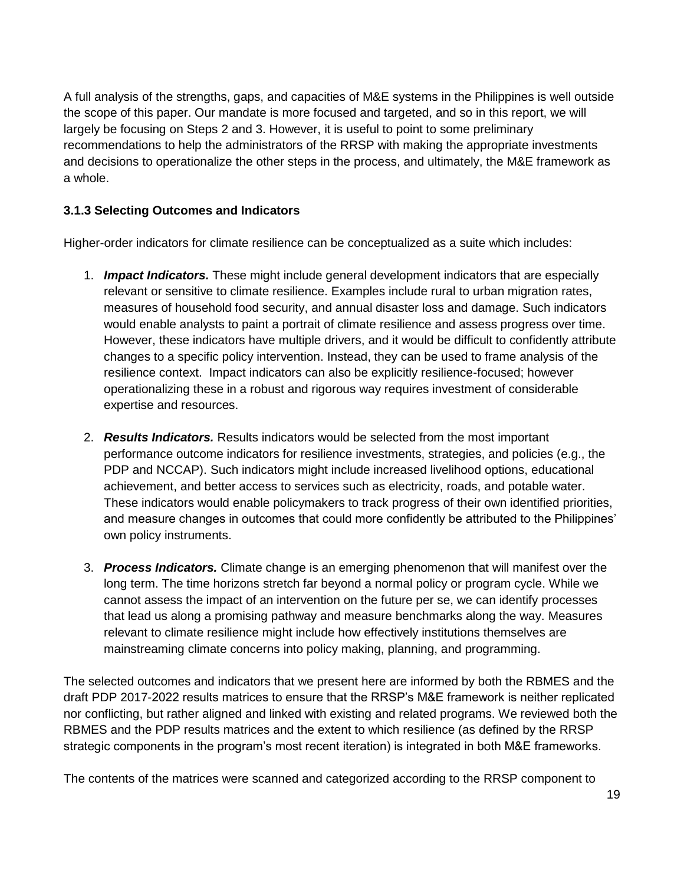A full analysis of the strengths, gaps, and capacities of M&E systems in the Philippines is well outside the scope of this paper. Our mandate is more focused and targeted, and so in this report, we will largely be focusing on Steps 2 and 3. However, it is useful to point to some preliminary recommendations to help the administrators of the RRSP with making the appropriate investments and decisions to operationalize the other steps in the process, and ultimately, the M&E framework as a whole.

### 3.1.3 Selecting Outcomes and Indicators

Higher-order indicators for climate resilience can be conceptualized as a suite which includes:

1. ***Impact Indicators.*** These might include general development indicators that are especially relevant or sensitive to climate resilience. Examples include rural to urban migration rates, measures of household food security, and annual disaster loss and damage. Such indicators would enable analysts to paint a portrait of climate resilience and assess progress over time. However, these indicators have multiple drivers, and it would be difficult to confidently attribute changes to a specific policy intervention. Instead, they can be used to frame analysis of the resilience context. Impact indicators can also be explicitly resilience-focused; however operationalizing these in a robust and rigorous way requires investment of considerable expertise and resources.

2. ***Results Indicators.*** Results indicators would be selected from the most important performance outcome indicators for resilience investments, strategies, and policies (e.g., the PDP and NCCAP). Such indicators might include increased livelihood options, educational achievement, and better access to services such as electricity, roads, and potable water. These indicators would enable policymakers to track progress of their own identified priorities, and measure changes in outcomes that could more confidently be attributed to the Philippines' own policy instruments.

3. ***Process Indicators.*** Climate change is an emerging phenomenon that will manifest over the long term. The time horizons stretch far beyond a normal policy or program cycle. While we cannot assess the impact of an intervention on the future per se, we can identify processes that lead us along a promising pathway and measure benchmarks along the way. Measures relevant to climate resilience might include how effectively institutions themselves are mainstreaming climate concerns into policy making, planning, and programming.

The selected outcomes and indicators that we present here are informed by both the RBMES and the draft PDP 2017-2022 results matrices to ensure that the RRSP's M&E framework is neither replicated nor conflicting, but rather aligned and linked with existing and related programs. We reviewed both the RBMES and the PDP results matrices and the extent to which resilience (as defined by the RRSP strategic components in the program's most recent iteration) is integrated in both M&E frameworks.

The contents of the matrices were scanned and categorized according to the RRSP component to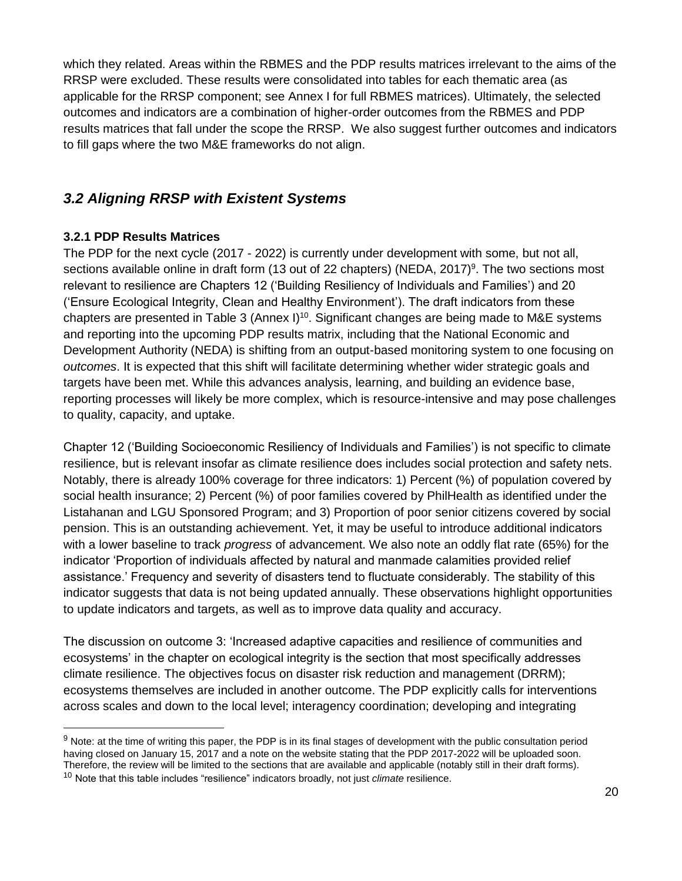which they related. Areas within the RBMES and the PDP results matrices irrelevant to the aims of the RRSP were excluded. These results were consolidated into tables for each thematic area (as applicable for the RRSP component; see Annex I for full RBMES matrices). Ultimately, the selected outcomes and indicators are a combination of higher-order outcomes from the RBMES and PDP results matrices that fall under the scope the RRSP. We also suggest further outcomes and indicators to fill gaps where the two M&E frameworks do not align.

## *3.2 Aligning RRSP with Existent Systems*

### 3.2.1 PDP Results Matrices

The PDP for the next cycle (2017 - 2022) is currently under development with some, but not all, sections available online in draft form (13 out of 22 chapters) (NEDA, 2017)[9]. The two sections most relevant to resilience are Chapters 12 ('Building Resiliency of Individuals and Families') and 20 ('Ensure Ecological Integrity, Clean and Healthy Environment'). The draft indicators from these chapters are presented in Table 3 (Annex I)[10]. Significant changes are being made to M&E systems and reporting into the upcoming PDP results matrix, including that the National Economic and Development Authority (NEDA) is shifting from an output-based monitoring system to one focusing on *outcomes*. It is expected that this shift will facilitate determining whether wider strategic goals and targets have been met. While this advances analysis, learning, and building an evidence base, reporting processes will likely be more complex, which is resource-intensive and may pose challenges to quality, capacity, and uptake.

Chapter 12 ('Building Socioeconomic Resiliency of Individuals and Families') is not specific to climate resilience, but is relevant insofar as climate resilience does includes social protection and safety nets. Notably, there is already 100% coverage for three indicators: 1) Percent (%) of population covered by social health insurance; 2) Percent (%) of poor families covered by PhilHealth as identified under the Listahanan and LGU Sponsored Program; and 3) Proportion of poor senior citizens covered by social pension. This is an outstanding achievement. Yet, it may be useful to introduce additional indicators with a lower baseline to track *progress* of advancement. We also note an oddly flat rate (65%) for the indicator 'Proportion of individuals affected by natural and manmade calamities provided relief assistance.' Frequency and severity of disasters tend to fluctuate considerably. The stability of this indicator suggests that data is not being updated annually. These observations highlight opportunities to update indicators and targets, as well as to improve data quality and accuracy.

The discussion on outcome 3: 'Increased adaptive capacities and resilience of communities and ecosystems' in the chapter on ecological integrity is the section that most specifically addresses climate resilience. The objectives focus on disaster risk reduction and management (DRRM); ecosystems themselves are included in another outcome. The PDP explicitly calls for interventions across scales and down to the local level; interagency coordination; developing and integrating

[9] Note: at the time of writing this paper, the PDP is in its final stages of development with the public consultation period having closed on January 15, 2017 and a note on the website stating that the PDP 2017-2022 will be uploaded soon. Therefore, the review will be limited to the sections that are available and applicable (notably still in their draft forms).

[10] Note that this table includes "resilience" indicators broadly, not just *climate* resilience.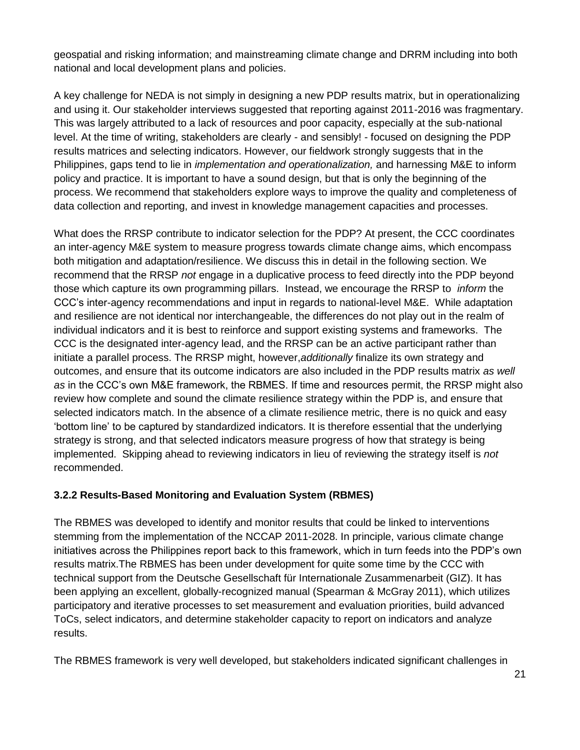geospatial and risking information; and mainstreaming climate change and DRRM including into both national and local development plans and policies.

A key challenge for NEDA is not simply in designing a new PDP results matrix, but in operationalizing and using it. Our stakeholder interviews suggested that reporting against 2011-2016 was fragmentary. This was largely attributed to a lack of resources and poor capacity, especially at the sub-national level. At the time of writing, stakeholders are clearly - and sensibly! - focused on designing the PDP results matrices and selecting indicators. However, our fieldwork strongly suggests that in the Philippines, gaps tend to lie in *implementation and operationalization,* and harnessing M&E to inform policy and practice. It is important to have a sound design, but that is only the beginning of the process. We recommend that stakeholders explore ways to improve the quality and completeness of data collection and reporting, and invest in knowledge management capacities and processes.

What does the RRSP contribute to indicator selection for the PDP? At present, the CCC coordinates an inter-agency M&E system to measure progress towards climate change aims, which encompass both mitigation and adaptation/resilience. We discuss this in detail in the following section. We recommend that the RRSP *not* engage in a duplicative process to feed directly into the PDP beyond those which capture its own programming pillars. Instead, we encourage the RRSP to *inform* the CCC's inter-agency recommendations and input in regards to national-level M&E. While adaptation and resilience are not identical nor interchangeable, the differences do not play out in the realm of individual indicators and it is best to reinforce and support existing systems and frameworks. The CCC is the designated inter-agency lead, and the RRSP can be an active participant rather than initiate a parallel process. The RRSP might, however, *additionally* finalize its own strategy and outcomes, and ensure that its outcome indicators are also included in the PDP results matrix *as well as* in the CCC's own M&E framework, the RBMES. If time and resources permit, the RRSP might also review how complete and sound the climate resilience strategy within the PDP is, and ensure that selected indicators match. In the absence of a climate resilience metric, there is no quick and easy 'bottom line' to be captured by standardized indicators. It is therefore essential that the underlying strategy is strong, and that selected indicators measure progress of how that strategy is being implemented. Skipping ahead to reviewing indicators in lieu of reviewing the strategy itself is *not* recommended.

### 3.2.2 Results-Based Monitoring and Evaluation System (RBMES)

The RBMES was developed to identify and monitor results that could be linked to interventions stemming from the implementation of the NCCAP 2011-2028. In principle, various climate change initiatives across the Philippines report back to this framework, which in turn feeds into the PDP's own results matrix.The RBMES has been under development for quite some time by the CCC with technical support from the Deutsche Gesellschaft für Internationale Zusammenarbeit (GIZ). It has been applying an excellent, globally-recognized manual (Spearman & McGray 2011), which utilizes participatory and iterative processes to set measurement and evaluation priorities, build advanced ToCs, select indicators, and determine stakeholder capacity to report on indicators and analyze results.

The RBMES framework is very well developed, but stakeholders indicated significant challenges in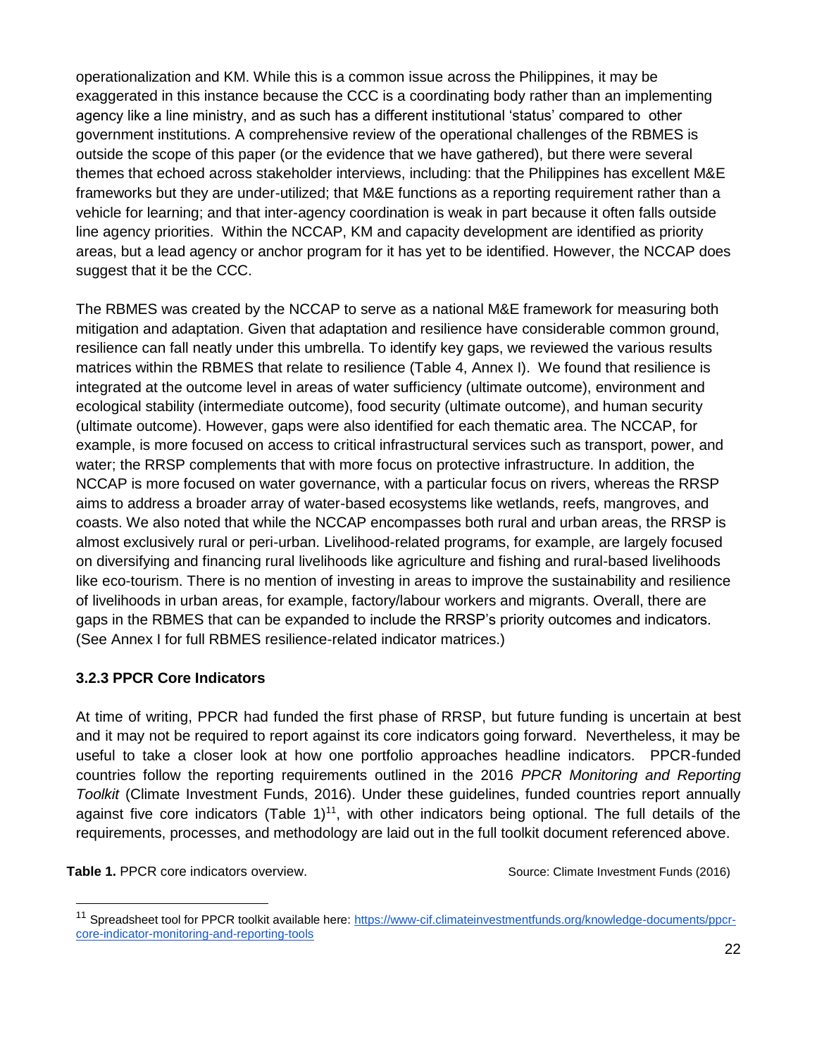operationalization and KM. While this is a common issue across the Philippines, it may be exaggerated in this instance because the CCC is a coordinating body rather than an implementing agency like a line ministry, and as such has a different institutional 'status' compared to other government institutions. A comprehensive review of the operational challenges of the RBMES is outside the scope of this paper (or the evidence that we have gathered), but there were several themes that echoed across stakeholder interviews, including: that the Philippines has excellent M&E frameworks but they are under-utilized; that M&E functions as a reporting requirement rather than a vehicle for learning; and that inter-agency coordination is weak in part because it often falls outside line agency priorities. Within the NCCAP, KM and capacity development are identified as priority areas, but a lead agency or anchor program for it has yet to be identified. However, the NCCAP does suggest that it be the CCC.

The RBMES was created by the NCCAP to serve as a national M&E framework for measuring both mitigation and adaptation. Given that adaptation and resilience have considerable common ground, resilience can fall neatly under this umbrella. To identify key gaps, we reviewed the various results matrices within the RBMES that relate to resilience (Table 4, Annex I). We found that resilience is integrated at the outcome level in areas of water sufficiency (ultimate outcome), environment and ecological stability (intermediate outcome), food security (ultimate outcome), and human security (ultimate outcome). However, gaps were also identified for each thematic area. The NCCAP, for example, is more focused on access to critical infrastructural services such as transport, power, and water; the RRSP complements that with more focus on protective infrastructure. In addition, the NCCAP is more focused on water governance, with a particular focus on rivers, whereas the RRSP aims to address a broader array of water-based ecosystems like wetlands, reefs, mangroves, and coasts. We also noted that while the NCCAP encompasses both rural and urban areas, the RRSP is almost exclusively rural or peri-urban. Livelihood-related programs, for example, are largely focused on diversifying and financing rural livelihoods like agriculture and fishing and rural-based livelihoods like eco-tourism. There is no mention of investing in areas to improve the sustainability and resilience of livelihoods in urban areas, for example, factory/labour workers and migrants. Overall, there are gaps in the RBMES that can be expanded to include the RRSP's priority outcomes and indicators. (See Annex I for full RBMES resilience-related indicator matrices.)

### 3.2.3 PPCR Core Indicators

At time of writing, PPCR had funded the first phase of RRSP, but future funding is uncertain at best and it may not be required to report against its core indicators going forward. Nevertheless, it may be useful to take a closer look at how one portfolio approaches headline indicators. PPCR-funded countries follow the reporting requirements outlined in the 2016 *PPCR Monitoring and Reporting Toolkit* (Climate Investment Funds, 2016). Under these guidelines, funded countries report annually against five core indicators (Table 1)[11], with other indicators being optional. The full details of the requirements, processes, and methodology are laid out in the full toolkit document referenced above.

**Table 1.** PPCR core indicators overview. Source: Climate Investment Funds (2016)

[11] Spreadsheet tool for PPCR toolkit available here: https://www-cif.climateinvestmentfunds.org/knowledge-documents/ppcr-core-indicator-monitoring-and-reporting-tools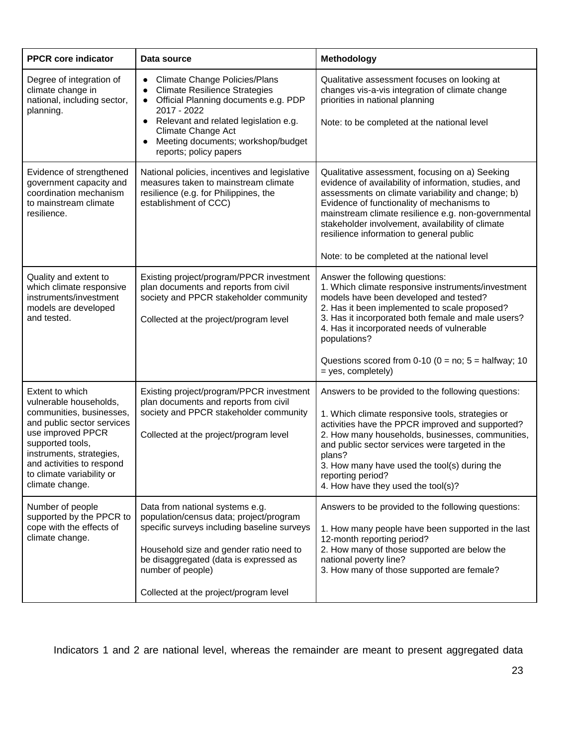| PPCR core indicator | Data source | Methodology |
|---|---|---|
| Degree of integration of climate change in national, including sector, planning. | • Climate Change Policies/Plans<br>• Climate Resilience Strategies<br>• Official Planning documents e.g. PDP 2017 - 2022<br>• Relevant and related legislation e.g. Climate Change Act<br>• Meeting documents; workshop/budget reports; policy papers | Qualitative assessment focuses on looking at changes vis-a-vis integration of climate change priorities in national planning<br><br>Note: to be completed at the national level |
| Evidence of strengthened government capacity and coordination mechanism to mainstream climate resilience. | National policies, incentives and legislative measures taken to mainstream climate resilience (e.g. for Philippines, the establishment of CCC) | Qualitative assessment, focusing on a) Seeking evidence of availability of information, studies, and assessments on climate variability and change; b) Evidence of functionality of mechanisms to mainstream climate resilience e.g. non-governmental stakeholder involvement, availability of climate resilience information to general public<br><br>Note: to be completed at the national level |
| Quality and extent to which climate responsive instruments/investment models are developed and tested. | Existing project/program/PPCR investment plan documents and reports from civil society and PPCR stakeholder community<br><br>Collected at the project/program level | Answer the following questions:<br>1. Which climate responsive instruments/investment models have been developed and tested?<br>2. Has it been implemented to scale proposed?<br>3. Has it incorporated both female and male users?<br>4. Has it incorporated needs of vulnerable populations?<br><br>Questions scored from 0-10 (0 = no; 5 = halfway; 10 = yes, completely) |
| Extent to which vulnerable households, communities, businesses, and public sector services use improved PPCR supported tools, instruments, strategies, and activities to respond to climate variability or climate change. | Existing project/program/PPCR investment plan documents and reports from civil society and PPCR stakeholder community<br><br>Collected at the project/program level | Answers to be provided to the following questions:<br><br>1. Which climate responsive tools, strategies or activities have the PPCR improved and supported?<br>2. How many households, businesses, communities, and public sector services were targeted in the plans?<br>3. How many have used the tool(s) during the reporting period?<br>4. How have they used the tool(s)? |
| Number of people supported by the PPCR to cope with the effects of climate change. | Data from national systems e.g. population/census data; project/program specific surveys including baseline surveys<br><br>Household size and gender ratio need to be disaggregated (data is expressed as number of people)<br><br>Collected at the project/program level | Answers to be provided to the following questions:<br><br>1. How many people have been supported in the last 12-month reporting period?<br>2. How many of those supported are below the national poverty line?<br>3. How many of those supported are female? |

Indicators 1 and 2 are national level, whereas the remainder are meant to present aggregated data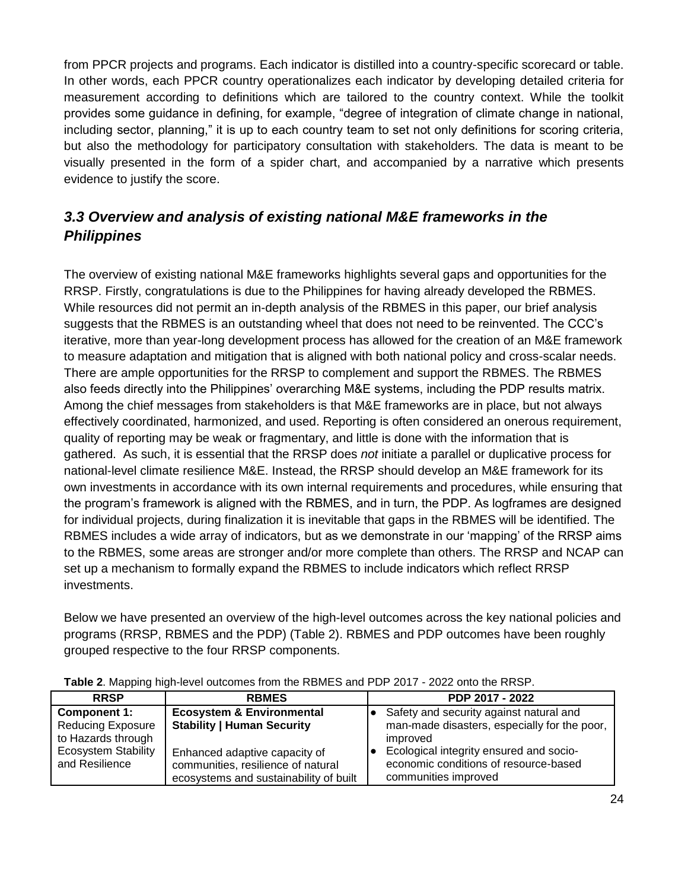from PPCR projects and programs. Each indicator is distilled into a country-specific scorecard or table. In other words, each PPCR country operationalizes each indicator by developing detailed criteria for measurement according to definitions which are tailored to the country context. While the toolkit provides some guidance in defining, for example, "degree of integration of climate change in national, including sector, planning," it is up to each country team to set not only definitions for scoring criteria, but also the methodology for participatory consultation with stakeholders. The data is meant to be visually presented in the form of a spider chart, and accompanied by a narrative which presents evidence to justify the score.

### *3.3 Overview and analysis of existing national M&E frameworks in the Philippines*

The overview of existing national M&E frameworks highlights several gaps and opportunities for the RRSP. Firstly, congratulations is due to the Philippines for having already developed the RBMES. While resources did not permit an in-depth analysis of the RBMES in this paper, our brief analysis suggests that the RBMES is an outstanding wheel that does not need to be reinvented. The CCC's iterative, more than year-long development process has allowed for the creation of an M&E framework to measure adaptation and mitigation that is aligned with both national policy and cross-scalar needs. There are ample opportunities for the RRSP to complement and support the RBMES. The RBMES also feeds directly into the Philippines' overarching M&E systems, including the PDP results matrix. Among the chief messages from stakeholders is that M&E frameworks are in place, but not always effectively coordinated, harmonized, and used. Reporting is often considered an onerous requirement, quality of reporting may be weak or fragmentary, and little is done with the information that is gathered. As such, it is essential that the RRSP does *not* initiate a parallel or duplicative process for national-level climate resilience M&E. Instead, the RRSP should develop an M&E framework for its own investments in accordance with its own internal requirements and procedures, while ensuring that the program's framework is aligned with the RBMES, and in turn, the PDP. As logframes are designed for individual projects, during finalization it is inevitable that gaps in the RBMES will be identified. The RBMES includes a wide array of indicators, but as we demonstrate in our 'mapping' of the RRSP aims to the RBMES, some areas are stronger and/or more complete than others. The RRSP and NCAP can set up a mechanism to formally expand the RBMES to include indicators which reflect RRSP investments.

Below we have presented an overview of the high-level outcomes across the key national policies and programs (RRSP, RBMES and the PDP) (Table 2). RBMES and PDP outcomes have been roughly grouped respective to the four RRSP components.

**Table 2**. Mapping high-level outcomes from the RBMES and PDP 2017 - 2022 onto the RRSP.

| RRSP | RBMES | PDP 2017 - 2022 |
|---|---|---|
| **Component 1:** Reducing Exposure to Hazards through Ecosystem Stability and Resilience | **Ecosystem & Environmental Stability \| Human Security**<br><br>Enhanced adaptive capacity of communities, resilience of natural ecosystems and sustainability of built | • Safety and security against natural and man-made disasters, especially for the poor, improved<br>• Ecological integrity ensured and socio-economic conditions of resource-based communities improved |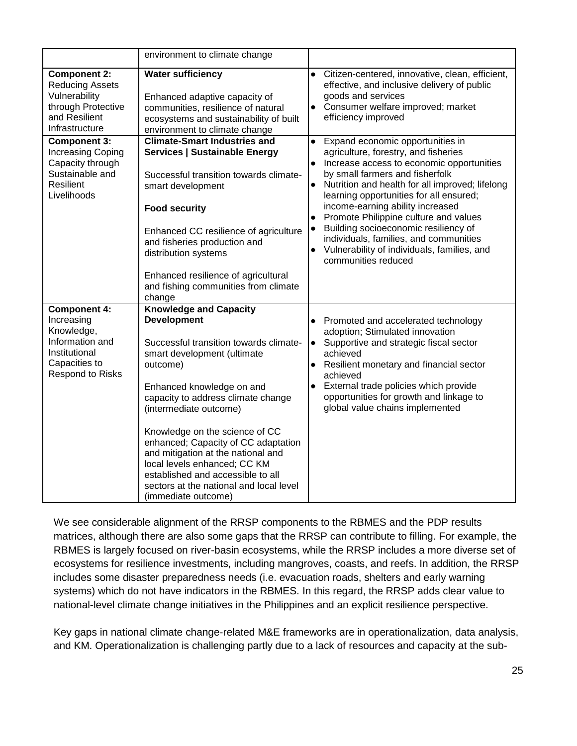| | | |
|---|---|---|
| | environment to climate change | |
| **Component 2:** Reducing Assets Vulnerability through Protective and Resilient Infrastructure | **Water sufficiency**<br><br>Enhanced adaptive capacity of communities, resilience of natural ecosystems and sustainability of built environment to climate change | • Citizen-centered, innovative, clean, efficient, effective, and inclusive delivery of public goods and services<br>• Consumer welfare improved; market efficiency improved |
| **Component 3:** Increasing Coping Capacity through Sustainable and Resilient Livelihoods | **Climate-Smart Industries and Services \| Sustainable Energy**<br><br>Successful transition towards climate-smart development<br><br>**Food security**<br><br>Enhanced CC resilience of agriculture and fisheries production and distribution systems<br><br>Enhanced resilience of agricultural and fishing communities from climate change | • Expand economic opportunities in agriculture, forestry, and fisheries<br>• Increase access to economic opportunities by small farmers and fisherfolk<br>• Nutrition and health for all improved; lifelong learning opportunities for all ensured; income-earning ability increased<br>• Promote Philippine culture and values<br>• Building socioeconomic resiliency of individuals, families, and communities<br>• Vulnerability of individuals, families, and communities reduced |
| **Component 4:** Increasing Knowledge, Information and Institutional Capacities to Respond to Risks | **Knowledge and Capacity Development**<br><br>Successful transition towards climate-smart development (ultimate outcome)<br><br>Enhanced knowledge on and capacity to address climate change (intermediate outcome)<br><br>Knowledge on the science of CC enhanced; Capacity of CC adaptation and mitigation at the national and local levels enhanced; CC KM established and accessible to all sectors at the national and local level (immediate outcome) | • Promoted and accelerated technology adoption; Stimulated innovation<br>• Supportive and strategic fiscal sector achieved<br>• Resilient monetary and financial sector achieved<br>• External trade policies which provide opportunities for growth and linkage to global value chains implemented |

We see considerable alignment of the RRSP components to the RBMES and the PDP results matrices, although there are also some gaps that the RRSP can contribute to filling. For example, the RBMES is largely focused on river-basin ecosystems, while the RRSP includes a more diverse set of ecosystems for resilience investments, including mangroves, coasts, and reefs. In addition, the RRSP includes some disaster preparedness needs (i.e. evacuation roads, shelters and early warning systems) which do not have indicators in the RBMES. In this regard, the RRSP adds clear value to national-level climate change initiatives in the Philippines and an explicit resilience perspective.

Key gaps in national climate change-related M&E frameworks are in operationalization, data analysis, and KM. Operationalization is challenging partly due to a lack of resources and capacity at the sub-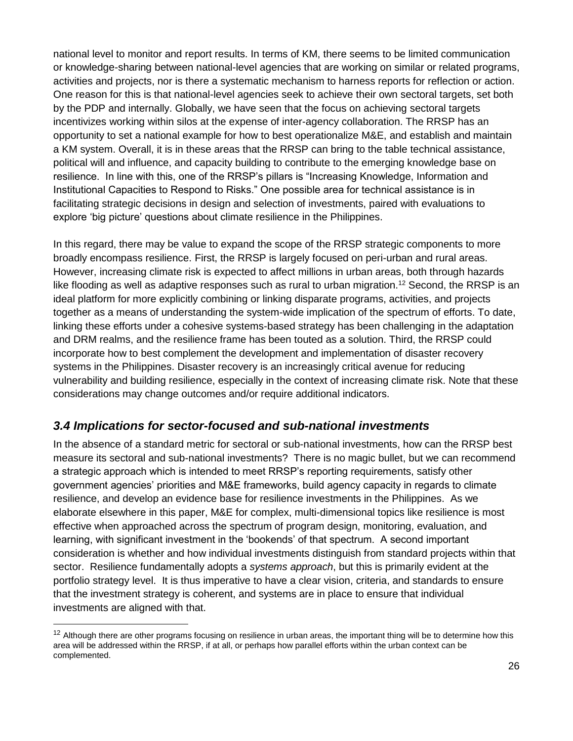national level to monitor and report results. In terms of KM, there seems to be limited communication or knowledge-sharing between national-level agencies that are working on similar or related programs, activities and projects, nor is there a systematic mechanism to harness reports for reflection or action. One reason for this is that national-level agencies seek to achieve their own sectoral targets, set both by the PDP and internally. Globally, we have seen that the focus on achieving sectoral targets incentivizes working within silos at the expense of inter-agency collaboration. The RRSP has an opportunity to set a national example for how to best operationalize M&E, and establish and maintain a KM system. Overall, it is in these areas that the RRSP can bring to the table technical assistance, political will and influence, and capacity building to contribute to the emerging knowledge base on resilience. In line with this, one of the RRSP's pillars is "Increasing Knowledge, Information and Institutional Capacities to Respond to Risks." One possible area for technical assistance is in facilitating strategic decisions in design and selection of investments, paired with evaluations to explore 'big picture' questions about climate resilience in the Philippines.

In this regard, there may be value to expand the scope of the RRSP strategic components to more broadly encompass resilience. First, the RRSP is largely focused on peri-urban and rural areas. However, increasing climate risk is expected to affect millions in urban areas, both through hazards like flooding as well as adaptive responses such as rural to urban migration.[12] Second, the RRSP is an ideal platform for more explicitly combining or linking disparate programs, activities, and projects together as a means of understanding the system-wide implication of the spectrum of efforts. To date, linking these efforts under a cohesive systems-based strategy has been challenging in the adaptation and DRM realms, and the resilience frame has been touted as a solution. Third, the RRSP could incorporate how to best complement the development and implementation of disaster recovery systems in the Philippines. Disaster recovery is an increasingly critical avenue for reducing vulnerability and building resilience, especially in the context of increasing climate risk. Note that these considerations may change outcomes and/or require additional indicators.

### *3.4 Implications for sector-focused and sub-national investments*

In the absence of a standard metric for sectoral or sub-national investments, how can the RRSP best measure its sectoral and sub-national investments? There is no magic bullet, but we can recommend a strategic approach which is intended to meet RRSP's reporting requirements, satisfy other government agencies' priorities and M&E frameworks, build agency capacity in regards to climate resilience, and develop an evidence base for resilience investments in the Philippines. As we elaborate elsewhere in this paper, M&E for complex, multi-dimensional topics like resilience is most effective when approached across the spectrum of program design, monitoring, evaluation, and learning, with significant investment in the 'bookends' of that spectrum. A second important consideration is whether and how individual investments distinguish from standard projects within that sector. Resilience fundamentally adopts a *systems approach*, but this is primarily evident at the portfolio strategy level. It is thus imperative to have a clear vision, criteria, and standards to ensure that the investment strategy is coherent, and systems are in place to ensure that individual investments are aligned with that.

[12] Although there are other programs focusing on resilience in urban areas, the important thing will be to determine how this area will be addressed within the RRSP, if at all, or perhaps how parallel efforts within the urban context can be complemented.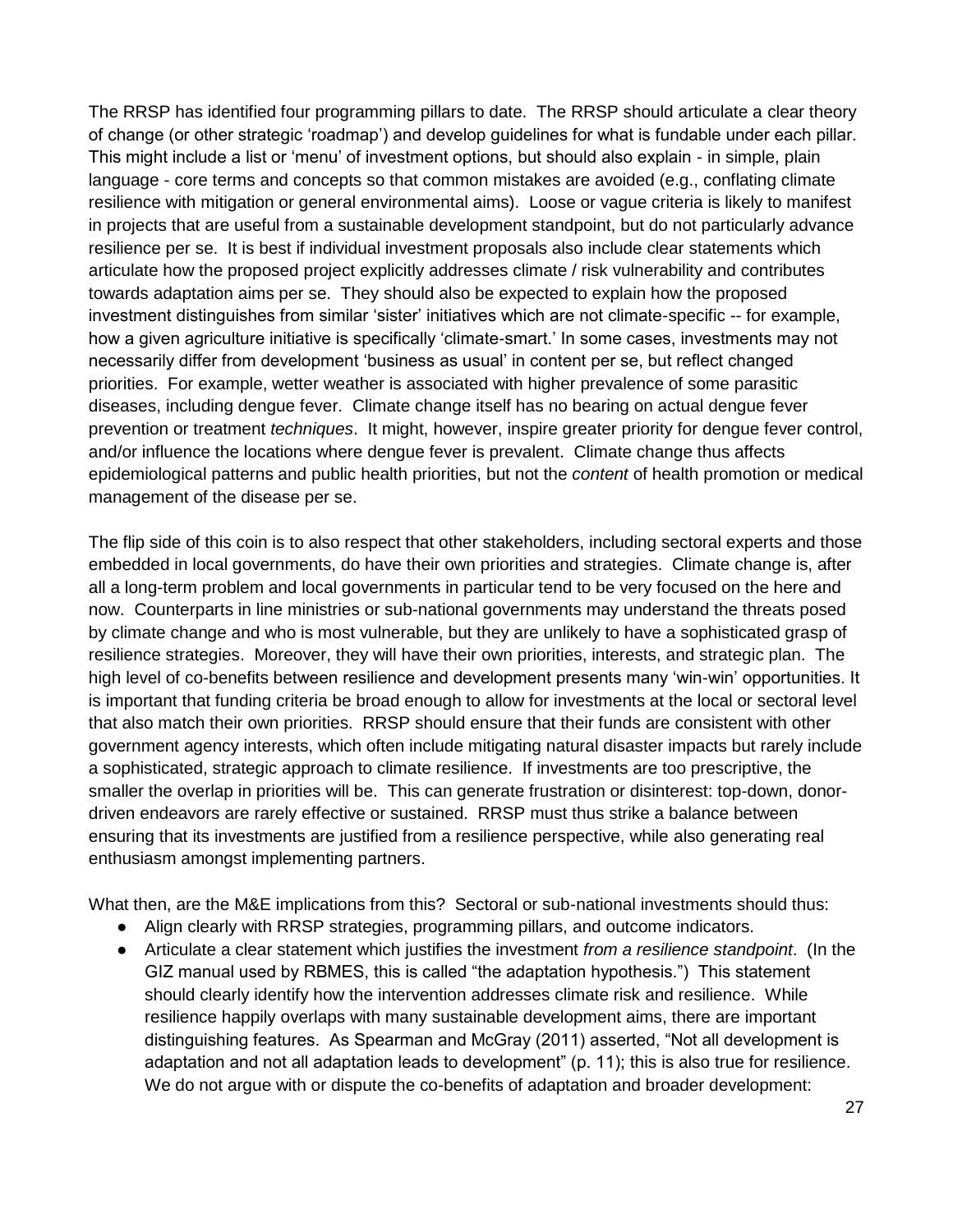The RRSP has identified four programming pillars to date. The RRSP should articulate a clear theory of change (or other strategic 'roadmap') and develop guidelines for what is fundable under each pillar. This might include a list or 'menu' of investment options, but should also explain - in simple, plain language - core terms and concepts so that common mistakes are avoided (e.g., conflating climate resilience with mitigation or general environmental aims). Loose or vague criteria is likely to manifest in projects that are useful from a sustainable development standpoint, but do not particularly advance resilience per se. It is best if individual investment proposals also include clear statements which articulate how the proposed project explicitly addresses climate / risk vulnerability and contributes towards adaptation aims per se. They should also be expected to explain how the proposed investment distinguishes from similar 'sister' initiatives which are not climate-specific -- for example, how a given agriculture initiative is specifically 'climate-smart.' In some cases, investments may not necessarily differ from development 'business as usual' in content per se, but reflect changed priorities. For example, wetter weather is associated with higher prevalence of some parasitic diseases, including dengue fever. Climate change itself has no bearing on actual dengue fever prevention or treatment *techniques*. It might, however, inspire greater priority for dengue fever control, and/or influence the locations where dengue fever is prevalent. Climate change thus affects epidemiological patterns and public health priorities, but not the *content* of health promotion or medical management of the disease per se.

The flip side of this coin is to also respect that other stakeholders, including sectoral experts and those embedded in local governments, do have their own priorities and strategies. Climate change is, after all a long-term problem and local governments in particular tend to be very focused on the here and now. Counterparts in line ministries or sub-national governments may understand the threats posed by climate change and who is most vulnerable, but they are unlikely to have a sophisticated grasp of resilience strategies. Moreover, they will have their own priorities, interests, and strategic plan. The high level of co-benefits between resilience and development presents many 'win-win' opportunities. It is important that funding criteria be broad enough to allow for investments at the local or sectoral level that also match their own priorities. RRSP should ensure that their funds are consistent with other government agency interests, which often include mitigating natural disaster impacts but rarely include a sophisticated, strategic approach to climate resilience. If investments are too prescriptive, the smaller the overlap in priorities will be. This can generate frustration or disinterest: top-down, donor-driven endeavors are rarely effective or sustained. RRSP must thus strike a balance between ensuring that its investments are justified from a resilience perspective, while also generating real enthusiasm amongst implementing partners.

What then, are the M&E implications from this? Sectoral or sub-national investments should thus:

- Align clearly with RRSP strategies, programming pillars, and outcome indicators.
- Articulate a clear statement which justifies the investment *from a resilience standpoint*. (In the GIZ manual used by RBMES, this is called "the adaptation hypothesis.") This statement should clearly identify how the intervention addresses climate risk and resilience. While resilience happily overlaps with many sustainable development aims, there are important distinguishing features. As Spearman and McGray (2011) asserted, "Not all development is adaptation and not all adaptation leads to development" (p. 11); this is also true for resilience. We do not argue with or dispute the co-benefits of adaptation and broader development: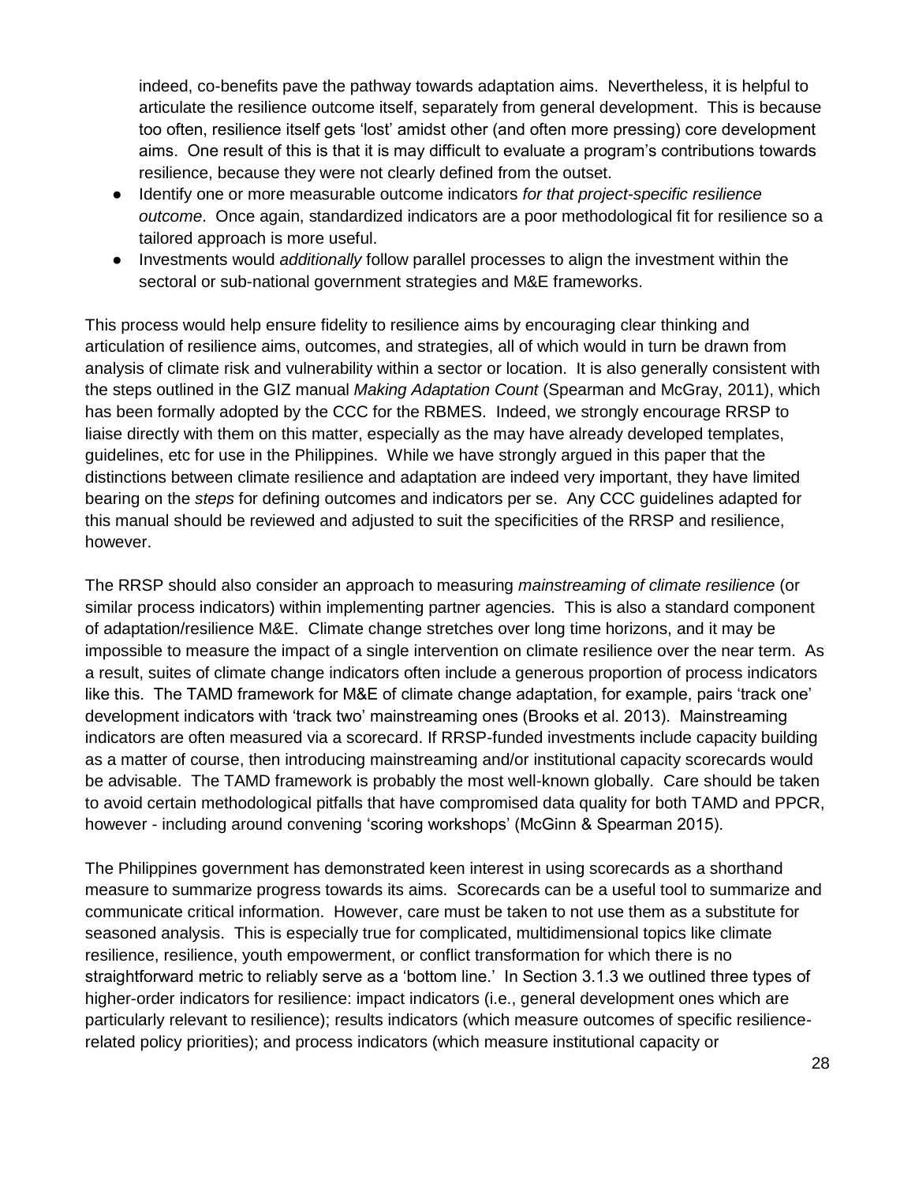indeed, co-benefits pave the pathway towards adaptation aims. Nevertheless, it is helpful to articulate the resilience outcome itself, separately from general development. This is because too often, resilience itself gets 'lost' amidst other (and often more pressing) core development aims. One result of this is that it is may difficult to evaluate a program's contributions towards resilience, because they were not clearly defined from the outset.

- Identify one or more measurable outcome indicators *for that project-specific resilience outcome*. Once again, standardized indicators are a poor methodological fit for resilience so a tailored approach is more useful.
- Investments would *additionally* follow parallel processes to align the investment within the sectoral or sub-national government strategies and M&E frameworks.

This process would help ensure fidelity to resilience aims by encouraging clear thinking and articulation of resilience aims, outcomes, and strategies, all of which would in turn be drawn from analysis of climate risk and vulnerability within a sector or location. It is also generally consistent with the steps outlined in the GIZ manual *Making Adaptation Count* (Spearman and McGray, 2011), which has been formally adopted by the CCC for the RBMES. Indeed, we strongly encourage RRSP to liaise directly with them on this matter, especially as the may have already developed templates, guidelines, etc for use in the Philippines. While we have strongly argued in this paper that the distinctions between climate resilience and adaptation are indeed very important, they have limited bearing on the *steps* for defining outcomes and indicators per se. Any CCC guidelines adapted for this manual should be reviewed and adjusted to suit the specificities of the RRSP and resilience, however.

The RRSP should also consider an approach to measuring *mainstreaming of climate resilience* (or similar process indicators) within implementing partner agencies. This is also a standard component of adaptation/resilience M&E. Climate change stretches over long time horizons, and it may be impossible to measure the impact of a single intervention on climate resilience over the near term. As a result, suites of climate change indicators often include a generous proportion of process indicators like this. The TAMD framework for M&E of climate change adaptation, for example, pairs 'track one' development indicators with 'track two' mainstreaming ones (Brooks et al. 2013). Mainstreaming indicators are often measured via a scorecard. If RRSP-funded investments include capacity building as a matter of course, then introducing mainstreaming and/or institutional capacity scorecards would be advisable. The TAMD framework is probably the most well-known globally. Care should be taken to avoid certain methodological pitfalls that have compromised data quality for both TAMD and PPCR, however - including around convening 'scoring workshops' (McGinn & Spearman 2015).

The Philippines government has demonstrated keen interest in using scorecards as a shorthand measure to summarize progress towards its aims. Scorecards can be a useful tool to summarize and communicate critical information. However, care must be taken to not use them as a substitute for seasoned analysis. This is especially true for complicated, multidimensional topics like climate resilience, resilience, youth empowerment, or conflict transformation for which there is no straightforward metric to reliably serve as a 'bottom line.' In Section 3.1.3 we outlined three types of higher-order indicators for resilience: impact indicators (i.e., general development ones which are particularly relevant to resilience); results indicators (which measure outcomes of specific resilience-related policy priorities); and process indicators (which measure institutional capacity or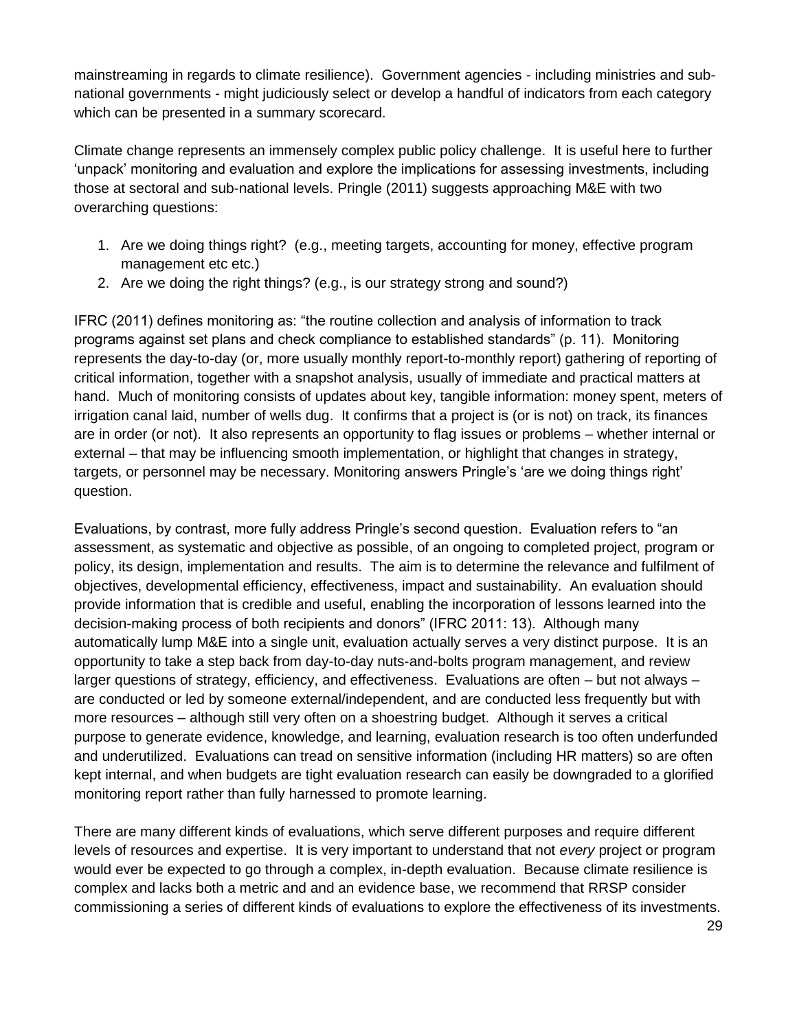mainstreaming in regards to climate resilience). Government agencies - including ministries and sub-national governments - might judiciously select or develop a handful of indicators from each category which can be presented in a summary scorecard.

Climate change represents an immensely complex public policy challenge. It is useful here to further 'unpack' monitoring and evaluation and explore the implications for assessing investments, including those at sectoral and sub-national levels. Pringle (2011) suggests approaching M&E with two overarching questions:

1. Are we doing things right? (e.g., meeting targets, accounting for money, effective program management etc etc.)
2. Are we doing the right things? (e.g., is our strategy strong and sound?)

IFRC (2011) defines monitoring as: "the routine collection and analysis of information to track programs against set plans and check compliance to established standards" (p. 11). Monitoring represents the day-to-day (or, more usually monthly report-to-monthly report) gathering of reporting of critical information, together with a snapshot analysis, usually of immediate and practical matters at hand. Much of monitoring consists of updates about key, tangible information: money spent, meters of irrigation canal laid, number of wells dug. It confirms that a project is (or is not) on track, its finances are in order (or not). It also represents an opportunity to flag issues or problems – whether internal or external – that may be influencing smooth implementation, or highlight that changes in strategy, targets, or personnel may be necessary. Monitoring answers Pringle's 'are we doing things right' question.

Evaluations, by contrast, more fully address Pringle's second question. Evaluation refers to "an assessment, as systematic and objective as possible, of an ongoing to completed project, program or policy, its design, implementation and results. The aim is to determine the relevance and fulfilment of objectives, developmental efficiency, effectiveness, impact and sustainability. An evaluation should provide information that is credible and useful, enabling the incorporation of lessons learned into the decision-making process of both recipients and donors" (IFRC 2011: 13). Although many automatically lump M&E into a single unit, evaluation actually serves a very distinct purpose. It is an opportunity to take a step back from day-to-day nuts-and-bolts program management, and review larger questions of strategy, efficiency, and effectiveness. Evaluations are often – but not always – are conducted or led by someone external/independent, and are conducted less frequently but with more resources – although still very often on a shoestring budget. Although it serves a critical purpose to generate evidence, knowledge, and learning, evaluation research is too often underfunded and underutilized. Evaluations can tread on sensitive information (including HR matters) so are often kept internal, and when budgets are tight evaluation research can easily be downgraded to a glorified monitoring report rather than fully harnessed to promote learning.

There are many different kinds of evaluations, which serve different purposes and require different levels of resources and expertise. It is very important to understand that not *every* project or program would ever be expected to go through a complex, in-depth evaluation. Because climate resilience is complex and lacks both a metric and and an evidence base, we recommend that RRSP consider commissioning a series of different kinds of evaluations to explore the effectiveness of its investments.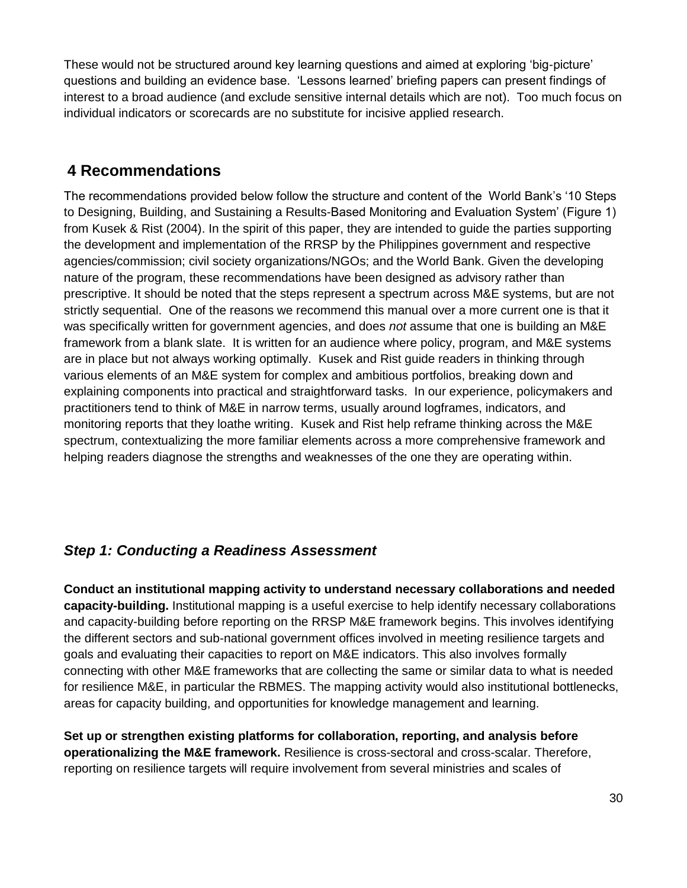These would not be structured around key learning questions and aimed at exploring 'big-picture' questions and building an evidence base. 'Lessons learned' briefing papers can present findings of interest to a broad audience (and exclude sensitive internal details which are not). Too much focus on individual indicators or scorecards are no substitute for incisive applied research.

## 4 Recommendations

The recommendations provided below follow the structure and content of the World Bank's '10 Steps to Designing, Building, and Sustaining a Results-Based Monitoring and Evaluation System' (Figure 1) from Kusek & Rist (2004). In the spirit of this paper, they are intended to guide the parties supporting the development and implementation of the RRSP by the Philippines government and respective agencies/commission; civil society organizations/NGOs; and the World Bank. Given the developing nature of the program, these recommendations have been designed as advisory rather than prescriptive. It should be noted that the steps represent a spectrum across M&E systems, but are not strictly sequential. One of the reasons we recommend this manual over a more current one is that it was specifically written for government agencies, and does *not* assume that one is building an M&E framework from a blank slate. It is written for an audience where policy, program, and M&E systems are in place but not always working optimally. Kusek and Rist guide readers in thinking through various elements of an M&E system for complex and ambitious portfolios, breaking down and explaining components into practical and straightforward tasks. In our experience, policymakers and practitioners tend to think of M&E in narrow terms, usually around logframes, indicators, and monitoring reports that they loathe writing. Kusek and Rist help reframe thinking across the M&E spectrum, contextualizing the more familiar elements across a more comprehensive framework and helping readers diagnose the strengths and weaknesses of the one they are operating within.

### *Step 1: Conducting a Readiness Assessment*

**Conduct an institutional mapping activity to understand necessary collaborations and needed capacity-building.** Institutional mapping is a useful exercise to help identify necessary collaborations and capacity-building before reporting on the RRSP M&E framework begins. This involves identifying the different sectors and sub-national government offices involved in meeting resilience targets and goals and evaluating their capacities to report on M&E indicators. This also involves formally connecting with other M&E frameworks that are collecting the same or similar data to what is needed for resilience M&E, in particular the RBMES. The mapping activity would also institutional bottlenecks, areas for capacity building, and opportunities for knowledge management and learning.

**Set up or strengthen existing platforms for collaboration, reporting, and analysis before operationalizing the M&E framework.** Resilience is cross-sectoral and cross-scalar. Therefore, reporting on resilience targets will require involvement from several ministries and scales of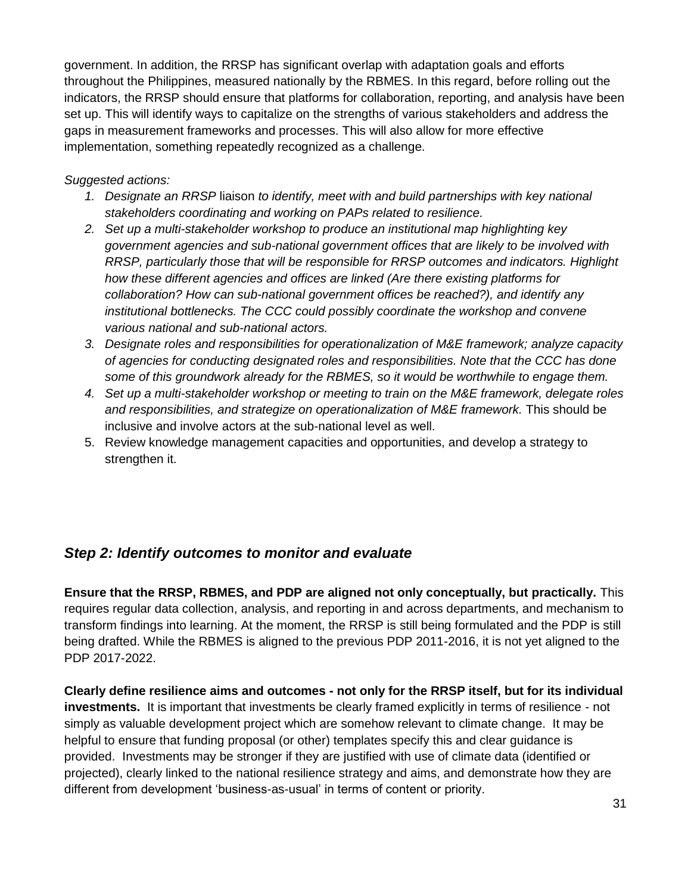government. In addition, the RRSP has significant overlap with adaptation goals and efforts throughout the Philippines, measured nationally by the RBMES. In this regard, before rolling out the indicators, the RRSP should ensure that platforms for collaboration, reporting, and analysis have been set up. This will identify ways to capitalize on the strengths of various stakeholders and address the gaps in measurement frameworks and processes. This will also allow for more effective implementation, something repeatedly recognized as a challenge.

*Suggested actions:*

1. *Designate an RRSP* liaison *to identify, meet with and build partnerships with key national stakeholders coordinating and working on PAPs related to resilience.*
2. *Set up a multi-stakeholder workshop to produce an institutional map highlighting key government agencies and sub-national government offices that are likely to be involved with RRSP, particularly those that will be responsible for RRSP outcomes and indicators. Highlight how these different agencies and offices are linked (Are there existing platforms for collaboration? How can sub-national government offices be reached?), and identify any institutional bottlenecks. The CCC could possibly coordinate the workshop and convene various national and sub-national actors.*
3. *Designate roles and responsibilities for operationalization of M&E framework; analyze capacity of agencies for conducting designated roles and responsibilities. Note that the CCC has done some of this groundwork already for the RBMES, so it would be worthwhile to engage them.*
4. *Set up a multi-stakeholder workshop or meeting to train on the M&E framework, delegate roles and responsibilities, and strategize on operationalization of M&E framework.* This should be inclusive and involve actors at the sub-national level as well.
5. Review knowledge management capacities and opportunities, and develop a strategy to strengthen it.

## *Step 2: Identify outcomes to monitor and evaluate*

**Ensure that the RRSP, RBMES, and PDP are aligned not only conceptually, but practically.** This requires regular data collection, analysis, and reporting in and across departments, and mechanism to transform findings into learning. At the moment, the RRSP is still being formulated and the PDP is still being drafted. While the RBMES is aligned to the previous PDP 2011-2016, it is not yet aligned to the PDP 2017-2022.

**Clearly define resilience aims and outcomes - not only for the RRSP itself, but for its individual investments.** It is important that investments be clearly framed explicitly in terms of resilience - not simply as valuable development project which are somehow relevant to climate change. It may be helpful to ensure that funding proposal (or other) templates specify this and clear guidance is provided. Investments may be stronger if they are justified with use of climate data (identified or projected), clearly linked to the national resilience strategy and aims, and demonstrate how they are different from development 'business-as-usual' in terms of content or priority.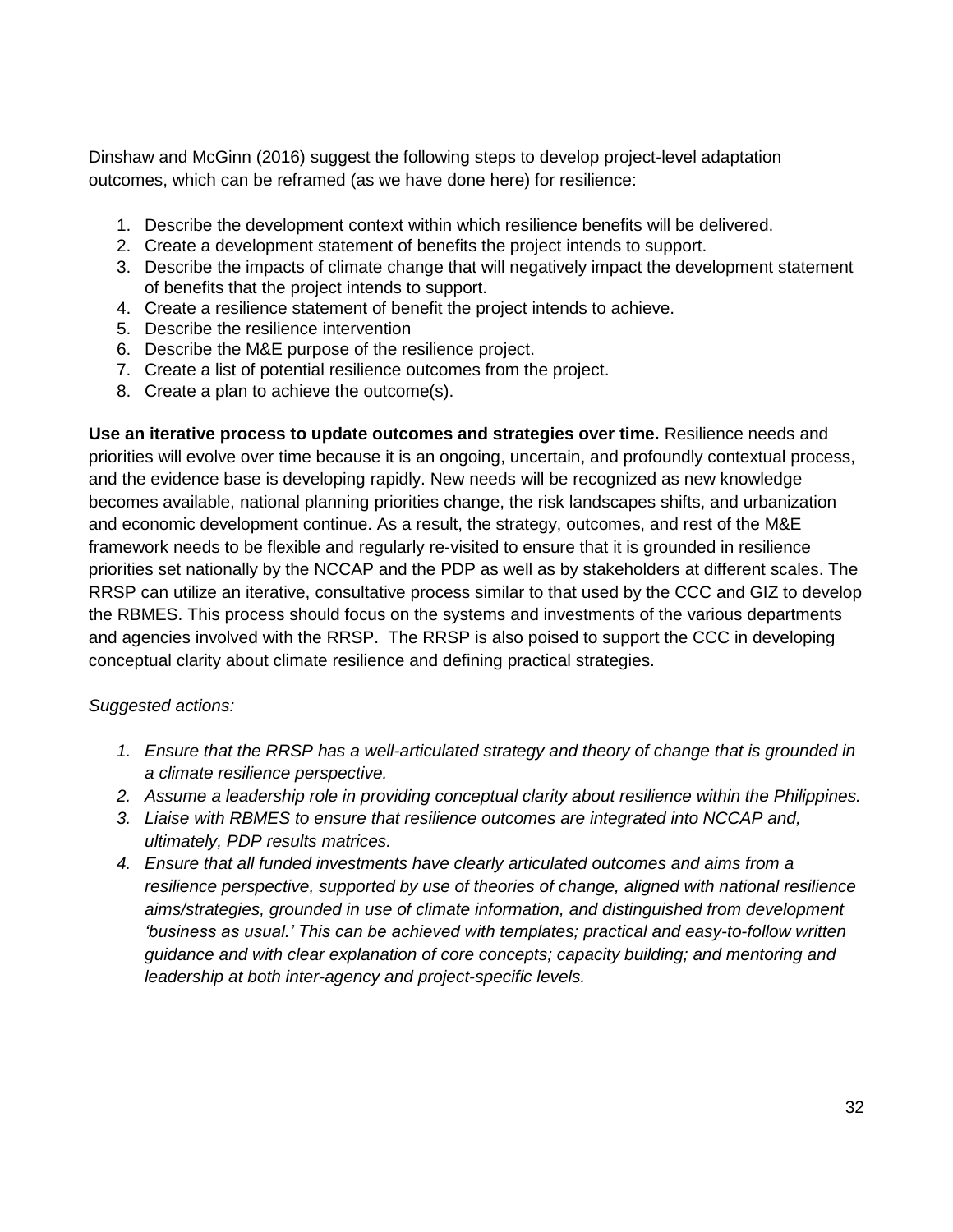Dinshaw and McGinn (2016) suggest the following steps to develop project-level adaptation outcomes, which can be reframed (as we have done here) for resilience:

1. Describe the development context within which resilience benefits will be delivered.
2. Create a development statement of benefits the project intends to support.
3. Describe the impacts of climate change that will negatively impact the development statement of benefits that the project intends to support.
4. Create a resilience statement of benefit the project intends to achieve.
5. Describe the resilience intervention
6. Describe the M&E purpose of the resilience project.
7. Create a list of potential resilience outcomes from the project.
8. Create a plan to achieve the outcome(s).

**Use an iterative process to update outcomes and strategies over time.** Resilience needs and priorities will evolve over time because it is an ongoing, uncertain, and profoundly contextual process, and the evidence base is developing rapidly. New needs will be recognized as new knowledge becomes available, national planning priorities change, the risk landscapes shifts, and urbanization and economic development continue. As a result, the strategy, outcomes, and rest of the M&E framework needs to be flexible and regularly re-visited to ensure that it is grounded in resilience priorities set nationally by the NCCAP and the PDP as well as by stakeholders at different scales. The RRSP can utilize an iterative, consultative process similar to that used by the CCC and GIZ to develop the RBMES. This process should focus on the systems and investments of the various departments and agencies involved with the RRSP. The RRSP is also poised to support the CCC in developing conceptual clarity about climate resilience and defining practical strategies.

*Suggested actions:*

1. *Ensure that the RRSP has a well-articulated strategy and theory of change that is grounded in a climate resilience perspective.*
2. *Assume a leadership role in providing conceptual clarity about resilience within the Philippines.*
3. *Liaise with RBMES to ensure that resilience outcomes are integrated into NCCAP and, ultimately, PDP results matrices.*
4. *Ensure that all funded investments have clearly articulated outcomes and aims from a resilience perspective, supported by use of theories of change, aligned with national resilience aims/strategies, grounded in use of climate information, and distinguished from development 'business as usual.' This can be achieved with templates; practical and easy-to-follow written guidance and with clear explanation of core concepts; capacity building; and mentoring and leadership at both inter-agency and project-specific levels.*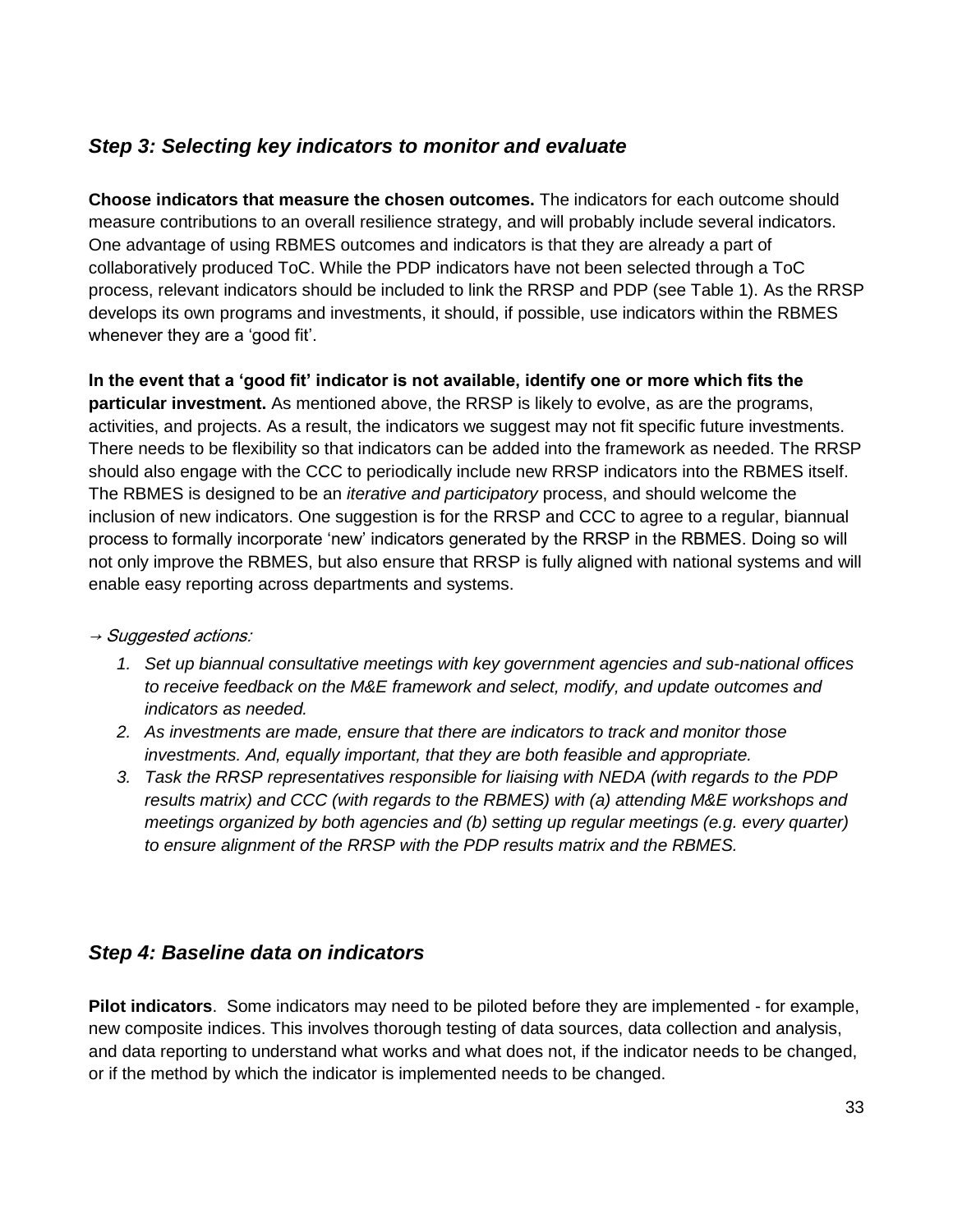### *Step 3: Selecting key indicators to monitor and evaluate*

**Choose indicators that measure the chosen outcomes.** The indicators for each outcome should measure contributions to an overall resilience strategy, and will probably include several indicators. One advantage of using RBMES outcomes and indicators is that they are already a part of collaboratively produced ToC. While the PDP indicators have not been selected through a ToC process, relevant indicators should be included to link the RRSP and PDP (see Table 1). As the RRSP develops its own programs and investments, it should, if possible, use indicators within the RBMES whenever they are a 'good fit'.

**In the event that a 'good fit' indicator is not available, identify one or more which fits the particular investment.** As mentioned above, the RRSP is likely to evolve, as are the programs, activities, and projects. As a result, the indicators we suggest may not fit specific future investments. There needs to be flexibility so that indicators can be added into the framework as needed. The RRSP should also engage with the CCC to periodically include new RRSP indicators into the RBMES itself. The RBMES is designed to be an *iterative and participatory* process, and should welcome the inclusion of new indicators. One suggestion is for the RRSP and CCC to agree to a regular, biannual process to formally incorporate 'new' indicators generated by the RRSP in the RBMES. Doing so will not only improve the RBMES, but also ensure that RRSP is fully aligned with national systems and will enable easy reporting across departments and systems.

→ *Suggested actions:*

1. *Set up biannual consultative meetings with key government agencies and sub-national offices to receive feedback on the M&E framework and select, modify, and update outcomes and indicators as needed.*
2. *As investments are made, ensure that there are indicators to track and monitor those investments. And, equally important, that they are both feasible and appropriate.*
3. *Task the RRSP representatives responsible for liaising with NEDA (with regards to the PDP results matrix) and CCC (with regards to the RBMES) with (a) attending M&E workshops and meetings organized by both agencies and (b) setting up regular meetings (e.g. every quarter) to ensure alignment of the RRSP with the PDP results matrix and the RBMES.*

### *Step 4: Baseline data on indicators*

**Pilot indicators**. Some indicators may need to be piloted before they are implemented - for example, new composite indices. This involves thorough testing of data sources, data collection and analysis, and data reporting to understand what works and what does not, if the indicator needs to be changed, or if the method by which the indicator is implemented needs to be changed.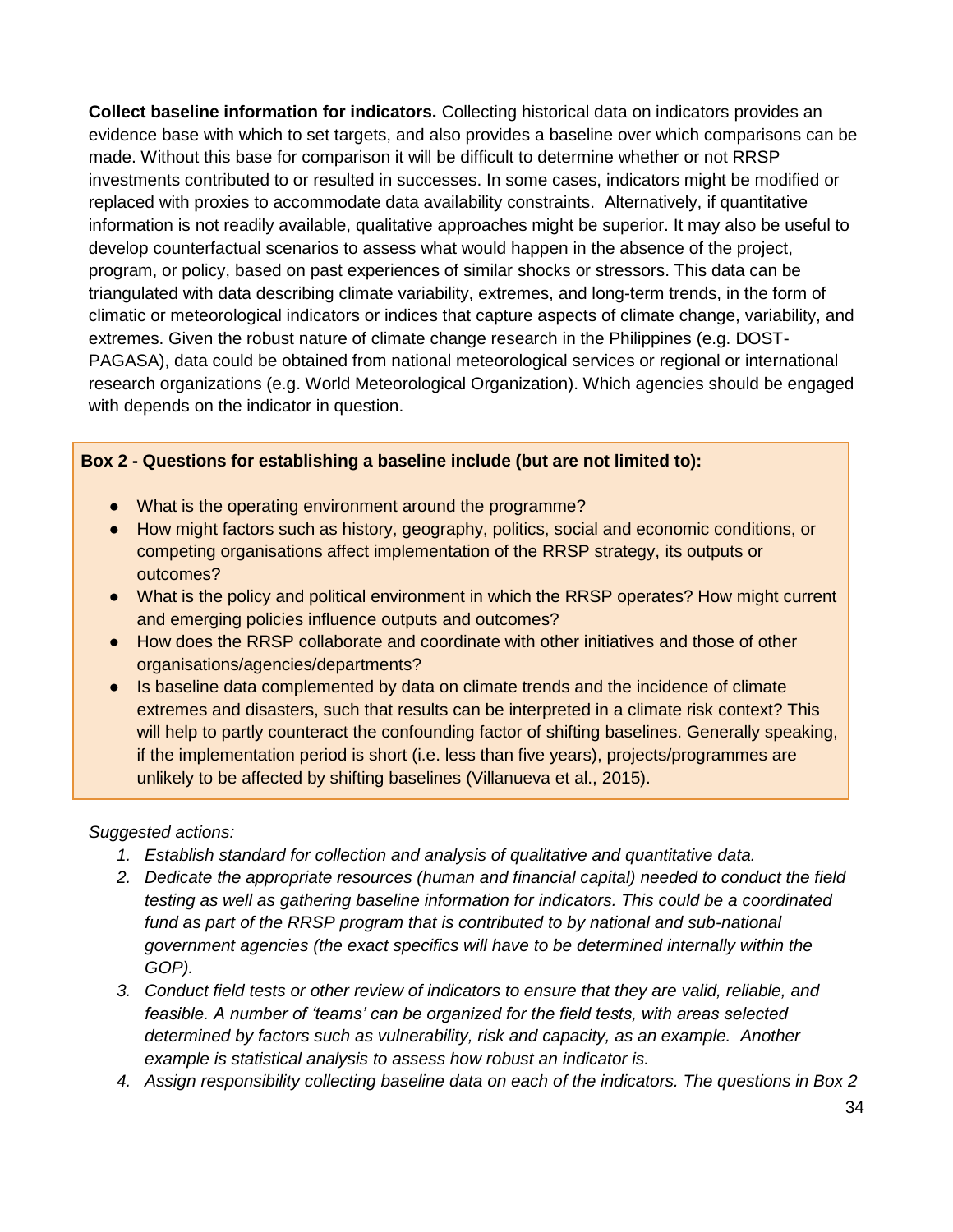**Collect baseline information for indicators.** Collecting historical data on indicators provides an evidence base with which to set targets, and also provides a baseline over which comparisons can be made. Without this base for comparison it will be difficult to determine whether or not RRSP investments contributed to or resulted in successes. In some cases, indicators might be modified or replaced with proxies to accommodate data availability constraints. Alternatively, if quantitative information is not readily available, qualitative approaches might be superior. It may also be useful to develop counterfactual scenarios to assess what would happen in the absence of the project, program, or policy, based on past experiences of similar shocks or stressors. This data can be triangulated with data describing climate variability, extremes, and long-term trends, in the form of climatic or meteorological indicators or indices that capture aspects of climate change, variability, and extremes. Given the robust nature of climate change research in the Philippines (e.g. DOST-PAGASA), data could be obtained from national meteorological services or regional or international research organizations (e.g. World Meteorological Organization). Which agencies should be engaged with depends on the indicator in question.

**Box 2 - Questions for establishing a baseline include (but are not limited to):**

- What is the operating environment around the programme?
- How might factors such as history, geography, politics, social and economic conditions, or competing organisations affect implementation of the RRSP strategy, its outputs or outcomes?
- What is the policy and political environment in which the RRSP operates? How might current and emerging policies influence outputs and outcomes?
- How does the RRSP collaborate and coordinate with other initiatives and those of other organisations/agencies/departments?
- Is baseline data complemented by data on climate trends and the incidence of climate extremes and disasters, such that results can be interpreted in a climate risk context? This will help to partly counteract the confounding factor of shifting baselines. Generally speaking, if the implementation period is short (i.e. less than five years), projects/programmes are unlikely to be affected by shifting baselines (Villanueva et al., 2015).

*Suggested actions:*

1. *Establish standard for collection and analysis of qualitative and quantitative data.*
2. *Dedicate the appropriate resources (human and financial capital) needed to conduct the field testing as well as gathering baseline information for indicators. This could be a coordinated fund as part of the RRSP program that is contributed to by national and sub-national government agencies (the exact specifics will have to be determined internally within the GOP).*
3. *Conduct field tests or other review of indicators to ensure that they are valid, reliable, and feasible. A number of 'teams' can be organized for the field tests, with areas selected determined by factors such as vulnerability, risk and capacity, as an example. Another example is statistical analysis to assess how robust an indicator is.*
4. *Assign responsibility collecting baseline data on each of the indicators. The questions in Box 2*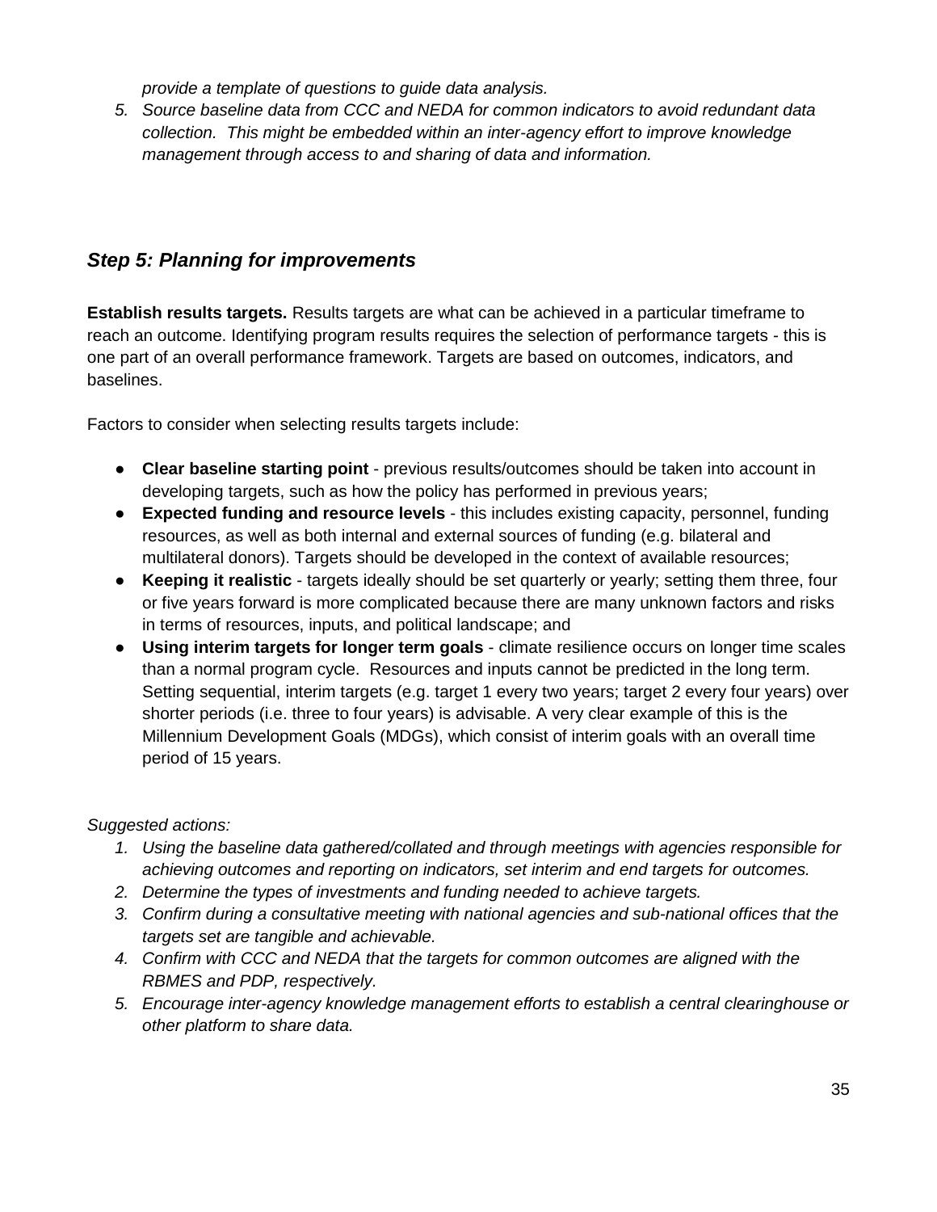*provide a template of questions to guide data analysis.*

5. *Source baseline data from CCC and NEDA for common indicators to avoid redundant data collection. This might be embedded within an inter-agency effort to improve knowledge management through access to and sharing of data and information.*

### *Step 5: Planning for improvements*

**Establish results targets.** Results targets are what can be achieved in a particular timeframe to reach an outcome. Identifying program results requires the selection of performance targets - this is one part of an overall performance framework. Targets are based on outcomes, indicators, and baselines.

Factors to consider when selecting results targets include:

- **Clear baseline starting point** - previous results/outcomes should be taken into account in developing targets, such as how the policy has performed in previous years;
- **Expected funding and resource levels** - this includes existing capacity, personnel, funding resources, as well as both internal and external sources of funding (e.g. bilateral and multilateral donors). Targets should be developed in the context of available resources;
- **Keeping it realistic** - targets ideally should be set quarterly or yearly; setting them three, four or five years forward is more complicated because there are many unknown factors and risks in terms of resources, inputs, and political landscape; and
- **Using interim targets for longer term goals** - climate resilience occurs on longer time scales than a normal program cycle. Resources and inputs cannot be predicted in the long term. Setting sequential, interim targets (e.g. target 1 every two years; target 2 every four years) over shorter periods (i.e. three to four years) is advisable. A very clear example of this is the Millennium Development Goals (MDGs), which consist of interim goals with an overall time period of 15 years.

*Suggested actions:*

1. *Using the baseline data gathered/collated and through meetings with agencies responsible for achieving outcomes and reporting on indicators, set interim and end targets for outcomes.*
2. *Determine the types of investments and funding needed to achieve targets.*
3. *Confirm during a consultative meeting with national agencies and sub-national offices that the targets set are tangible and achievable.*
4. *Confirm with CCC and NEDA that the targets for common outcomes are aligned with the RBMES and PDP, respectively.*
5. *Encourage inter-agency knowledge management efforts to establish a central clearinghouse or other platform to share data.*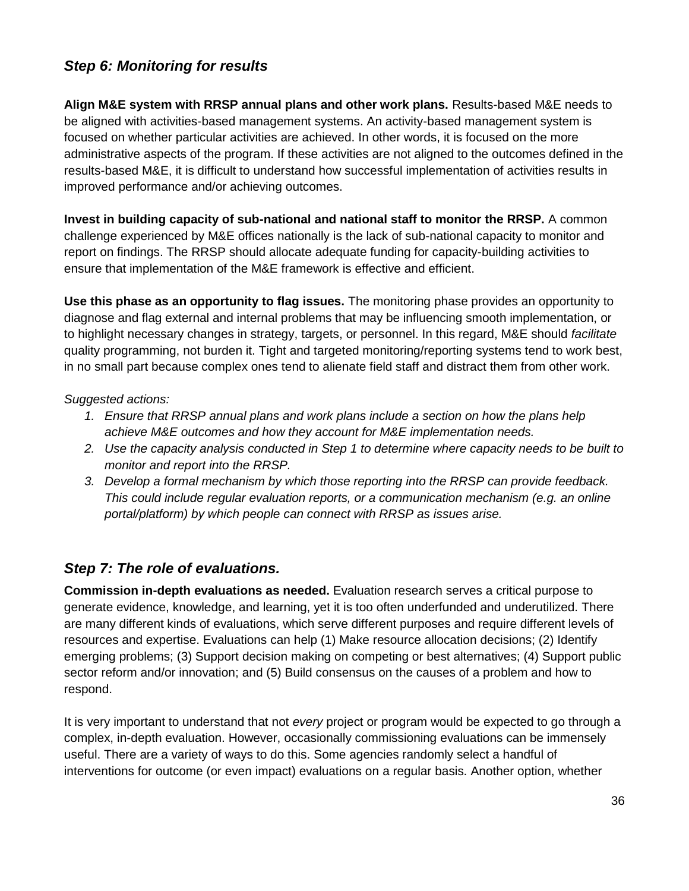### *Step 6: Monitoring for results*

**Align M&E system with RRSP annual plans and other work plans.** Results-based M&E needs to be aligned with activities-based management systems. An activity-based management system is focused on whether particular activities are achieved. In other words, it is focused on the more administrative aspects of the program. If these activities are not aligned to the outcomes defined in the results-based M&E, it is difficult to understand how successful implementation of activities results in improved performance and/or achieving outcomes.

**Invest in building capacity of sub-national and national staff to monitor the RRSP.** A common challenge experienced by M&E offices nationally is the lack of sub-national capacity to monitor and report on findings. The RRSP should allocate adequate funding for capacity-building activities to ensure that implementation of the M&E framework is effective and efficient.

**Use this phase as an opportunity to flag issues.** The monitoring phase provides an opportunity to diagnose and flag external and internal problems that may be influencing smooth implementation, or to highlight necessary changes in strategy, targets, or personnel. In this regard, M&E should *facilitate* quality programming, not burden it. Tight and targeted monitoring/reporting systems tend to work best, in no small part because complex ones tend to alienate field staff and distract them from other work.

*Suggested actions:*

1. *Ensure that RRSP annual plans and work plans include a section on how the plans help achieve M&E outcomes and how they account for M&E implementation needs.*
2. *Use the capacity analysis conducted in Step 1 to determine where capacity needs to be built to monitor and report into the RRSP.*
3. *Develop a formal mechanism by which those reporting into the RRSP can provide feedback. This could include regular evaluation reports, or a communication mechanism (e.g. an online portal/platform) by which people can connect with RRSP as issues arise.*

### *Step 7: The role of evaluations.*

**Commission in-depth evaluations as needed.** Evaluation research serves a critical purpose to generate evidence, knowledge, and learning, yet it is too often underfunded and underutilized. There are many different kinds of evaluations, which serve different purposes and require different levels of resources and expertise. Evaluations can help (1) Make resource allocation decisions; (2) Identify emerging problems; (3) Support decision making on competing or best alternatives; (4) Support public sector reform and/or innovation; and (5) Build consensus on the causes of a problem and how to respond.

It is very important to understand that not *every* project or program would be expected to go through a complex, in-depth evaluation. However, occasionally commissioning evaluations can be immensely useful. There are a variety of ways to do this. Some agencies randomly select a handful of interventions for outcome (or even impact) evaluations on a regular basis. Another option, whether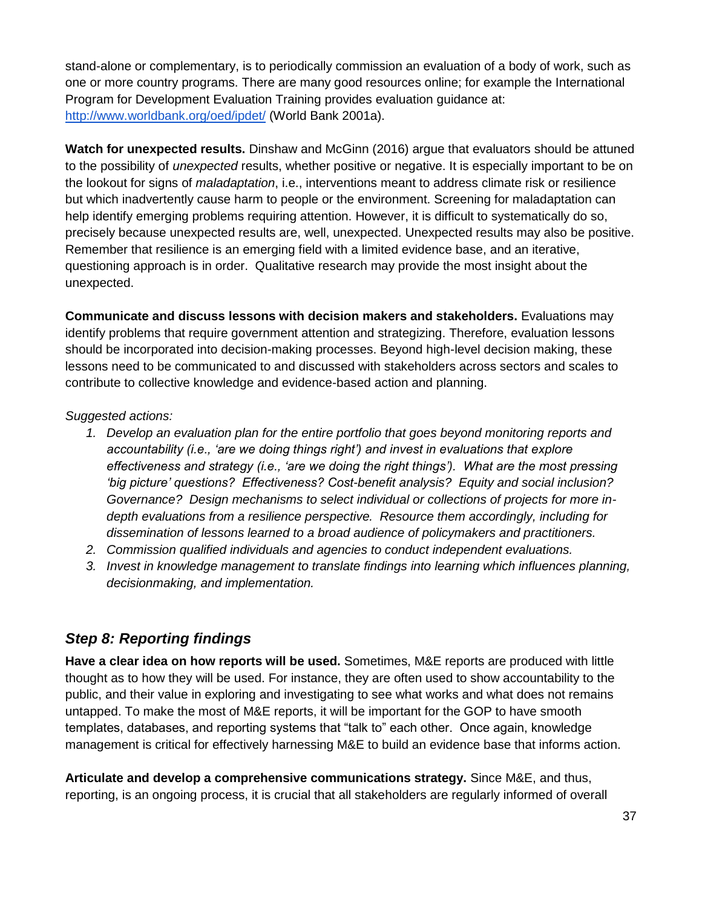stand-alone or complementary, is to periodically commission an evaluation of a body of work, such as one or more country programs. There are many good resources online; for example the International Program for Development Evaluation Training provides evaluation guidance at: [http://www.worldbank.org/oed/ipdet/](http://www.worldbank.org/oed/ipdet/) (World Bank 2001a).

**Watch for unexpected results.** Dinshaw and McGinn (2016) argue that evaluators should be attuned to the possibility of *unexpected* results, whether positive or negative. It is especially important to be on the lookout for signs of *maladaptation*, i.e., interventions meant to address climate risk or resilience but which inadvertently cause harm to people or the environment. Screening for maladaptation can help identify emerging problems requiring attention. However, it is difficult to systematically do so, precisely because unexpected results are, well, unexpected. Unexpected results may also be positive. Remember that resilience is an emerging field with a limited evidence base, and an iterative, questioning approach is in order. Qualitative research may provide the most insight about the unexpected.

**Communicate and discuss lessons with decision makers and stakeholders.** Evaluations may identify problems that require government attention and strategizing. Therefore, evaluation lessons should be incorporated into decision-making processes. Beyond high-level decision making, these lessons need to be communicated to and discussed with stakeholders across sectors and scales to contribute to collective knowledge and evidence-based action and planning.

*Suggested actions:*

1. *Develop an evaluation plan for the entire portfolio that goes beyond monitoring reports and accountability (i.e., 'are we doing things right') and invest in evaluations that explore effectiveness and strategy (i.e., 'are we doing the right things'). What are the most pressing 'big picture' questions? Effectiveness? Cost-benefit analysis? Equity and social inclusion? Governance? Design mechanisms to select individual or collections of projects for more in-depth evaluations from a resilience perspective. Resource them accordingly, including for dissemination of lessons learned to a broad audience of policymakers and practitioners.*
2. *Commission qualified individuals and agencies to conduct independent evaluations.*
3. *Invest in knowledge management to translate findings into learning which influences planning, decisionmaking, and implementation.*

## *Step 8: Reporting findings*

**Have a clear idea on how reports will be used.** Sometimes, M&E reports are produced with little thought as to how they will be used. For instance, they are often used to show accountability to the public, and their value in exploring and investigating to see what works and what does not remains untapped. To make the most of M&E reports, it will be important for the GOP to have smooth templates, databases, and reporting systems that "talk to" each other. Once again, knowledge management is critical for effectively harnessing M&E to build an evidence base that informs action.

**Articulate and develop a comprehensive communications strategy.** Since M&E, and thus, reporting, is an ongoing process, it is crucial that all stakeholders are regularly informed of overall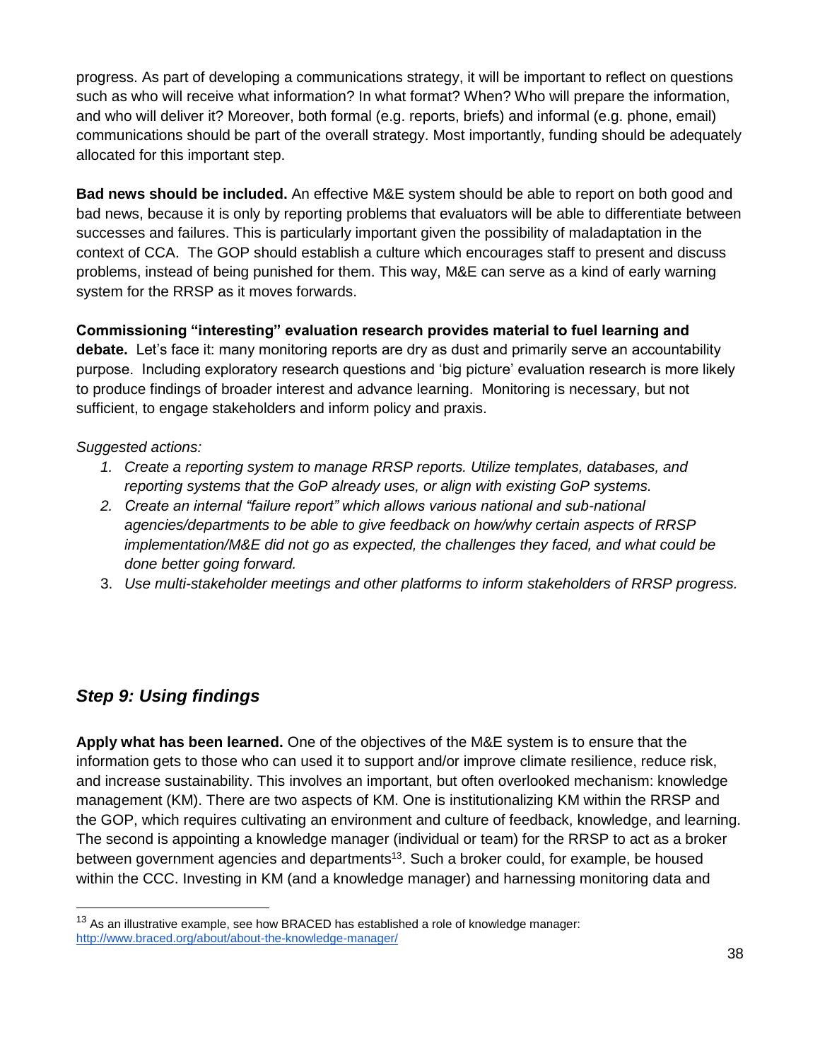progress. As part of developing a communications strategy, it will be important to reflect on questions such as who will receive what information? In what format? When? Who will prepare the information, and who will deliver it? Moreover, both formal (e.g. reports, briefs) and informal (e.g. phone, email) communications should be part of the overall strategy. Most importantly, funding should be adequately allocated for this important step.

**Bad news should be included.** An effective M&E system should be able to report on both good and bad news, because it is only by reporting problems that evaluators will be able to differentiate between successes and failures. This is particularly important given the possibility of maladaptation in the context of CCA. The GOP should establish a culture which encourages staff to present and discuss problems, instead of being punished for them. This way, M&E can serve as a kind of early warning system for the RRSP as it moves forwards.

**Commissioning "interesting" evaluation research provides material to fuel learning and debate.** Let's face it: many monitoring reports are dry as dust and primarily serve an accountability purpose. Including exploratory research questions and 'big picture' evaluation research is more likely to produce findings of broader interest and advance learning. Monitoring is necessary, but not sufficient, to engage stakeholders and inform policy and praxis.

*Suggested actions:*

1. *Create a reporting system to manage RRSP reports. Utilize templates, databases, and reporting systems that the GoP already uses, or align with existing GoP systems.*
2. *Create an internal "failure report" which allows various national and sub-national agencies/departments to be able to give feedback on how/why certain aspects of RRSP implementation/M&E did not go as expected, the challenges they faced, and what could be done better going forward.*
3. *Use multi-stakeholder meetings and other platforms to inform stakeholders of RRSP progress.*

## *Step 9: Using findings*

**Apply what has been learned.** One of the objectives of the M&E system is to ensure that the information gets to those who can used it to support and/or improve climate resilience, reduce risk, and increase sustainability. This involves an important, but often overlooked mechanism: knowledge management (KM). There are two aspects of KM. One is institutionalizing KM within the RRSP and the GOP, which requires cultivating an environment and culture of feedback, knowledge, and learning. The second is appointing a knowledge manager (individual or team) for the RRSP to act as a broker between government agencies and departments[13]. Such a broker could, for example, be housed within the CCC. Investing in KM (and a knowledge manager) and harnessing monitoring data and

[13] As an illustrative example, see how BRACED has established a role of knowledge manager: http://www.braced.org/about/about-the-knowledge-manager/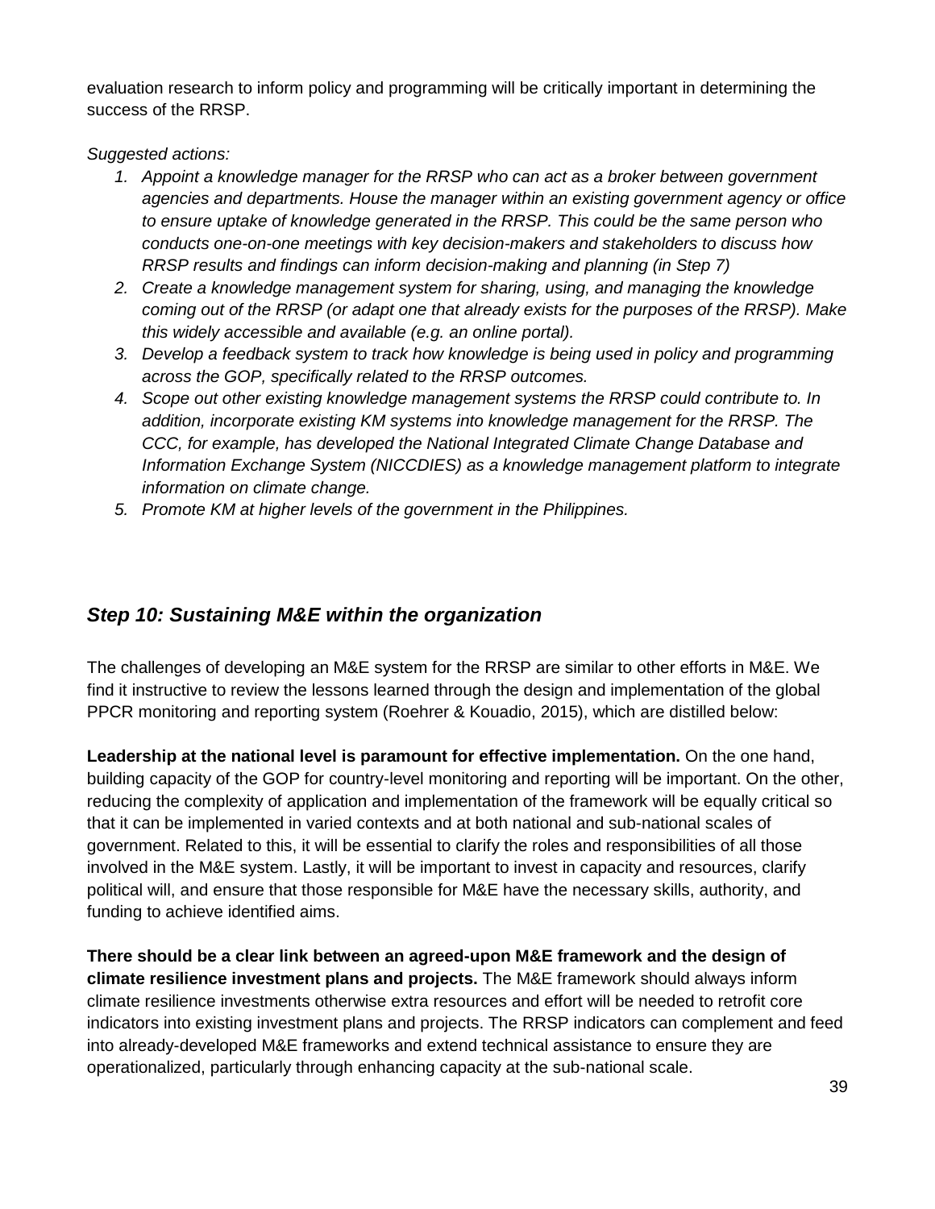evaluation research to inform policy and programming will be critically important in determining the success of the RRSP.

*Suggested actions:*

1. *Appoint a knowledge manager for the RRSP who can act as a broker between government agencies and departments. House the manager within an existing government agency or office to ensure uptake of knowledge generated in the RRSP. This could be the same person who conducts one-on-one meetings with key decision-makers and stakeholders to discuss how RRSP results and findings can inform decision-making and planning (in Step 7)*
2. *Create a knowledge management system for sharing, using, and managing the knowledge coming out of the RRSP (or adapt one that already exists for the purposes of the RRSP). Make this widely accessible and available (e.g. an online portal).*
3. *Develop a feedback system to track how knowledge is being used in policy and programming across the GOP, specifically related to the RRSP outcomes.*
4. *Scope out other existing knowledge management systems the RRSP could contribute to. In addition, incorporate existing KM systems into knowledge management for the RRSP. The CCC, for example, has developed the National Integrated Climate Change Database and Information Exchange System (NICCDIES) as a knowledge management platform to integrate information on climate change.*
5. *Promote KM at higher levels of the government in the Philippines.*

## *Step 10: Sustaining M&E within the organization*

The challenges of developing an M&E system for the RRSP are similar to other efforts in M&E. We find it instructive to review the lessons learned through the design and implementation of the global PPCR monitoring and reporting system (Roehrer & Kouadio, 2015), which are distilled below:

**Leadership at the national level is paramount for effective implementation.** On the one hand, building capacity of the GOP for country-level monitoring and reporting will be important. On the other, reducing the complexity of application and implementation of the framework will be equally critical so that it can be implemented in varied contexts and at both national and sub-national scales of government. Related to this, it will be essential to clarify the roles and responsibilities of all those involved in the M&E system. Lastly, it will be important to invest in capacity and resources, clarify political will, and ensure that those responsible for M&E have the necessary skills, authority, and funding to achieve identified aims.

**There should be a clear link between an agreed-upon M&E framework and the design of climate resilience investment plans and projects.** The M&E framework should always inform climate resilience investments otherwise extra resources and effort will be needed to retrofit core indicators into existing investment plans and projects. The RRSP indicators can complement and feed into already-developed M&E frameworks and extend technical assistance to ensure they are operationalized, particularly through enhancing capacity at the sub-national scale.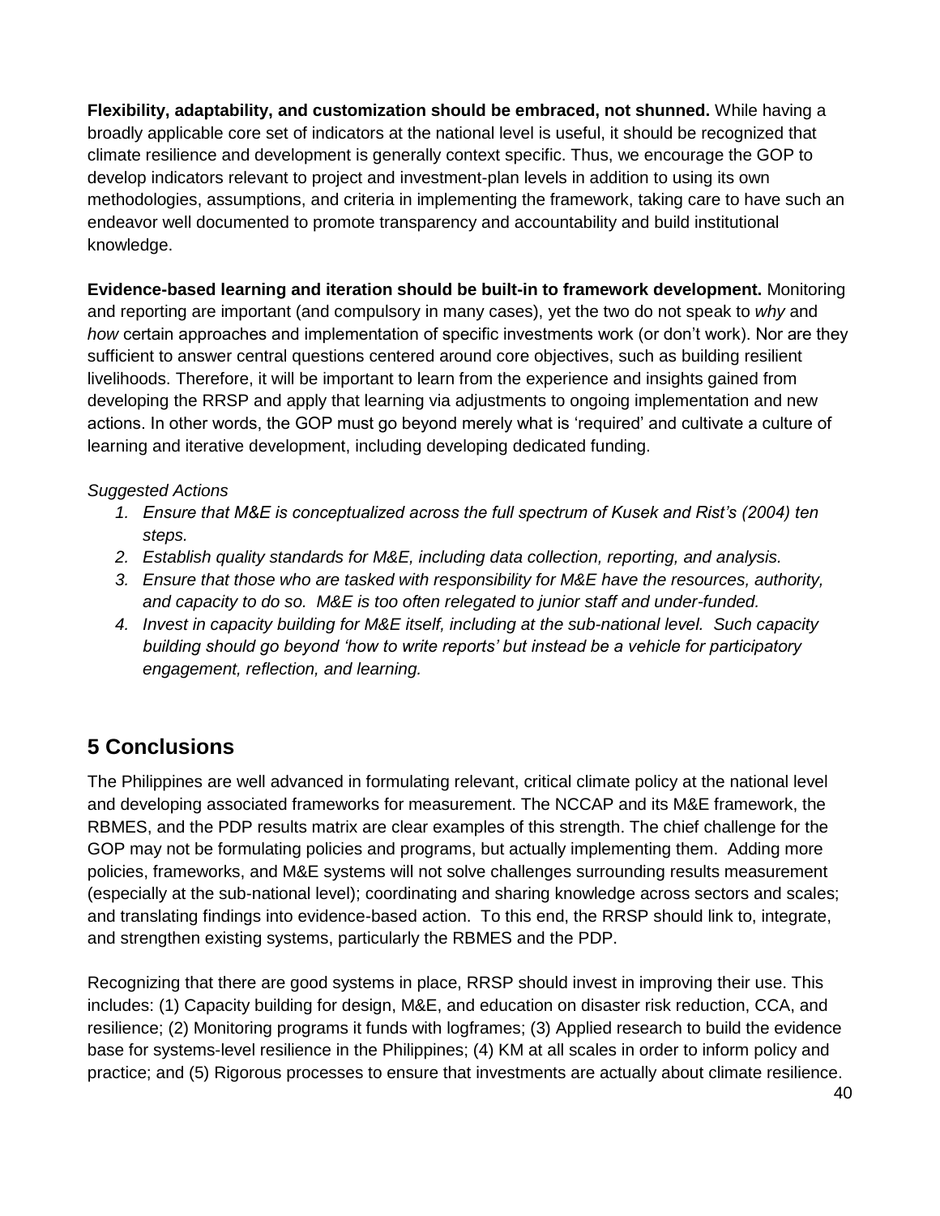**Flexibility, adaptability, and customization should be embraced, not shunned.** While having a broadly applicable core set of indicators at the national level is useful, it should be recognized that climate resilience and development is generally context specific. Thus, we encourage the GOP to develop indicators relevant to project and investment-plan levels in addition to using its own methodologies, assumptions, and criteria in implementing the framework, taking care to have such an endeavor well documented to promote transparency and accountability and build institutional knowledge.

**Evidence-based learning and iteration should be built-in to framework development.** Monitoring and reporting are important (and compulsory in many cases), yet the two do not speak to *why* and *how* certain approaches and implementation of specific investments work (or don't work). Nor are they sufficient to answer central questions centered around core objectives, such as building resilient livelihoods. Therefore, it will be important to learn from the experience and insights gained from developing the RRSP and apply that learning via adjustments to ongoing implementation and new actions. In other words, the GOP must go beyond merely what is 'required' and cultivate a culture of learning and iterative development, including developing dedicated funding.

*Suggested Actions*

1. *Ensure that M&E is conceptualized across the full spectrum of Kusek and Rist's (2004) ten steps.*
2. *Establish quality standards for M&E, including data collection, reporting, and analysis.*
3. *Ensure that those who are tasked with responsibility for M&E have the resources, authority, and capacity to do so. M&E is too often relegated to junior staff and under-funded.*
4. *Invest in capacity building for M&E itself, including at the sub-national level. Such capacity building should go beyond 'how to write reports' but instead be a vehicle for participatory engagement, reflection, and learning.*

# 5 Conclusions

The Philippines are well advanced in formulating relevant, critical climate policy at the national level and developing associated frameworks for measurement. The NCCAP and its M&E framework, the RBMES, and the PDP results matrix are clear examples of this strength. The chief challenge for the GOP may not be formulating policies and programs, but actually implementing them. Adding more policies, frameworks, and M&E systems will not solve challenges surrounding results measurement (especially at the sub-national level); coordinating and sharing knowledge across sectors and scales; and translating findings into evidence-based action. To this end, the RRSP should link to, integrate, and strengthen existing systems, particularly the RBMES and the PDP.

Recognizing that there are good systems in place, RRSP should invest in improving their use. This includes: (1) Capacity building for design, M&E, and education on disaster risk reduction, CCA, and resilience; (2) Monitoring programs it funds with logframes; (3) Applied research to build the evidence base for systems-level resilience in the Philippines; (4) KM at all scales in order to inform policy and practice; and (5) Rigorous processes to ensure that investments are actually about climate resilience.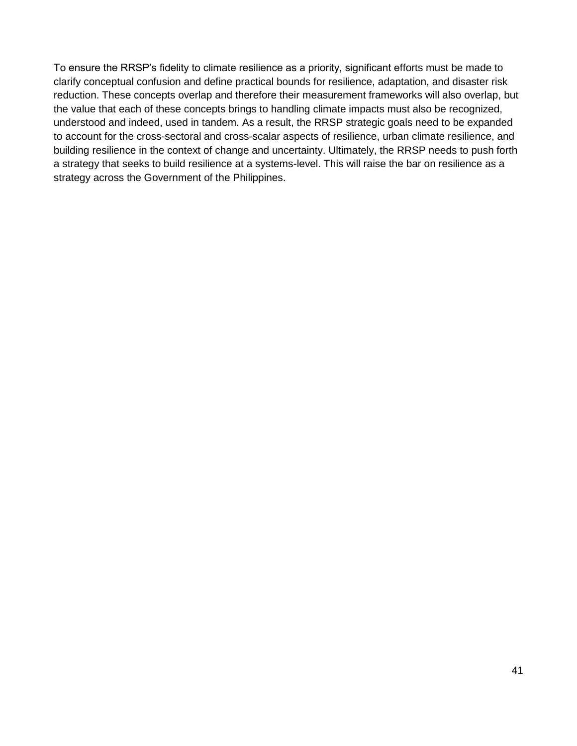To ensure the RRSP's fidelity to climate resilience as a priority, significant efforts must be made to clarify conceptual confusion and define practical bounds for resilience, adaptation, and disaster risk reduction. These concepts overlap and therefore their measurement frameworks will also overlap, but the value that each of these concepts brings to handling climate impacts must also be recognized, understood and indeed, used in tandem. As a result, the RRSP strategic goals need to be expanded to account for the cross-sectoral and cross-scalar aspects of resilience, urban climate resilience, and building resilience in the context of change and uncertainty. Ultimately, the RRSP needs to push forth a strategy that seeks to build resilience at a systems-level. This will raise the bar on resilience as a strategy across the Government of the Philippines.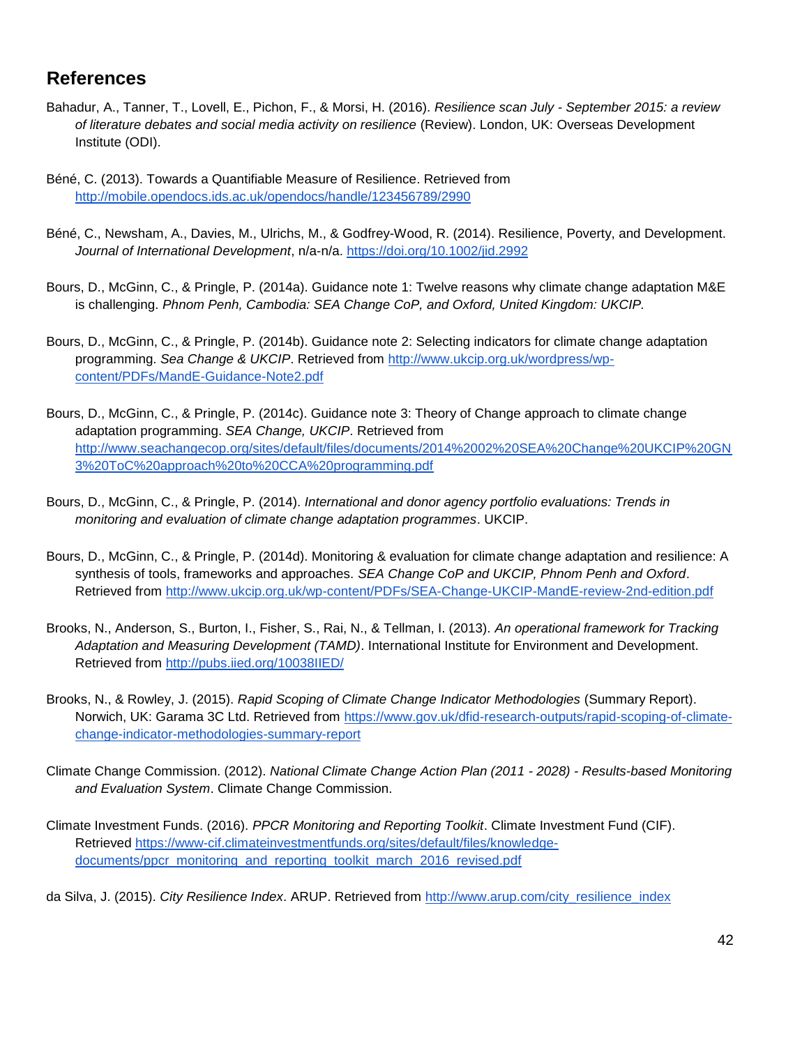## References

Bahadur, A., Tanner, T., Lovell, E., Pichon, F., & Morsi, H. (2016). *Resilience scan July - September 2015: a review of literature debates and social media activity on resilience* (Review). London, UK: Overseas Development Institute (ODI).

Béné, C. (2013). Towards a Quantifiable Measure of Resilience. Retrieved from http://mobile.opendocs.ids.ac.uk/opendocs/handle/123456789/2990

Béné, C., Newsham, A., Davies, M., Ulrichs, M., & Godfrey-Wood, R. (2014). Resilience, Poverty, and Development. *Journal of International Development*, n/a-n/a. https://doi.org/10.1002/jid.2992

Bours, D., McGinn, C., & Pringle, P. (2014a). Guidance note 1: Twelve reasons why climate change adaptation M&E is challenging. *Phnom Penh, Cambodia: SEA Change CoP, and Oxford, United Kingdom: UKCIP.*

Bours, D., McGinn, C., & Pringle, P. (2014b). Guidance note 2: Selecting indicators for climate change adaptation programming. *Sea Change & UKCIP*. Retrieved from http://www.ukcip.org.uk/wordpress/wp-content/PDFs/MandE-Guidance-Note2.pdf

Bours, D., McGinn, C., & Pringle, P. (2014c). Guidance note 3: Theory of Change approach to climate change adaptation programming. *SEA Change, UKCIP*. Retrieved from http://www.seachangecop.org/sites/default/files/documents/2014%2002%20SEA%20Change%20UKCIP%20GN3%20ToC%20approach%20to%20CCA%20programming.pdf

Bours, D., McGinn, C., & Pringle, P. (2014). *International and donor agency portfolio evaluations: Trends in monitoring and evaluation of climate change adaptation programmes*. UKCIP.

Bours, D., McGinn, C., & Pringle, P. (2014d). Monitoring & evaluation for climate change adaptation and resilience: A synthesis of tools, frameworks and approaches. *SEA Change CoP and UKCIP, Phnom Penh and Oxford*. Retrieved from http://www.ukcip.org.uk/wp-content/PDFs/SEA-Change-UKCIP-MandE-review-2nd-edition.pdf

Brooks, N., Anderson, S., Burton, I., Fisher, S., Rai, N., & Tellman, I. (2013). *An operational framework for Tracking Adaptation and Measuring Development (TAMD)*. International Institute for Environment and Development. Retrieved from http://pubs.iied.org/10038IIED/

Brooks, N., & Rowley, J. (2015). *Rapid Scoping of Climate Change Indicator Methodologies* (Summary Report). Norwich, UK: Garama 3C Ltd. Retrieved from https://www.gov.uk/dfid-research-outputs/rapid-scoping-of-climate-change-indicator-methodologies-summary-report

Climate Change Commission. (2012). *National Climate Change Action Plan (2011 - 2028) - Results-based Monitoring and Evaluation System*. Climate Change Commission.

Climate Investment Funds. (2016). *PPCR Monitoring and Reporting Toolkit*. Climate Investment Fund (CIF). Retrieved https://www-cif.climateinvestmentfunds.org/sites/default/files/knowledge-documents/ppcr_monitoring_and_reporting_toolkit_march_2016_revised.pdf

da Silva, J. (2015). *City Resilience Index*. ARUP. Retrieved from http://www.arup.com/city_resilience_index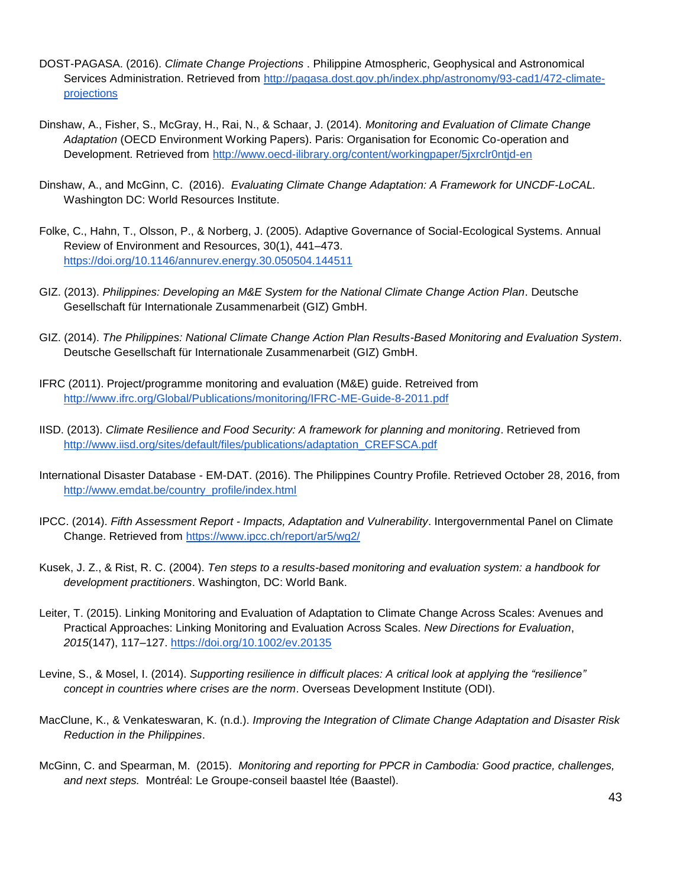DOST-PAGASA. (2016). *Climate Change Projections* . Philippine Atmospheric, Geophysical and Astronomical Services Administration. Retrieved from http://pagasa.dost.gov.ph/index.php/astronomy/93-cad1/472-climate-projections

Dinshaw, A., Fisher, S., McGray, H., Rai, N., & Schaar, J. (2014). *Monitoring and Evaluation of Climate Change Adaptation* (OECD Environment Working Papers). Paris: Organisation for Economic Co-operation and Development. Retrieved from http://www.oecd-ilibrary.org/content/workingpaper/5jxrclr0ntjd-en

Dinshaw, A., and McGinn, C. (2016). *Evaluating Climate Change Adaptation: A Framework for UNCDF-LoCAL.* Washington DC: World Resources Institute.

Folke, C., Hahn, T., Olsson, P., & Norberg, J. (2005). Adaptive Governance of Social-Ecological Systems. Annual Review of Environment and Resources, 30(1), 441–473. https://doi.org/10.1146/annurev.energy.30.050504.144511

GIZ. (2013). *Philippines: Developing an M&E System for the National Climate Change Action Plan*. Deutsche Gesellschaft für Internationale Zusammenarbeit (GIZ) GmbH.

GIZ. (2014). *The Philippines: National Climate Change Action Plan Results-Based Monitoring and Evaluation System*. Deutsche Gesellschaft für Internationale Zusammenarbeit (GIZ) GmbH.

IFRC (2011). Project/programme monitoring and evaluation (M&E) guide. Retreived from http://www.ifrc.org/Global/Publications/monitoring/IFRC-ME-Guide-8-2011.pdf

IISD. (2013). *Climate Resilience and Food Security: A framework for planning and monitoring*. Retrieved from http://www.iisd.org/sites/default/files/publications/adaptation_CREFSCA.pdf

International Disaster Database - EM-DAT. (2016). The Philippines Country Profile. Retrieved October 28, 2016, from http://www.emdat.be/country_profile/index.html

IPCC. (2014). *Fifth Assessment Report - Impacts, Adaptation and Vulnerability*. Intergovernmental Panel on Climate Change. Retrieved from https://www.ipcc.ch/report/ar5/wg2/

Kusek, J. Z., & Rist, R. C. (2004). *Ten steps to a results-based monitoring and evaluation system: a handbook for development practitioners*. Washington, DC: World Bank.

Leiter, T. (2015). Linking Monitoring and Evaluation of Adaptation to Climate Change Across Scales: Avenues and Practical Approaches: Linking Monitoring and Evaluation Across Scales. *New Directions for Evaluation*, *2015*(147), 117–127. https://doi.org/10.1002/ev.20135

Levine, S., & Mosel, I. (2014). *Supporting resilience in difficult places: A critical look at applying the "resilience" concept in countries where crises are the norm*. Overseas Development Institute (ODI).

MacClune, K., & Venkateswaran, K. (n.d.). *Improving the Integration of Climate Change Adaptation and Disaster Risk Reduction in the Philippines*.

McGinn, C. and Spearman, M. (2015). *Monitoring and reporting for PPCR in Cambodia: Good practice, challenges, and next steps.* Montréal: Le Groupe-conseil baastel ltée (Baastel).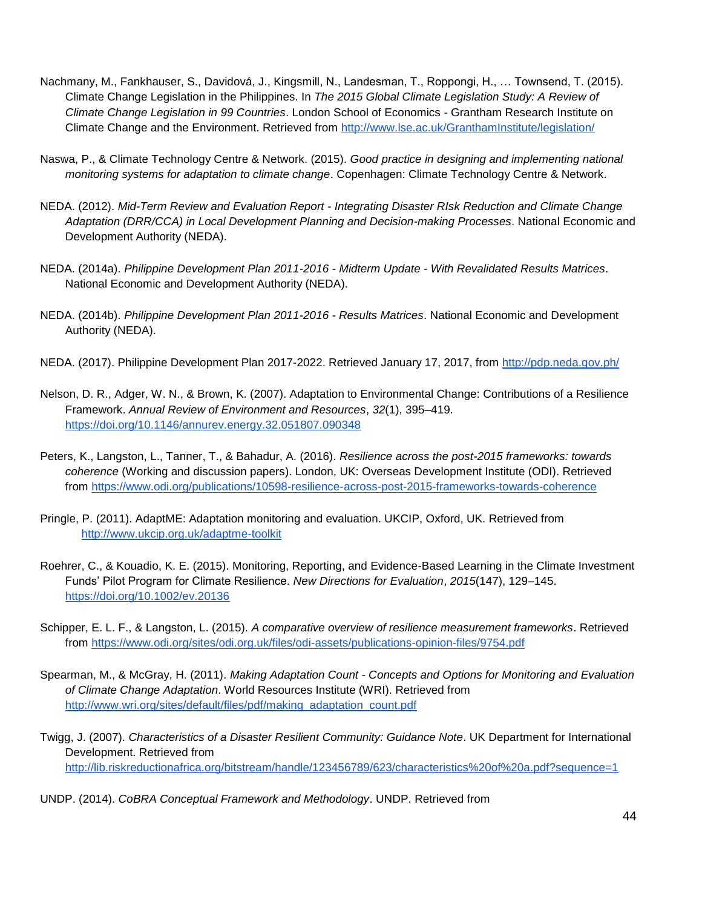Nachmany, M., Fankhauser, S., Davidová, J., Kingsmill, N., Landesman, T., Roppongi, H., … Townsend, T. (2015). Climate Change Legislation in the Philippines. In *The 2015 Global Climate Legislation Study: A Review of Climate Change Legislation in 99 Countries*. London School of Economics - Grantham Research Institute on Climate Change and the Environment. Retrieved from http://www.lse.ac.uk/GranthamInstitute/legislation/

Naswa, P., & Climate Technology Centre & Network. (2015). *Good practice in designing and implementing national monitoring systems for adaptation to climate change*. Copenhagen: Climate Technology Centre & Network.

NEDA. (2012). *Mid-Term Review and Evaluation Report - Integrating Disaster RIsk Reduction and Climate Change Adaptation (DRR/CCA) in Local Development Planning and Decision-making Processes*. National Economic and Development Authority (NEDA).

NEDA. (2014a). *Philippine Development Plan 2011-2016 - Midterm Update - With Revalidated Results Matrices*. National Economic and Development Authority (NEDA).

NEDA. (2014b). *Philippine Development Plan 2011-2016 - Results Matrices*. National Economic and Development Authority (NEDA).

NEDA. (2017). Philippine Development Plan 2017-2022. Retrieved January 17, 2017, from http://pdp.neda.gov.ph/

Nelson, D. R., Adger, W. N., & Brown, K. (2007). Adaptation to Environmental Change: Contributions of a Resilience Framework. *Annual Review of Environment and Resources*, *32*(1), 395–419. https://doi.org/10.1146/annurev.energy.32.051807.090348

Peters, K., Langston, L., Tanner, T., & Bahadur, A. (2016). *Resilience across the post-2015 frameworks: towards coherence* (Working and discussion papers). London, UK: Overseas Development Institute (ODI). Retrieved from https://www.odi.org/publications/10598-resilience-across-post-2015-frameworks-towards-coherence

Pringle, P. (2011). AdaptME: Adaptation monitoring and evaluation. UKCIP, Oxford, UK. Retrieved from http://www.ukcip.org.uk/adaptme-toolkit

Roehrer, C., & Kouadio, K. E. (2015). Monitoring, Reporting, and Evidence-Based Learning in the Climate Investment Funds' Pilot Program for Climate Resilience. *New Directions for Evaluation*, *2015*(147), 129–145. https://doi.org/10.1002/ev.20136

Schipper, E. L. F., & Langston, L. (2015). *A comparative overview of resilience measurement frameworks*. Retrieved from https://www.odi.org/sites/odi.org.uk/files/odi-assets/publications-opinion-files/9754.pdf

Spearman, M., & McGray, H. (2011). *Making Adaptation Count - Concepts and Options for Monitoring and Evaluation of Climate Change Adaptation*. World Resources Institute (WRI). Retrieved from http://www.wri.org/sites/default/files/pdf/making_adaptation_count.pdf

Twigg, J. (2007). *Characteristics of a Disaster Resilient Community: Guidance Note*. UK Department for International Development. Retrieved from http://lib.riskreductionafrica.org/bitstream/handle/123456789/623/characteristics%20of%20a.pdf?sequence=1

UNDP. (2014). *CoBRA Conceptual Framework and Methodology*. UNDP. Retrieved from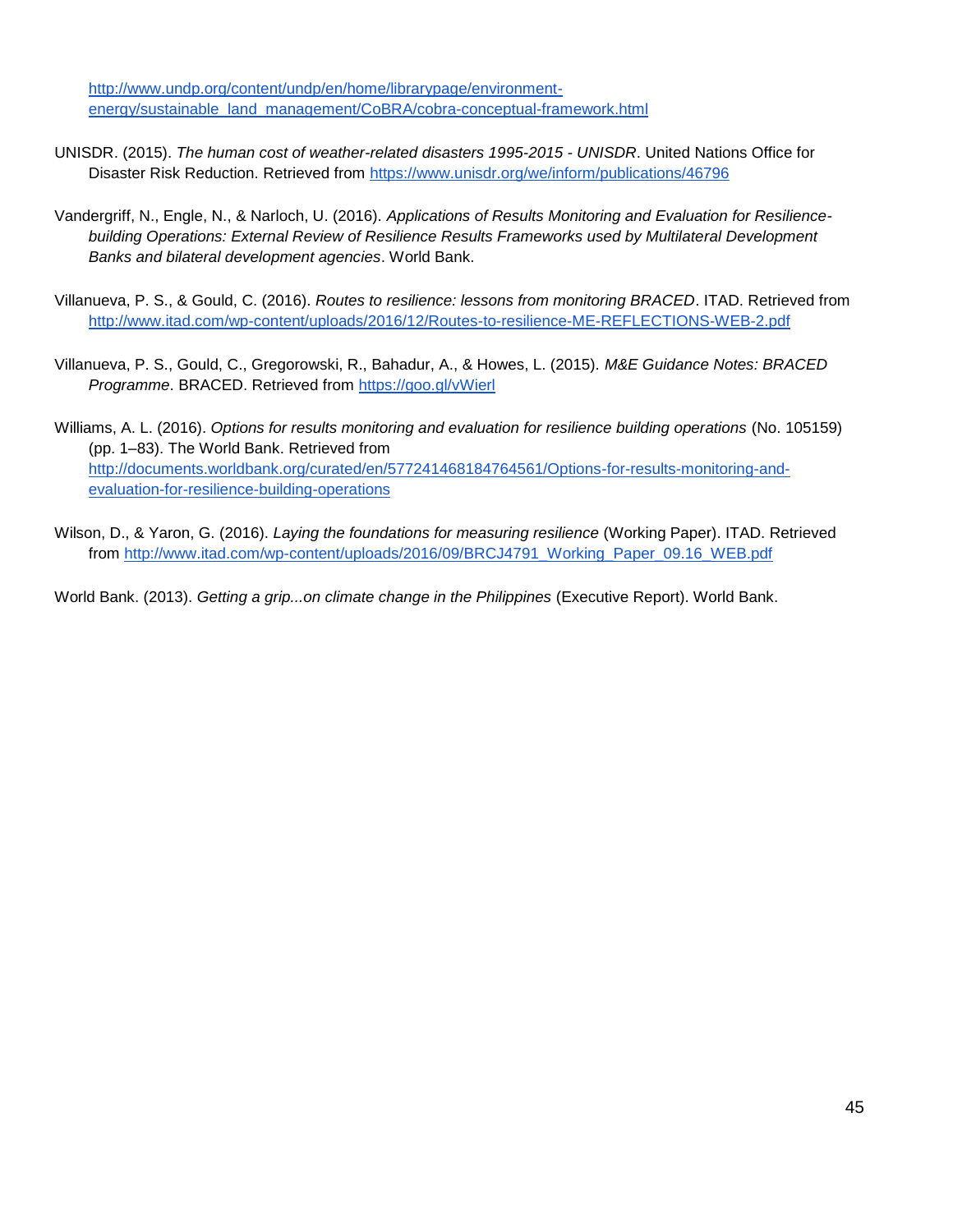http://www.undp.org/content/undp/en/home/librarypage/environment-energy/sustainable_land_management/CoBRA/cobra-conceptual-framework.html

UNISDR. (2015). *The human cost of weather-related disasters 1995-2015 - UNISDR*. United Nations Office for Disaster Risk Reduction. Retrieved from https://www.unisdr.org/we/inform/publications/46796

Vandergriff, N., Engle, N., & Narloch, U. (2016). *Applications of Results Monitoring and Evaluation for Resilience-building Operations: External Review of Resilience Results Frameworks used by Multilateral Development Banks and bilateral development agencies*. World Bank.

Villanueva, P. S., & Gould, C. (2016). *Routes to resilience: lessons from monitoring BRACED*. ITAD. Retrieved from http://www.itad.com/wp-content/uploads/2016/12/Routes-to-resilience-ME-REFLECTIONS-WEB-2.pdf

Villanueva, P. S., Gould, C., Gregorowski, R., Bahadur, A., & Howes, L. (2015). *M&E Guidance Notes: BRACED Programme*. BRACED. Retrieved from https://goo.gl/vWierl

Williams, A. L. (2016). *Options for results monitoring and evaluation for resilience building operations* (No. 105159) (pp. 1–83). The World Bank. Retrieved from http://documents.worldbank.org/curated/en/577241468184764561/Options-for-results-monitoring-and-evaluation-for-resilience-building-operations

Wilson, D., & Yaron, G. (2016). *Laying the foundations for measuring resilience* (Working Paper). ITAD. Retrieved from http://www.itad.com/wp-content/uploads/2016/09/BRCJ4791_Working_Paper_09.16_WEB.pdf

World Bank. (2013). *Getting a grip...on climate change in the Philippines* (Executive Report). World Bank.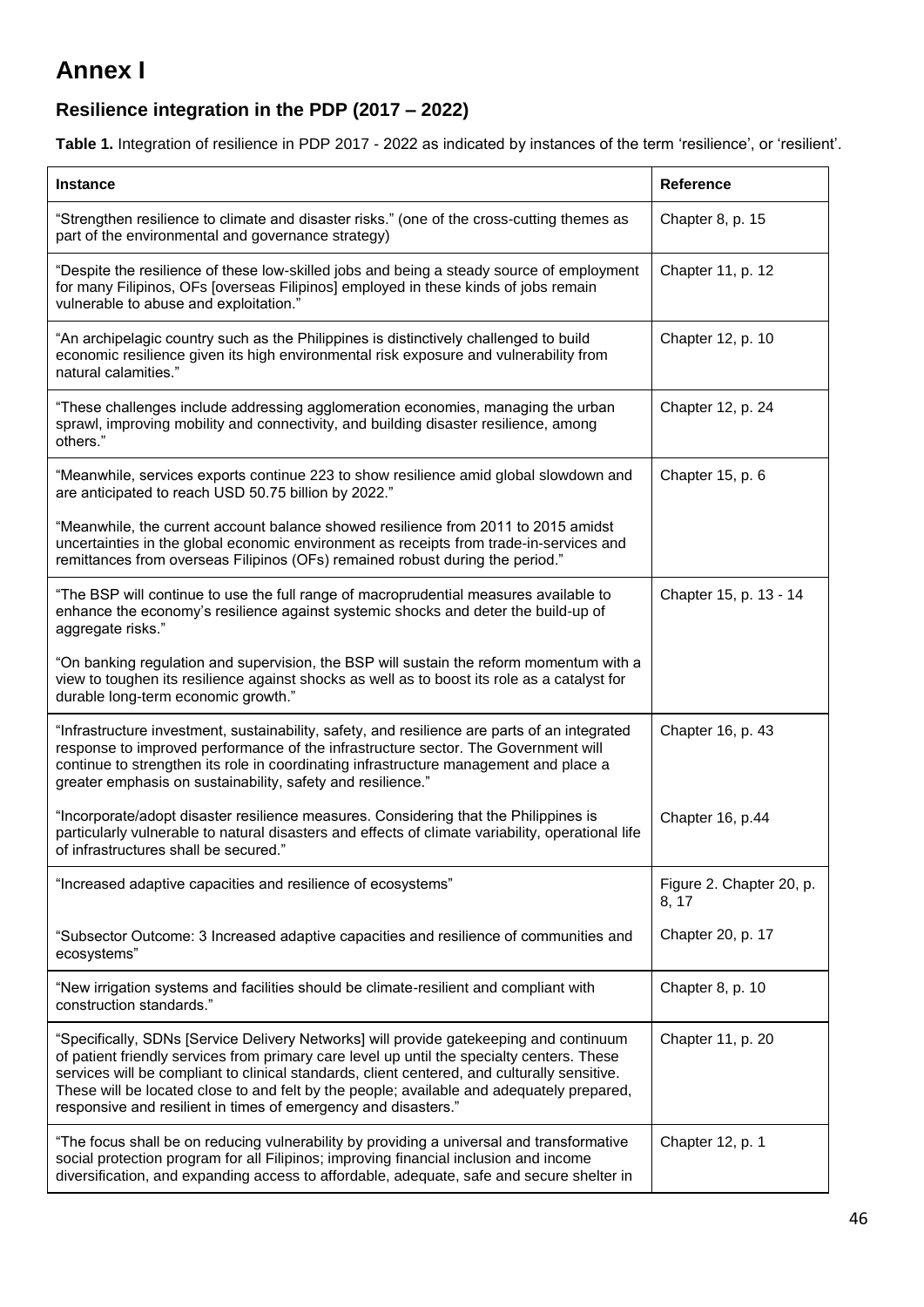# Annex I

## Resilience integration in the PDP (2017 – 2022)

**Table 1.** Integration of resilience in PDP 2017 - 2022 as indicated by instances of the term 'resilience', or 'resilient'.

| Instance | Reference |
|---|---|
| "Strengthen resilience to climate and disaster risks." (one of the cross-cutting themes as part of the environmental and governance strategy) | Chapter 8, p. 15 |
| "Despite the resilience of these low-skilled jobs and being a steady source of employment for many Filipinos, OFs [overseas Filipinos] employed in these kinds of jobs remain vulnerable to abuse and exploitation." | Chapter 11, p. 12 |
| "An archipelagic country such as the Philippines is distinctively challenged to build economic resilience given its high environmental risk exposure and vulnerability from natural calamities." | Chapter 12, p. 10 |
| "These challenges include addressing agglomeration economies, managing the urban sprawl, improving mobility and connectivity, and building disaster resilience, among others." | Chapter 12, p. 24 |
| "Meanwhile, services exports continue 223 to show resilience amid global slowdown and are anticipated to reach USD 50.75 billion by 2022."<br><br>"Meanwhile, the current account balance showed resilience from 2011 to 2015 amidst uncertainties in the global economic environment as receipts from trade-in-services and remittances from overseas Filipinos (OFs) remained robust during the period." | Chapter 15, p. 6 |
| "The BSP will continue to use the full range of macroprudential measures available to enhance the economy's resilience against systemic shocks and deter the build-up of aggregate risks."<br><br>"On banking regulation and supervision, the BSP will sustain the reform momentum with a view to toughen its resilience against shocks as well as to boost its role as a catalyst for durable long-term economic growth." | Chapter 15, p. 13 - 14 |
| "Infrastructure investment, sustainability, safety, and resilience are parts of an integrated response to improved performance of the infrastructure sector. The Government will continue to strengthen its role in coordinating infrastructure management and place a greater emphasis on sustainability, safety and resilience."<br><br>"Incorporate/adopt disaster resilience measures. Considering that the Philippines is particularly vulnerable to natural disasters and effects of climate variability, operational life of infrastructures shall be secured." | Chapter 16, p. 43<br><br>Chapter 16, p.44 |
| "Increased adaptive capacities and resilience of ecosystems"<br><br>"Subsector Outcome: 3 Increased adaptive capacities and resilience of communities and ecosystems" | Figure 2. Chapter 20, p. 8, 17<br><br>Chapter 20, p. 17 |
| "New irrigation systems and facilities should be climate-resilient and compliant with construction standards." | Chapter 8, p. 10 |
| "Specifically, SDNs [Service Delivery Networks] will provide gatekeeping and continuum of patient friendly services from primary care level up until the specialty centers. These services will be compliant to clinical standards, client centered, and culturally sensitive. These will be located close to and felt by the people; available and adequately prepared, responsive and resilient in times of emergency and disasters." | Chapter 11, p. 20 |
| "The focus shall be on reducing vulnerability by providing a universal and transformative social protection program for all Filipinos; improving financial inclusion and income diversification, and expanding access to affordable, adequate, safe and secure shelter in | Chapter 12, p. 1 |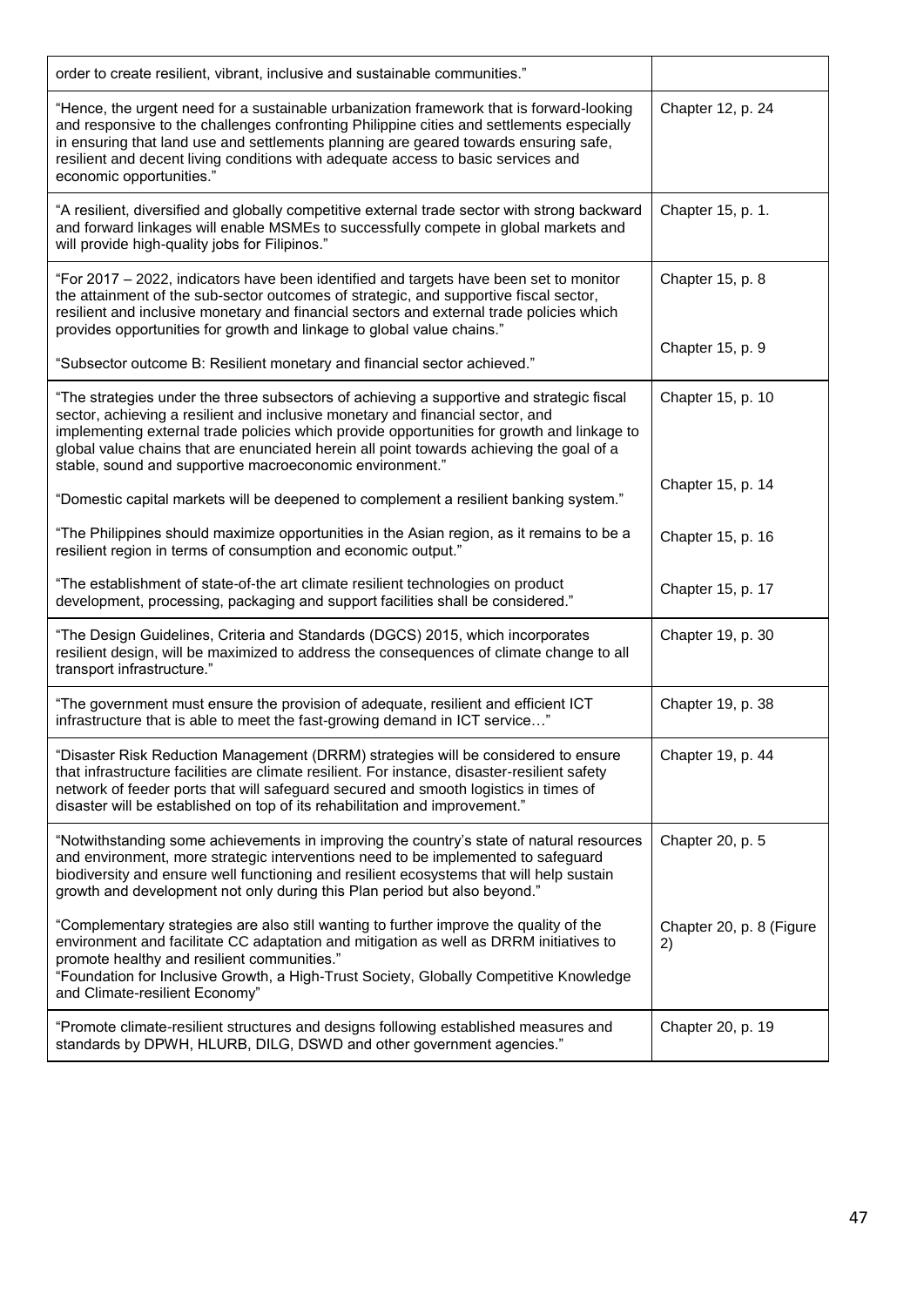| | |
|---|---|
| order to create resilient, vibrant, inclusive and sustainable communities." | |
| "Hence, the urgent need for a sustainable urbanization framework that is forward-looking and responsive to the challenges confronting Philippine cities and settlements especially in ensuring that land use and settlements planning are geared towards ensuring safe, resilient and decent living conditions with adequate access to basic services and economic opportunities." | Chapter 12, p. 24 |
| "A resilient, diversified and globally competitive external trade sector with strong backward and forward linkages will enable MSMEs to successfully compete in global markets and will provide high-quality jobs for Filipinos." | Chapter 15, p. 1. |
| "For 2017 – 2022, indicators have been identified and targets have been set to monitor the attainment of the sub-sector outcomes of strategic, and supportive fiscal sector, resilient and inclusive monetary and financial sectors and external trade policies which provides opportunities for growth and linkage to global value chains."<br><br>"Subsector outcome B: Resilient monetary and financial sector achieved." | Chapter 15, p. 8<br><br>Chapter 15, p. 9 |
| "The strategies under the three subsectors of achieving a supportive and strategic fiscal sector, achieving a resilient and inclusive monetary and financial sector, and implementing external trade policies which provide opportunities for growth and linkage to global value chains that are enunciated herein all point towards achieving the goal of a stable, sound and supportive macroeconomic environment."<br><br>"Domestic capital markets will be deepened to complement a resilient banking system."<br><br>"The Philippines should maximize opportunities in the Asian region, as it remains to be a resilient region in terms of consumption and economic output."<br><br>"The establishment of state-of-the art climate resilient technologies on product development, processing, packaging and support facilities shall be considered." | Chapter 15, p. 10<br><br>Chapter 15, p. 14<br><br>Chapter 15, p. 16<br><br>Chapter 15, p. 17 |
| "The Design Guidelines, Criteria and Standards (DGCS) 2015, which incorporates resilient design, will be maximized to address the consequences of climate change to all transport infrastructure." | Chapter 19, p. 30 |
| "The government must ensure the provision of adequate, resilient and efficient ICT infrastructure that is able to meet the fast-growing demand in ICT service…" | Chapter 19, p. 38 |
| "Disaster Risk Reduction Management (DRRM) strategies will be considered to ensure that infrastructure facilities are climate resilient. For instance, disaster-resilient safety network of feeder ports that will safeguard secured and smooth logistics in times of disaster will be established on top of its rehabilitation and improvement." | Chapter 19, p. 44 |
| "Notwithstanding some achievements in improving the country's state of natural resources and environment, more strategic interventions need to be implemented to safeguard biodiversity and ensure well functioning and resilient ecosystems that will help sustain growth and development not only during this Plan period but also beyond."<br><br>"Complementary strategies are also still wanting to further improve the quality of the environment and facilitate CC adaptation and mitigation as well as DRRM initiatives to promote healthy and resilient communities."<br>"Foundation for Inclusive Growth, a High-Trust Society, Globally Competitive Knowledge and Climate-resilient Economy" | Chapter 20, p. 5<br><br>Chapter 20, p. 8 (Figure 2) |
| "Promote climate-resilient structures and designs following established measures and standards by DPWH, HLURB, DILG, DSWD and other government agencies." | Chapter 20, p. 19 |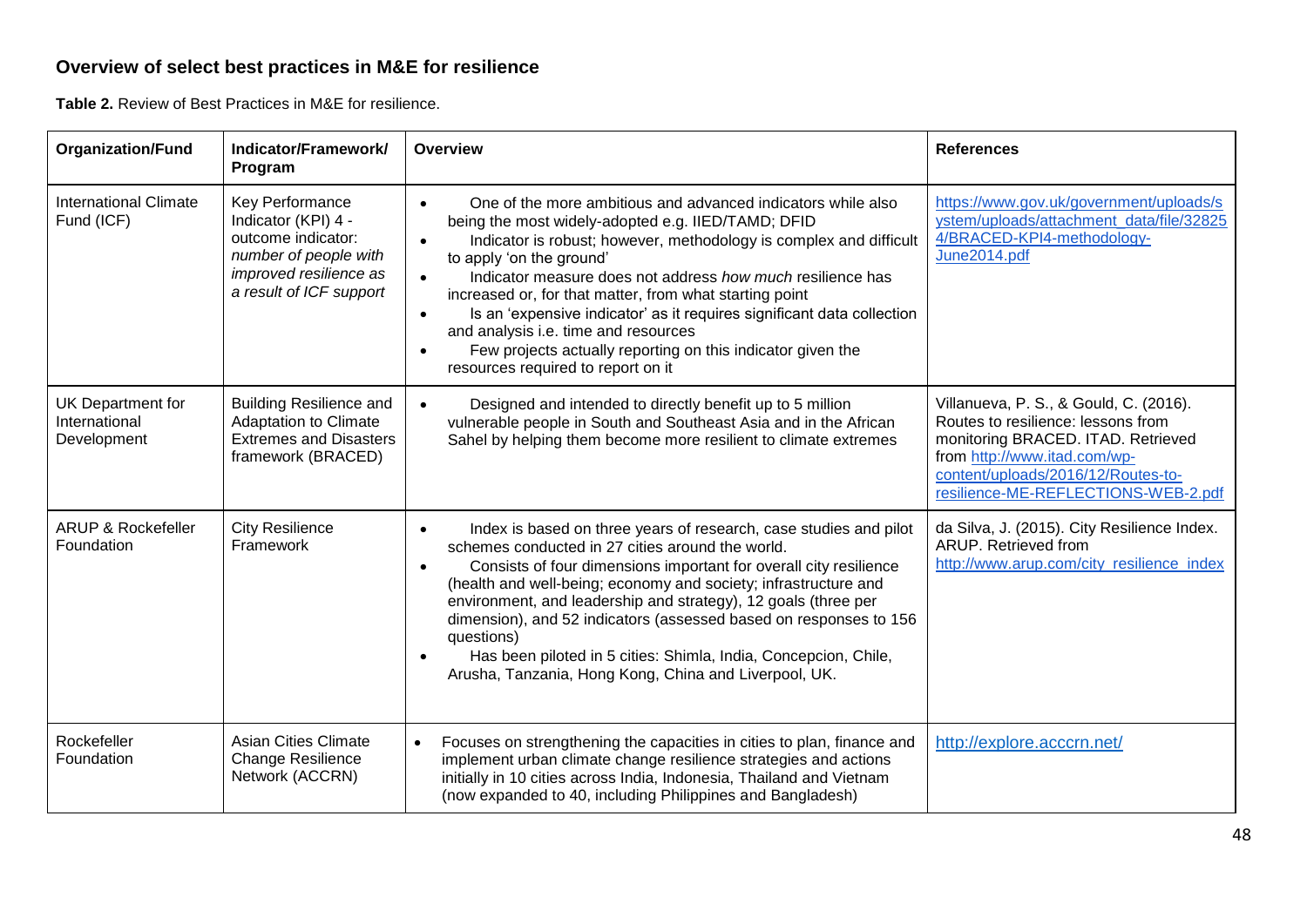## Overview of select best practices in M&E for resilience

**Table 2.** Review of Best Practices in M&E for resilience.

| Organization/Fund | Indicator/Framework/ Program | Overview | References |
|---|---|---|---|
| International Climate Fund (ICF) | Key Performance Indicator (KPI) 4 - outcome indicator: *number of people with improved resilience as a result of ICF support* | • One of the more ambitious and advanced indicators while also being the most widely-adopted e.g. IIED/TAMD; DFID<br>• Indicator is robust; however, methodology is complex and difficult to apply 'on the ground'<br>• Indicator measure does not address *how much* resilience has increased or, for that matter, from what starting point<br>• Is an 'expensive indicator' as it requires significant data collection and analysis i.e. time and resources<br>• Few projects actually reporting on this indicator given the resources required to report on it | https://www.gov.uk/government/uploads/system/uploads/attachment_data/file/328254/BRACED-KPI4-methodology-June2014.pdf |
| UK Department for International Development | Building Resilience and Adaptation to Climate Extremes and Disasters framework (BRACED) | • Designed and intended to directly benefit up to 5 million vulnerable people in South and Southeast Asia and in the African Sahel by helping them become more resilient to climate extremes | Villanueva, P. S., & Gould, C. (2016). Routes to resilience: lessons from monitoring BRACED. ITAD. Retrieved from http://www.itad.com/wp-content/uploads/2016/12/Routes-to-resilience-ME-REFLECTIONS-WEB-2.pdf |
| ARUP & Rockefeller Foundation | City Resilience Framework | • Index is based on three years of research, case studies and pilot schemes conducted in 27 cities around the world.<br>• Consists of four dimensions important for overall city resilience (health and well-being; economy and society; infrastructure and environment, and leadership and strategy), 12 goals (three per dimension), and 52 indicators (assessed based on responses to 156 questions)<br>• Has been piloted in 5 cities: Shimla, India, Concepcion, Chile, Arusha, Tanzania, Hong Kong, China and Liverpool, UK. | da Silva, J. (2015). City Resilience Index. ARUP. Retrieved from http://www.arup.com/city_resilience_index |
| Rockefeller Foundation | Asian Cities Climate Change Resilience Network (ACCRN) | • Focuses on strengthening the capacities in cities to plan, finance and implement urban climate change resilience strategies and actions initially in 10 cities across India, Indonesia, Thailand and Vietnam (now expanded to 40, including Philippines and Bangladesh) | http://explore.acccrn.net/ |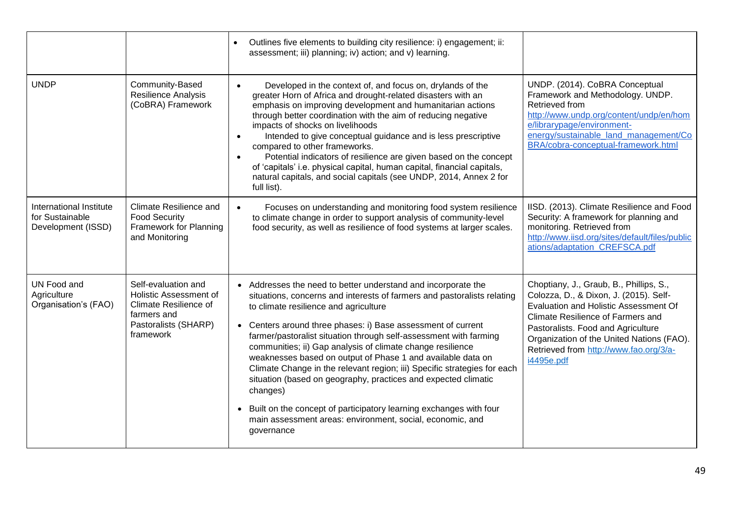| | | | |
|---|---|---|---|
| | | • Outlines five elements to building city resilience: i) engagement; ii: assessment; iii) planning; iv) action; and v) learning. | |
| UNDP | Community-Based Resilience Analysis (CoBRA) Framework | • Developed in the context of, and focus on, drylands of the greater Horn of Africa and drought-related disasters with an emphasis on improving development and humanitarian actions through better coordination with the aim of reducing negative impacts of shocks on livelihoods<br>• Intended to give conceptual guidance and is less prescriptive compared to other frameworks.<br>• Potential indicators of resilience are given based on the concept of 'capitals' i.e. physical capital, human capital, financial capitals, natural capitals, and social capitals (see UNDP, 2014, Annex 2 for full list). | UNDP. (2014). CoBRA Conceptual Framework and Methodology. UNDP. Retrieved from http://www.undp.org/content/undp/en/home/librarypage/environment-energy/sustainable_land_management/CoBRA/cobra-conceptual-framework.html |
| International Institute for Sustainable Development (ISSD) | Climate Resilience and Food Security Framework for Planning and Monitoring | • Focuses on understanding and monitoring food system resilience to climate change in order to support analysis of community-level food security, as well as resilience of food systems at larger scales. | IISD. (2013). Climate Resilience and Food Security: A framework for planning and monitoring. Retrieved from http://www.iisd.org/sites/default/files/publications/adaptation_CREFSCA.pdf |
| UN Food and Agriculture Organisation's (FAO) | Self-evaluation and Holistic Assessment of Climate Resilience of farmers and Pastoralists (SHARP) framework | • Addresses the need to better understand and incorporate the situations, concerns and interests of farmers and pastoralists relating to climate resilience and agriculture<br>• Centers around three phases: i) Base assessment of current farmer/pastoralist situation through self-assessment with farming communities; ii) Gap analysis of climate change resilience weaknesses based on output of Phase 1 and available data on Climate Change in the relevant region; iii) Specific strategies for each situation (based on geography, practices and expected climatic changes)<br>• Built on the concept of participatory learning exchanges with four main assessment areas: environment, social, economic, and governance | Choptiany, J., Graub, B., Phillips, S., Colozza, D., & Dixon, J. (2015). Self-Evaluation and Holistic Assessment Of Climate Resilience of Farmers and Pastoralists. Food and Agriculture Organization of the United Nations (FAO). Retrieved from http://www.fao.org/3/a-i4495e.pdf |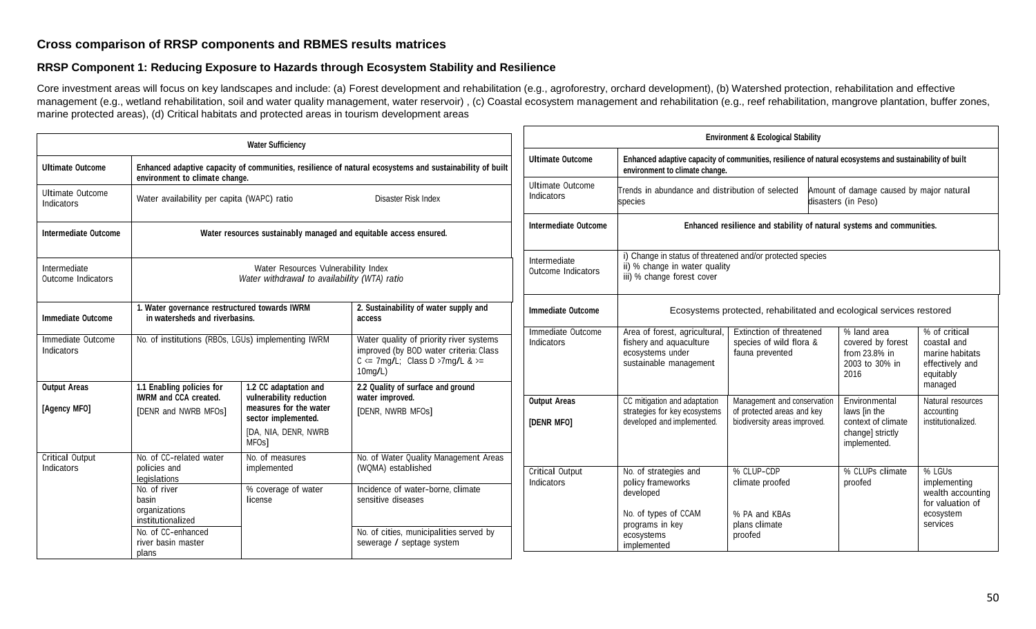**Cross comparison of RRSP components and RBMES results matrices**

**RRSP Component 1: Reducing Exposure to Hazards through Ecosystem Stability and Resilience**

Core investment areas will focus on key landscapes and include: (a) Forest development and rehabilitation (e.g., agroforestry, orchard development), (b) Watershed protection, rehabilitation and effective management (e.g., wetland rehabilitation, soil and water quality management, water reservoir) , (c) Coastal ecosystem management and rehabilitation (e.g., reef rehabilitation, mangrove plantation, buffer zones, marine protected areas), (d) Critical habitats and protected areas in tourism development areas

| Water Sufficiency | | | |
|---|---|---|---|
| **Ultimate Outcome** | **Enhanced adaptive capacity of communities, resilience of natural ecosystems and sustainability of built environment to climate change.** | | |
| Ultimate Outcome Indicators | Water availability per capita (WAPC) ratio | | Disaster Risk Index |
| **Intermediate Outcome** | **Water resources sustainably managed and equitable access ensured.** | | |
| Intermediate Outcome Indicators | Water Resources Vulnerability Index<br>*Water withdrawal to availability (WTA) ratio* | | |
| **Immediate Outcome** | **1. Water governance restructured towards IWRM in watersheds and riverbasins.** | | **2. Sustainability of water supply and access** |
| Immediate Outcome Indicators | No. of institutions (RBOs, LGUs) implementing IWRM | | Water quality of priority river systems improved (by BOD water criteria: Class C <= 7mg/L; Class D >7mg/L & >= 10mg/L) |
| **Output Areas**<br><br>**[Agency MFO]** | **1.1 Enabling policies for IWRM and CCA created.**<br>[DENR and NWRB MFOs] | **1.2 CC adaptation and vulnerability reduction measures for the water sector implemented.**<br>[DA, NIA, DENR, NWRB MFOs] | **2.2 Quality of surface and ground water improved.**<br>[DENR, NWRB MFOs] |
| Critical Output Indicators | No. of CC-related water policies and legislations | No. of measures implemented | No. of Water Quality Management Areas (WQMA) established |
| | No. of river basin organizations institutionalized | % coverage of water license | Incidence of water-borne, climate sensitive diseases |
| | No. of CC-enhanced river basin master plans | | No. of cities, municipalities served by sewerage / septage system |

| Environment & Ecological Stability | | | | |
|---|---|---|---|---|
| **Ultimate Outcome** | **Enhanced adaptive capacity of communities, resilience of natural ecosystems and sustainability of built environment to climate change.** | | | |
| Ultimate Outcome Indicators | Trends in abundance and distribution of selected species | | Amount of damage caused by major natural disasters (in Peso) | |
| **Intermediate Outcome** | **Enhanced resilience and stability of natural systems and communities.** | | | |
| Intermediate Outcome Indicators | i) Change in status of threatened and/or protected species<br>ii) % change in water quality<br>iii) % change forest cover | | | |
| **Immediate Outcome** | Ecosystems protected, rehabilitated and ecological services restored | | | |
| Immediate Outcome Indicators | Area of forest, agricultural, fishery and aquaculture ecosystems under sustainable management | Extinction of threatened species of wild flora & fauna prevented | % land area covered by forest from 23.8% in 2003 to 30% in 2016 | % of critical coastal and marine habitats effectively and equitably managed |
| **Output Areas**<br><br>**[DENR MFO]** | CC mitigation and adaptation strategies for key ecosystems developed and implemented. | Management and conservation of protected areas and key biodiversity areas improved. | Environmental laws [in the context of climate change] strictly implemented. | Natural resources accounting institutionalized. |
| Critical Output Indicators | No. of strategies and policy frameworks developed<br><br>No. of types of CCAM programs in key ecosystems implemented | % CLUP-CDP climate proofed<br><br>% PA and KBAs plans climate proofed | % CLUPs climate proofed | % LGUs implementing wealth accounting for valuation of ecosystem services |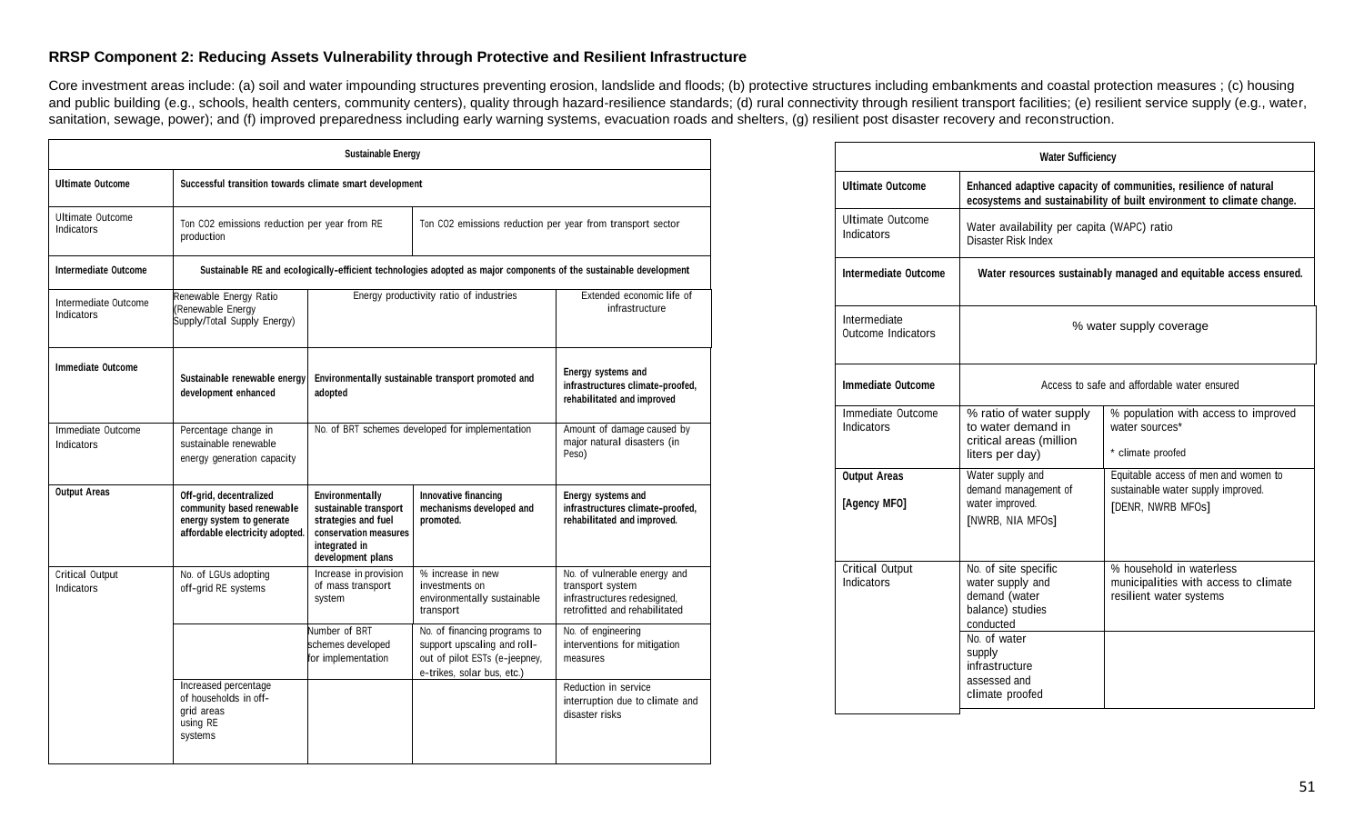**RRSP Component 2: Reducing Assets Vulnerability through Protective and Resilient Infrastructure**

Core investment areas include: (a) soil and water impounding structures preventing erosion, landslide and floods; (b) protective structures including embankments and coastal protection measures ; (c) housing and public building (e.g., schools, health centers, community centers), quality through hazard-resilience standards; (d) rural connectivity through resilient transport facilities; (e) resilient service supply (e.g., water, sanitation, sewage, power); and (f) improved preparedness including early warning systems, evacuation roads and shelters, (g) resilient post disaster recovery and reconstruction.

| Sustainable Energy | | | | |
|---|---|---|---|---|
| **Ultimate Outcome** | **Successful transition towards climate smart development** | | | |
| Ultimate Outcome Indicators | Ton CO2 emissions reduction per year from RE production | | Ton CO2 emissions reduction per year from transport sector | |
| **Intermediate Outcome** | **Sustainable RE and ecologically-efficient technologies adopted as major components of the sustainable development** | | | |
| Intermediate Outcome Indicators | Renewable Energy Ratio (Renewable Energy Supply/Total Supply Energy) | Energy productivity ratio of industries | | Extended economic life of infrastructure |
| **Immediate Outcome** | **Sustainable renewable energy development enhanced** | **Environmentally sustainable transport promoted and adopted** | | **Energy systems and infrastructures climate-proofed, rehabilitated and improved** |
| Immediate Outcome Indicators | Percentage change in sustainable renewable energy generation capacity | No. of BRT schemes developed for implementation | | Amount of damage caused by major natural disasters (in Peso) |
| **Output Areas** | **Off-grid, decentralized community based renewable energy system to generate affordable electricity adopted.** | **Environmentally sustainable transport strategies and fuel conservation measures integrated in development plans** | **Innovative financing mechanisms developed and promoted.** | **Energy systems and infrastructures climate-proofed, rehabilitated and improved.** |
| Critical Output Indicators | No. of LGUs adopting off-grid RE systems | Increase in provision of mass transport system | % increase in new investments on environmentally sustainable transport | No. of vulnerable energy and transport system infrastructures redesigned, retrofitted and rehabilitated |
| | | Number of BRT schemes developed for implementation | No. of financing programs to support upscaling and roll-out of pilot ESTs (e-jeepney, e-trikes, solar bus, etc.) | No. of engineering interventions for mitigation measures |
| | Increased percentage of households in off-grid areas using RE systems | | | Reduction in service interruption due to climate and disaster risks |

| Water Sufficiency | | |
|---|---|---|
| **Ultimate Outcome** | **Enhanced adaptive capacity of communities, resilience of natural ecosystems and sustainability of built environment to climate change.** | |
| Ultimate Outcome Indicators | Water availability per capita (WAPC) ratio<br>Disaster Risk Index | |
| **Intermediate Outcome** | **Water resources sustainably managed and equitable access ensured.** | |
| Intermediate Outcome Indicators | % water supply coverage | |
| **Immediate Outcome** | Access to safe and affordable water ensured | |
| Immediate Outcome Indicators | % ratio of water supply to water demand in critical areas (million liters per day) | % population with access to improved water sources*<br><br>* climate proofed |
| **Output Areas**<br><br>**[Agency MFO]** | Water supply and demand management of water improved.<br>[NWRB, NIA MFOs] | Equitable access of men and women to sustainable water supply improved.<br>[DENR, NWRB MFOs] |
| Critical Output Indicators | No. of site specific water supply and demand (water balance) studies conducted | % household in waterless municipalities with access to climate resilient water systems |
| | No. of water supply infrastructure assessed and climate proofed | |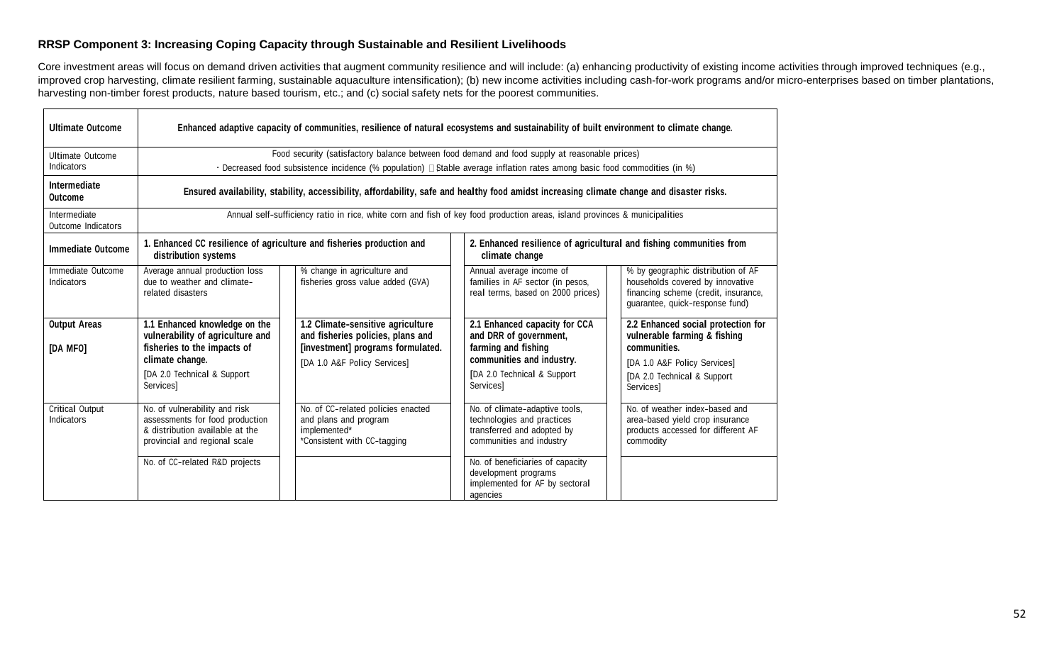**RRSP Component 3: Increasing Coping Capacity through Sustainable and Resilient Livelihoods**

Core investment areas will focus on demand driven activities that augment community resilience and will include: (a) enhancing productivity of existing income activities through improved techniques (e.g., improved crop harvesting, climate resilient farming, sustainable aquaculture intensification); (b) new income activities including cash-for-work programs and/or micro-enterprises based on timber plantations, harvesting non-timber forest products, nature based tourism, etc.; and (c) social safety nets for the poorest communities.

| | | | | |
|---|---|---|---|---|
| **Ultimate Outcome** | **Enhanced adaptive capacity of communities, resilience of natural ecosystems and sustainability of built environment to climate change.** | | | |
| Ultimate Outcome Indicators | Food security (satisfactory balance between food demand and food supply at reasonable prices)<br>· Decreased food subsistence incidence (% population)  Stable average inflation rates among basic food commodities (in %) | | | |
| **Intermediate Outcome** | **Ensured availability, stability, accessibility, affordability, safe and healthy food amidst increasing climate change and disaster risks.** | | | |
| Intermediate Outcome Indicators | Annual self-sufficiency ratio in rice, white corn and fish of key food production areas, island provinces & municipalities | | | |
| **Immediate Outcome** | **1. Enhanced CC resilience of agriculture and fisheries production and distribution systems** | | **2. Enhanced resilience of agricultural and fishing communities from climate change** | |
| Immediate Outcome Indicators | Average annual production loss due to weather and climate-related disasters | % change in agriculture and fisheries gross value added (GVA) | Annual average income of families in AF sector (in pesos, real terms, based on 2000 prices) | % by geographic distribution of AF households covered by innovative financing scheme (credit, insurance, guarantee, quick-response fund) |
| **Output Areas**<br><br>**[DA MFO]** | **1.1 Enhanced knowledge on the vulnerability of agriculture and fisheries to the impacts of climate change.**<br>[DA 2.0 Technical & Support Services] | **1.2 Climate-sensitive agriculture and fisheries policies, plans and [investment] programs formulated.**<br>[DA 1.0 A&F Policy Services] | **2.1 Enhanced capacity for CCA and DRR of government, farming and fishing communities and industry.**<br>[DA 2.0 Technical & Support Services] | **2.2 Enhanced social protection for vulnerable farming & fishing communities.**<br>[DA 1.0 A&F Policy Services]<br>[DA 2.0 Technical & Support Services] |
| Critical Output Indicators | No. of vulnerability and risk assessments for food production & distribution available at the provincial and regional scale | No. of CC-related policies enacted and plans and program implemented*<br>*Consistent with CC-tagging | No. of climate-adaptive tools, technologies and practices transferred and adopted by communities and industry | No. of weather index-based and area-based yield crop insurance products accessed for different AF commodity |
| | No. of CC-related R&D projects | | No. of beneficiaries of capacity development programs implemented for AF by sectoral agencies | |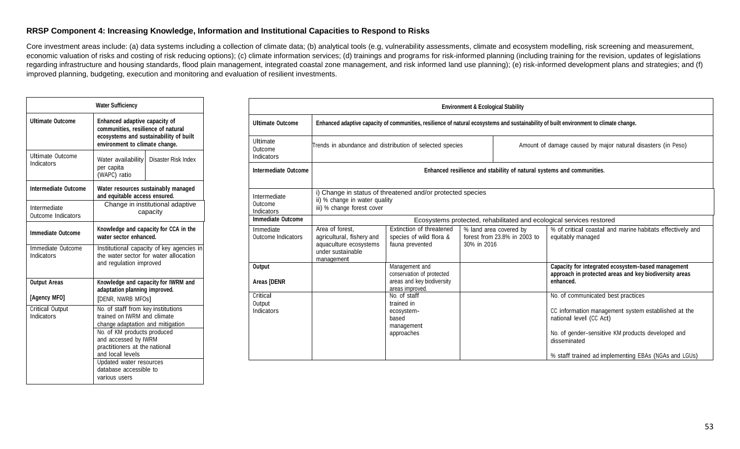**RRSP Component 4: Increasing Knowledge, Information and Institutional Capacities to Respond to Risks**

Core investment areas include: (a) data systems including a collection of climate data; (b) analytical tools (e.g, vulnerability assessments, climate and ecosystem modelling, risk screening and measurement, economic valuation of risks and costing of risk reducing options); (c) climate information services; (d) trainings and programs for risk-informed planning (including training for the revision, updates of legislations regarding infrastructure and housing standards, flood plain management, integrated coastal zone management, and risk informed land use planning); (e) risk-informed development plans and strategies; and (f) improved planning, budgeting, execution and monitoring and evaluation of resilient investments.

| Water Sufficiency | | |
|---|---|---|
| **Ultimate Outcome** | **Enhanced adaptive capacity of communities, resilience of natural ecosystems and sustainability of built environment to climate change.** | |
| Ultimate Outcome Indicators | Water availability per capita (WAPC) ratio | Disaster Risk Index |
| **Intermediate Outcome** | **Water resources sustainably managed and equitable access ensured.** | |
| Intermediate Outcome Indicators | Change in institutional adaptive capacity | |
| **Immediate Outcome** | **Knowledge and capacity for CCA in the water sector enhanced.** | |
| Immediate Outcome Indicators | Institutional capacity of key agencies in the water sector for water allocation and regulation improved | |
| **Output Areas** <br> **[Agency MFO]** | **Knowledge and capacity for IWRM and adaptation planning improved.** <br> [DENR, NWRB MFOs] | |
| Critical Output Indicators | No. of staff from key institutions trained on IWRM and climate change adaptation and mitigation <br> No. of KM products produced and accessed by IWRM practitioners at the national and local levels <br> Updated water resources database accessible to various users | |

| Environment & Ecological Stability | | | | |
|---|---|---|---|---|
| **Ultimate Outcome** | **Enhanced adaptive capacity of communities, resilience of natural ecosystems and sustainability of built environment to climate change.** | | | |
| Ultimate Outcome Indicators | Trends in abundance and distribution of selected species | | Amount of damage caused by major natural disasters (in Peso) | |
| **Intermediate Outcome** | **Enhanced resilience and stability of natural systems and communities.** | | | |
| Intermediate Outcome Indicators | i) Change in status of threatened and/or protected species <br> ii) % change in water quality <br> iii) % change forest cover | | | |
| **Immediate Outcome** | Ecosystems protected, rehabilitated and ecological services restored | | | |
| Immediate Outcome Indicators | Area of forest, agricultural, fishery and aquaculture ecosystems under sustainable management | Extinction of threatened species of wild flora & fauna prevented | % land area covered by forest from 23.8% in 2003 to 30% in 2016 | % of critical coastal and marine habitats effectively and equitably managed |
| **Output** <br> **Areas [DENR** | | Management and conservation of protected areas and key biodiversity areas improved. | | **Capacity for integrated ecosystem-based management approach in protected areas and key biodiversity areas enhanced.** |
| Critical Output Indicators | | No. of staff trained in ecosystem-based management approaches | | No. of communicated best practices <br> CC information management system established at the national level (CC Act) <br> No. of gender-sensitive KM products developed and disseminated <br> % staff trained ad implementing EBAs (NGAs and LGUs) |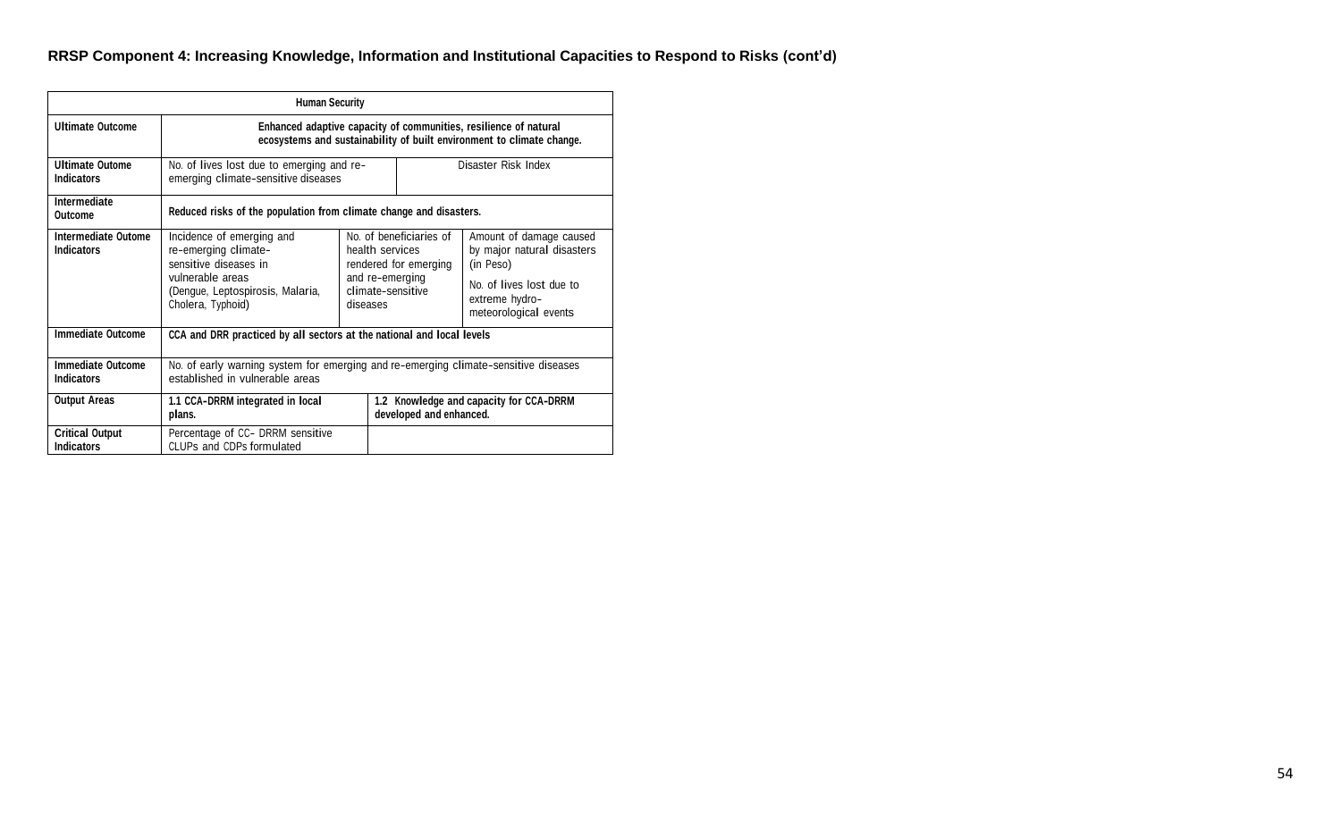**RRSP Component 4: Increasing Knowledge, Information and Institutional Capacities to Respond to Risks (cont'd)**

| Human Security | | | |
|---|---|---|---|
| **Ultimate Outcome** | **Enhanced adaptive capacity of communities, resilience of natural ecosystems and sustainability of built environment to climate change.** | | |
| **Ultimate Outome Indicators** | No. of lives lost due to emerging and re-emerging climate-sensitive diseases | Disaster Risk Index | |
| **Intermediate Outcome** | **Reduced risks of the population from climate change and disasters.** | | |
| **Intermediate Outome Indicators** | Incidence of emerging and re-emerging climate-sensitive diseases in vulnerable areas (Dengue, Leptospirosis, Malaria, Cholera, Typhoid) | No. of beneficiaries of health services rendered for emerging and re-emerging climate-sensitive diseases | Amount of damage caused by major natural disasters (in Peso)<br><br>No. of lives lost due to extreme hydro-meteorological events |
| **Immediate Outcome** | **CCA and DRR practiced by all sectors at the national and local levels** | | |
| **Immediate Outcome Indicators** | No. of early warning system for emerging and re-emerging climate-sensitive diseases established in vulnerable areas | | |
| **Output Areas** | **1.1 CCA-DRRM integrated in local plans.** | **1.2 Knowledge and capacity for CCA-DRRM developed and enhanced.** | |
| **Critical Output Indicators** | Percentage of CC- DRRM sensitive CLUPs and CDPs formulated | | |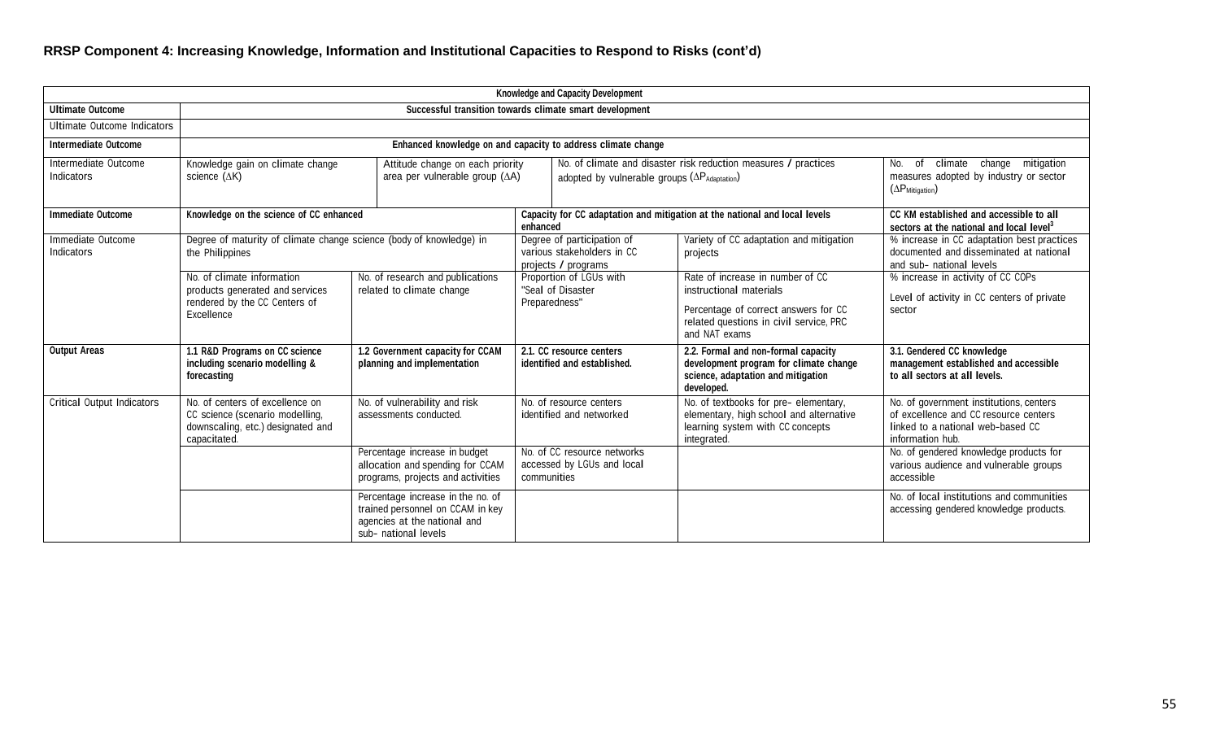**RRSP Component 4: Increasing Knowledge, Information and Institutional Capacities to Respond to Risks (cont'd)**

| **Knowledge and Capacity Development** | | | | | |
|---|---|---|---|---|---|
| **Ultimate Outcome** | **Successful transition towards climate smart development** | | | | |
| Ultimate Outcome Indicators | | | | | |
| **Intermediate Outcome** | **Enhanced knowledge on and capacity to address climate change** | | | | |
| Intermediate Outcome Indicators | Knowledge gain on climate change science ($\Delta K$) | Attitude change on each priority area per vulnerable group ($\Delta A$) | No. of climate and disaster risk reduction measures / practices adopted by vulnerable groups ($\Delta P_{Adaptation}$) | | No. of climate change mitigation measures adopted by industry or sector ($\Delta P_{Mitigation}$) |
| **Immediate Outcome** | **Knowledge on the science of CC enhanced** | | **Capacity for CC adaptation and mitigation at the national and local levels enhanced** | | **CC KM established and accessible to all sectors at the national and local level[3]** |
| Immediate Outcome Indicators | Degree of maturity of climate change science (body of knowledge) in the Philippines | | Degree of participation of various stakeholders in CC projects / programs | Variety of CC adaptation and mitigation projects | % increase in CC adaptation best practices documented and disseminated at national and sub- national levels |
| | No. of climate information products generated and services rendered by the CC Centers of Excellence | No. of research and publications related to climate change | Proportion of LGUs with "Seal of Disaster Preparedness" | Rate of increase in number of CC instructional materials<br><br>Percentage of correct answers for CC related questions in civil service, PRC and NAT exams | % increase in activity of CC COPs<br><br>Level of activity in CC centers of private sector |
| **Output Areas** | **1.1 R&D Programs on CC science including scenario modelling & forecasting** | **1.2 Government capacity for CCAM planning and implementation** | **2.1. CC resource centers identified and established.** | **2.2. Formal and non-formal capacity development program for climate change science, adaptation and mitigation developed.** | **3.1. Gendered CC knowledge management established and accessible to all sectors at all levels.** |
| Critical Output Indicators | No. of centers of excellence on CC science (scenario modelling, downscaling, etc.) designated and capacitated. | No. of vulnerability and risk assessments conducted. | No. of resource centers identified and networked | No. of textbooks for pre- elementary, elementary, high school and alternative learning system with CC concepts integrated. | No. of government institutions, centers of excellence and CC resource centers linked to a national web-based CC information hub. |
| | | Percentage increase in budget allocation and spending for CCAM programs, projects and activities | No. of CC resource networks accessed by LGUs and local communities | | No. of gendered knowledge products for various audience and vulnerable groups accessible |
| | | Percentage increase in the no. of trained personnel on CCAM in key agencies at the national and sub- national levels | | | No. of local institutions and communities accessing gendered knowledge products. |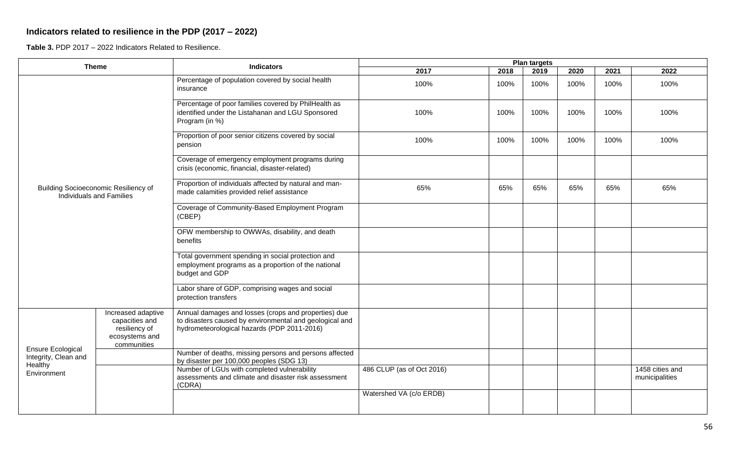## Indicators related to resilience in the PDP (2017 – 2022)

**Table 3.** PDP 2017 – 2022 Indicators Related to Resilience.

| Theme | | Indicators | Plan targets | | | | | |
|---|---|---|---|---|---|---|---|---|
| | | | 2017 | 2018 | 2019 | 2020 | 2021 | 2022 |
| Building Socioeconomic Resiliency of Individuals and Families | | Percentage of population covered by social health insurance | 100% | 100% | 100% | 100% | 100% | 100% |
| | | Percentage of poor families covered by PhilHealth as identified under the Listahanan and LGU Sponsored Program (in %) | 100% | 100% | 100% | 100% | 100% | 100% |
| | | Proportion of poor senior citizens covered by social pension | 100% | 100% | 100% | 100% | 100% | 100% |
| | | Coverage of emergency employment programs during crisis (economic, financial, disaster-related) | | | | | | |
| | | Proportion of individuals affected by natural and man-made calamities provided relief assistance | 65% | 65% | 65% | 65% | 65% | 65% |
| | | Coverage of Community-Based Employment Program (CBEP) | | | | | | |
| | | OFW membership to OWWAs, disability, and death benefits | | | | | | |
| | | Total government spending in social protection and employment programs as a proportion of the national budget and GDP | | | | | | |
| | | Labor share of GDP, comprising wages and social protection transfers | | | | | | |
| Ensure Ecological Integrity, Clean and Healthy Environment | Increased adaptive capacities and resiliency of ecosystems and communities | Annual damages and losses (crops and properties) due to disasters caused by environmental and geological and hydrometeorological hazards (PDP 2011-2016) | | | | | | |
| | | Number of deaths, missing persons and persons affected by disaster per 100,000 peoples (SDG 13) | | | | | | |
| | | Number of LGUs with completed vulnerability assessments and climate and disaster risk assessment (CDRA) | 486 CLUP (as of Oct 2016) | | | | | 1458 cities and municipalities |
| | | | Watershed VA (c/o ERDB) | | | | | |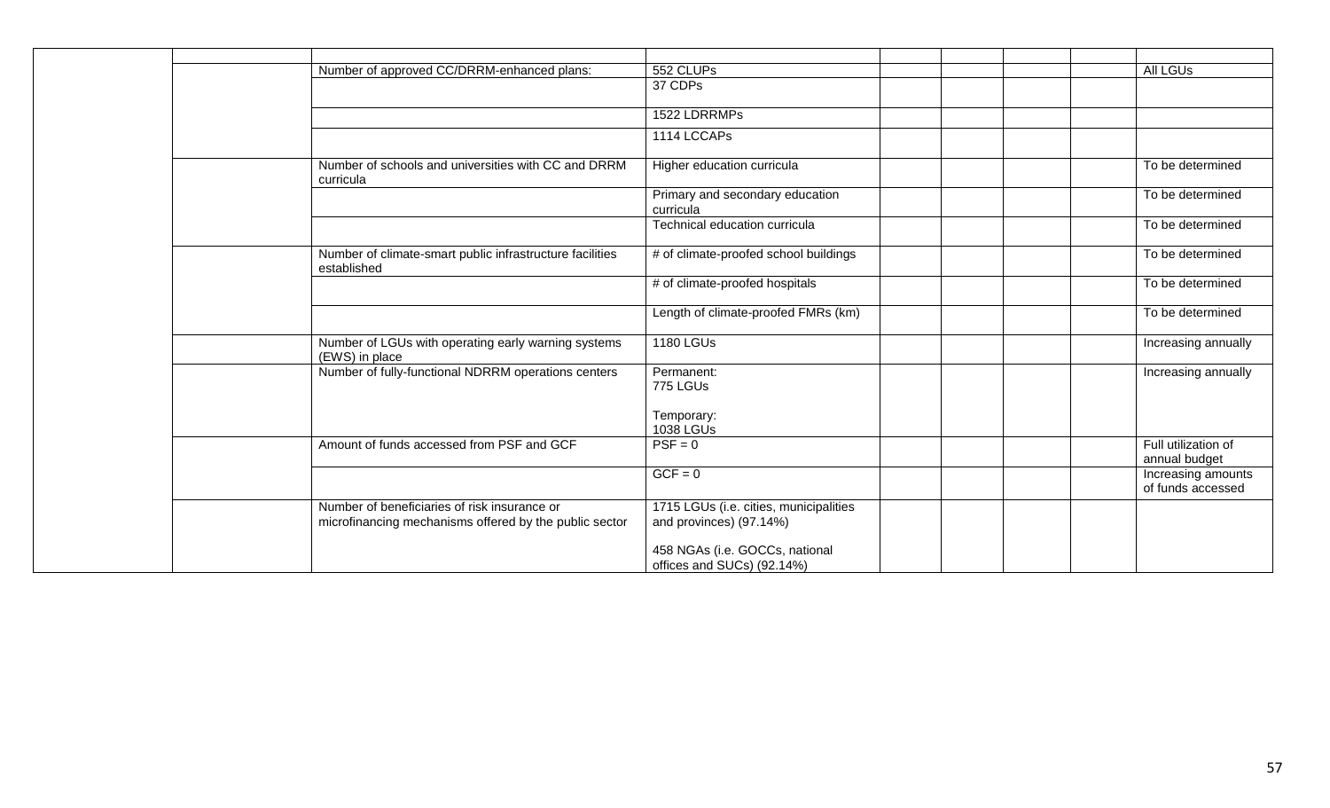| | | | | | | | | |
|---|---|---|---|---|---|---|---|---|
| | | | | | | | | |
| | | Number of approved CC/DRRM-enhanced plans: | 552 CLUPs | | | | | All LGUs |
| | | | 37 CDPs | | | | | |
| | | | 1522 LDRRMPs | | | | | |
| | | | 1114 LCCAPs | | | | | |
| | | Number of schools and universities with CC and DRRM curricula | Higher education curricula | | | | | To be determined |
| | | | Primary and secondary education curricula | | | | | To be determined |
| | | | Technical education curricula | | | | | To be determined |
| | | Number of climate-smart public infrastructure facilities established | # of climate-proofed school buildings | | | | | To be determined |
| | | | # of climate-proofed hospitals | | | | | To be determined |
| | | | Length of climate-proofed FMRs (km) | | | | | To be determined |
| | | Number of LGUs with operating early warning systems (EWS) in place | 1180 LGUs | | | | | Increasing annually |
| | | Number of fully-functional NDRRM operations centers | Permanent:<br>775 LGUs<br><br>Temporary:<br>1038 LGUs | | | | | Increasing annually |
| | | Amount of funds accessed from PSF and GCF | PSF = 0 | | | | | Full utilization of annual budget |
| | | | GCF = 0 | | | | | Increasing amounts of funds accessed |
| | | Number of beneficiaries of risk insurance or microfinancing mechanisms offered by the public sector | 1715 LGUs (i.e. cities, municipalities and provinces) (97.14%)<br><br>458 NGAs (i.e. GOCCs, national offices and SUCs) (92.14%) | | | | | |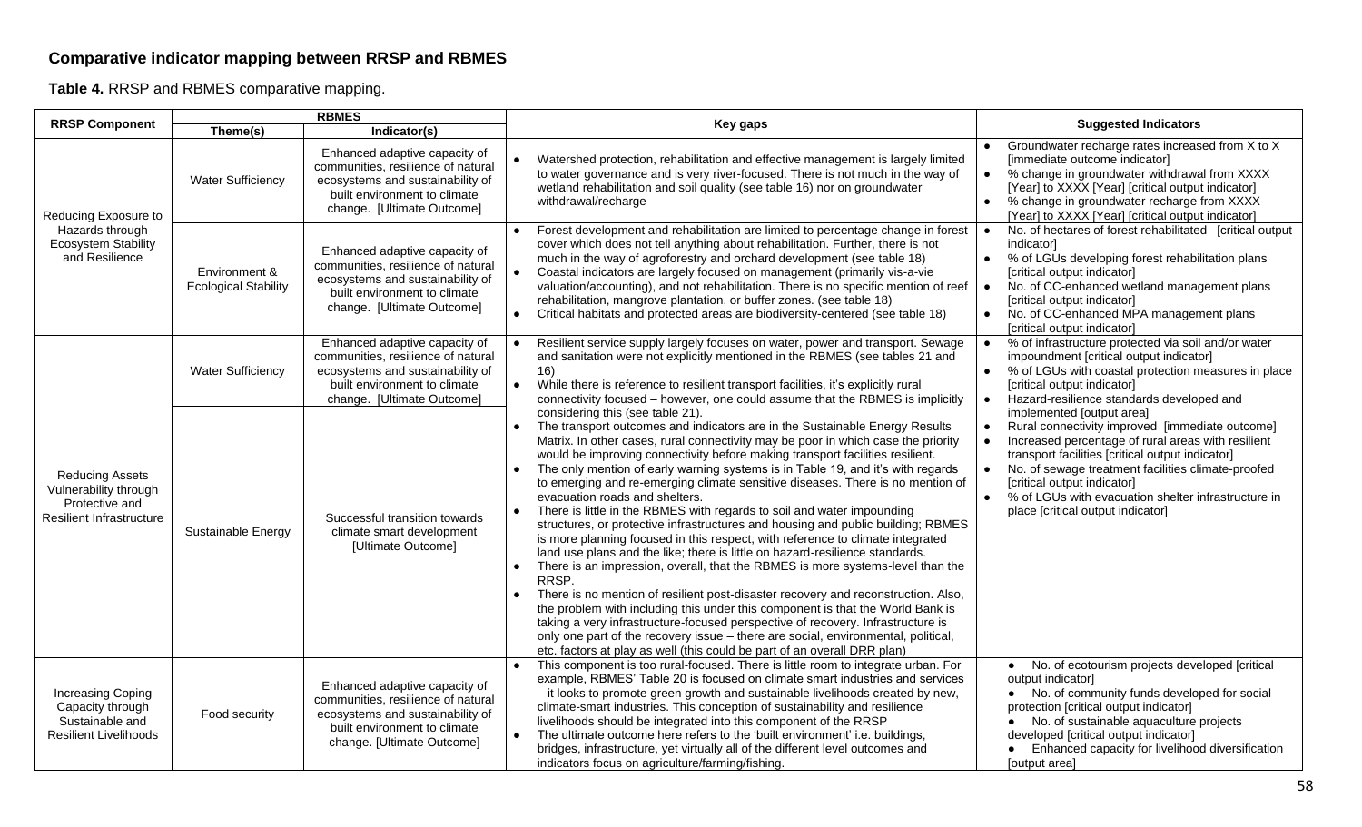## Comparative indicator mapping between RRSP and RBMES

**Table 4.** RRSP and RBMES comparative mapping.

| RRSP Component | RBMES | | Key gaps | Suggested Indicators |
|---|---|---|---|---|
| | Theme(s) | Indicator(s) | | |
| Reducing Exposure to Hazards through Ecosystem Stability and Resilience | Water Sufficiency | Enhanced adaptive capacity of communities, resilience of natural ecosystems and sustainability of built environment to climate change. [Ultimate Outcome] | • Watershed protection, rehabilitation and effective management is largely limited to water governance and is very river-focused. There is not much in the way of wetland rehabilitation and soil quality (see table 16) nor on groundwater withdrawal/recharge | • Groundwater recharge rates increased from X to X [immediate outcome indicator]<br>• % change in groundwater withdrawal from XXXX [Year] to XXXX [Year] [critical output indicator]<br>• % change in groundwater recharge from XXXX [Year] to XXXX [Year] [critical output indicator] |
| | Environment & Ecological Stability | Enhanced adaptive capacity of communities, resilience of natural ecosystems and sustainability of built environment to climate change. [Ultimate Outcome] | • Forest development and rehabilitation are limited to percentage change in forest cover which does not tell anything about rehabilitation. Further, there is not much in the way of agroforestry and orchard development (see table 18)<br>• Coastal indicators are largely focused on management (primarily vis-a-vie valuation/accounting), and not rehabilitation. There is no specific mention of reef rehabilitation, mangrove plantation, or buffer zones. (see table 18)<br>• Critical habitats and protected areas are biodiversity-centered (see table 18) | • No. of hectares of forest rehabilitated [critical output indicator]<br>• % of LGUs developing forest rehabilitation plans [critical output indicator]<br>• No. of CC-enhanced wetland management plans [critical output indicator]<br>• No. of CC-enhanced MPA management plans [critical output indicator] |
| Reducing Assets Vulnerability through Protective and Resilient Infrastructure | Water Sufficiency | Enhanced adaptive capacity of communities, resilience of natural ecosystems and sustainability of built environment to climate change. [Ultimate Outcome] | • Resilient service supply largely focuses on water, power and transport. Sewage and sanitation were not explicitly mentioned in the RBMES (see tables 21 and 16)<br>• While there is reference to resilient transport facilities, it's explicitly rural connectivity focused – however, one could assume that the RBMES is implicitly considering this (see table 21).<br>• The transport outcomes and indicators are in the Sustainable Energy Results Matrix. In other cases, rural connectivity may be poor in which case the priority would be improving connectivity before making transport facilities resilient.<br>• The only mention of early warning systems is in Table 19, and it's with regards to emerging and re-emerging climate sensitive diseases. There is no mention of evacuation roads and shelters.<br>• There is little in the RBMES with regards to soil and water impounding structures, or protective infrastructures and housing and public building; RBMES is more planning focused in this respect, with reference to climate integrated land use plans and the like; there is little on hazard-resilience standards.<br>• There is an impression, overall, that the RBMES is more systems-level than the RRSP.<br>• There is no mention of resilient post-disaster recovery and reconstruction. Also, the problem with including this under this component is that the World Bank is taking a very infrastructure-focused perspective of recovery. Infrastructure is only one part of the recovery issue – there are social, environmental, political, etc. factors at play as well (this could be part of an overall DRR plan) | • % of infrastructure protected via soil and/or water impoundment [critical output indicator]<br>• % of LGUs with coastal protection measures in place [critical output indicator]<br>• Hazard-resilience standards developed and implemented [output area]<br>• Rural connectivity improved [immediate outcome]<br>• Increased percentage of rural areas with resilient transport facilities [critical output indicator]<br>• No. of sewage treatment facilities climate-proofed [critical output indicator]<br>• % of LGUs with evacuation shelter infrastructure in place [critical output indicator] |
| | Sustainable Energy | Successful transition towards climate smart development [Ultimate Outcome] | | |
| Increasing Coping Capacity through Sustainable and Resilient Livelihoods | Food security | Enhanced adaptive capacity of communities, resilience of natural ecosystems and sustainability of built environment to climate change. [Ultimate Outcome] | • This component is too rural-focused. There is little room to integrate urban. For example, RBMES' Table 20 is focused on climate smart industries and services – it looks to promote green growth and sustainable livelihoods created by new, climate-smart industries. This conception of sustainability and resilience livelihoods should be integrated into this component of the RRSP<br>• The ultimate outcome here refers to the 'built environment' i.e. buildings, bridges, infrastructure, yet virtually all of the different level outcomes and indicators focus on agriculture/farming/fishing. | • No. of ecotourism projects developed [critical output indicator]<br>• No. of community funds developed for social protection [critical output indicator]<br>• No. of sustainable aquaculture projects developed [critical output indicator]<br>• Enhanced capacity for livelihood diversification [output area] |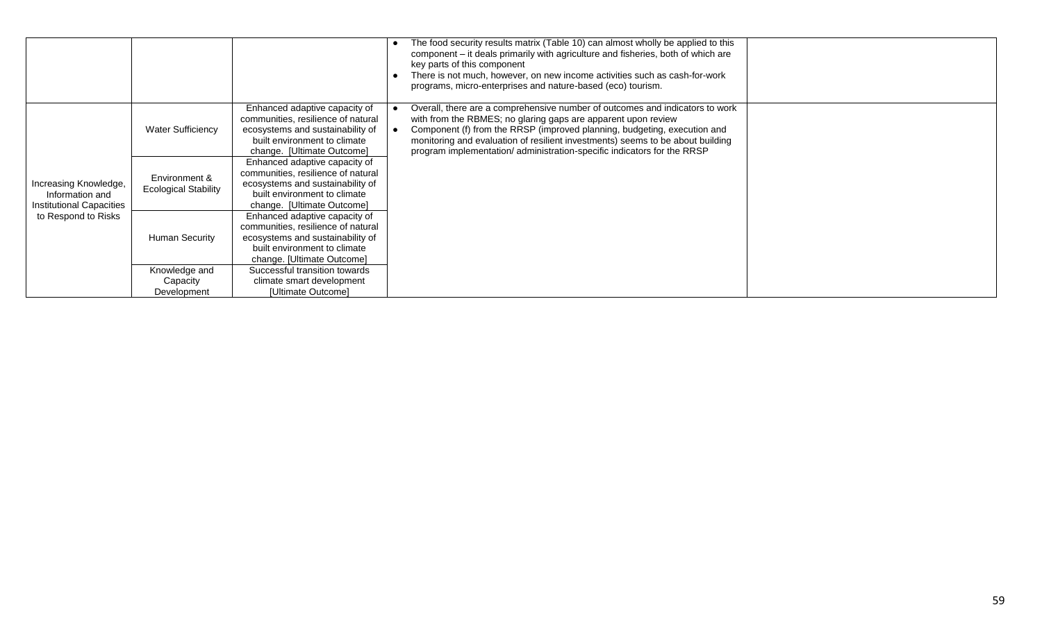| | | | | |
|---|---|---|---|---|
| | | | • The food security results matrix (Table 10) can almost wholly be applied to this component – it deals primarily with agriculture and fisheries, both of which are key parts of this component<br>• There is not much, however, on new income activities such as cash-for-work programs, micro-enterprises and nature-based (eco) tourism. | |
| Increasing Knowledge, Information and Institutional Capacities to Respond to Risks | Water Sufficiency | Enhanced adaptive capacity of communities, resilience of natural ecosystems and sustainability of built environment to climate change. [Ultimate Outcome] | • Overall, there are a comprehensive number of outcomes and indicators to work with from the RBMES; no glaring gaps are apparent upon review<br>• Component (f) from the RRSP (improved planning, budgeting, execution and monitoring and evaluation of resilient investments) seems to be about building program implementation/ administration-specific indicators for the RRSP | |
| | Environment & Ecological Stability | Enhanced adaptive capacity of communities, resilience of natural ecosystems and sustainability of built environment to climate change. [Ultimate Outcome] | | |
| | Human Security | Enhanced adaptive capacity of communities, resilience of natural ecosystems and sustainability of built environment to climate change. [Ultimate Outcome] | | |
| | Knowledge and Capacity Development | Successful transition towards climate smart development [Ultimate Outcome] | | |